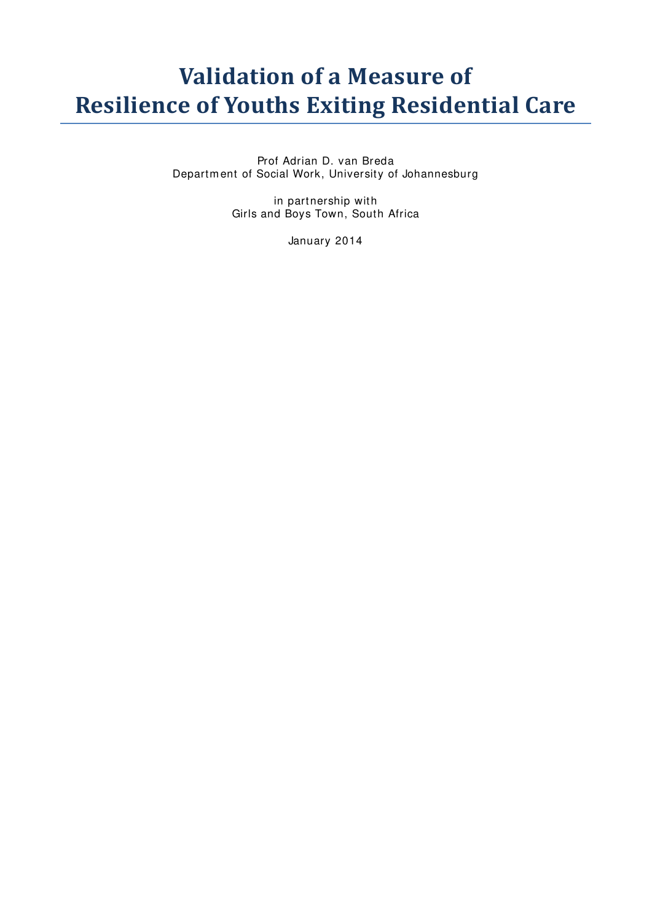# Validation of a Measure of Resilience of Youths Exiting Residential Care

Prof Adrian D. van Breda
Department of Social Work, University of Johannesburg

in partnership with
Girls and Boys Town, South Africa

January 2014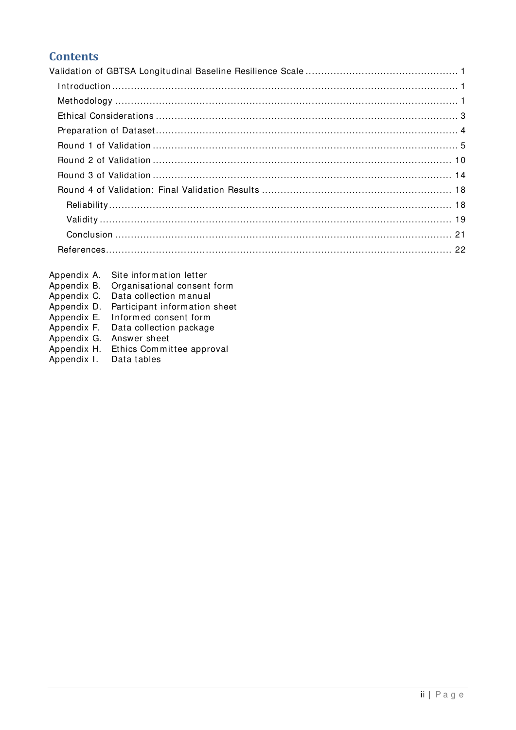# Contents

Validation of GBTSA Longitudinal Baseline Resilience Scale ........................................ 1
  Introduction ........................................ 1
  Methodology ........................................ 1
  Ethical Considerations ........................................ 3
  Preparation of Dataset ........................................ 4
  Round 1 of Validation ........................................ 5
  Round 2 of Validation ........................................ 10
  Round 3 of Validation ........................................ 14
  Round 4 of Validation: Final Validation Results ........................................ 18
    Reliability ........................................ 18
    Validity ........................................ 19
    Conclusion ........................................ 21
  References ........................................ 22

Appendix A. Site information letter
Appendix B. Organisational consent form
Appendix C. Data collection manual
Appendix D. Participant information sheet
Appendix E. Informed consent form
Appendix F. Data collection package
Appendix G. Answer sheet
Appendix H. Ethics Committee approval
Appendix I. Data tables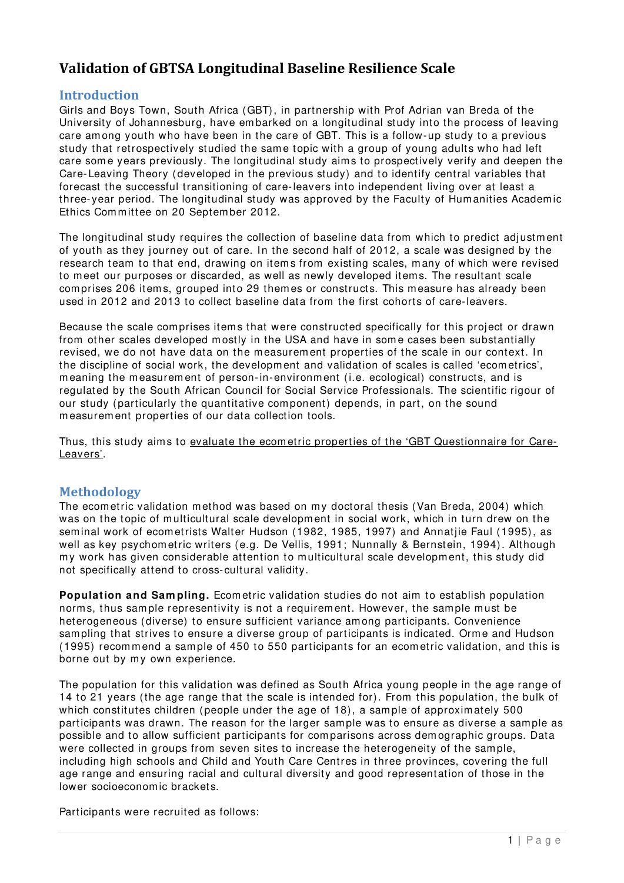# Validation of GBTSA Longitudinal Baseline Resilience Scale

## Introduction

Girls and Boys Town, South Africa (GBT), in partnership with Prof Adrian van Breda of the University of Johannesburg, have embarked on a longitudinal study into the process of leaving care among youth who have been in the care of GBT. This is a follow-up study to a previous study that retrospectively studied the same topic with a group of young adults who had left care some years previously. The longitudinal study aims to prospectively verify and deepen the Care-Leaving Theory (developed in the previous study) and to identify central variables that forecast the successful transitioning of care-leavers into independent living over at least a three-year period. The longitudinal study was approved by the Faculty of Humanities Academic Ethics Committee on 20 September 2012.

The longitudinal study requires the collection of baseline data from which to predict adjustment of youth as they journey out of care. In the second half of 2012, a scale was designed by the research team to that end, drawing on items from existing scales, many of which were revised to meet our purposes or discarded, as well as newly developed items. The resultant scale comprises 206 items, grouped into 29 themes or constructs. This measure has already been used in 2012 and 2013 to collect baseline data from the first cohorts of care-leavers.

Because the scale comprises items that were constructed specifically for this project or drawn from other scales developed mostly in the USA and have in some cases been substantially revised, we do not have data on the measurement properties of the scale in our context. In the discipline of social work, the development and validation of scales is called 'ecometrics', meaning the measurement of person-in-environment (i.e. ecological) constructs, and is regulated by the South African Council for Social Service Professionals. The scientific rigour of our study (particularly the quantitative component) depends, in part, on the sound measurement properties of our data collection tools.

Thus, this study aims to evaluate the ecometric properties of the 'GBT Questionnaire for Care-Leavers'.

## Methodology

The ecometric validation method was based on my doctoral thesis (Van Breda, 2004) which was on the topic of multicultural scale development in social work, which in turn drew on the seminal work of ecometrists Walter Hudson (1982, 1985, 1997) and Annatjie Faul (1995), as well as key psychometric writers (e.g. De Vellis, 1991; Nunnally & Bernstein, 1994). Although my work has given considerable attention to multicultural scale development, this study did not specifically attend to cross-cultural validity.

**Population and Sampling.** Ecometric validation studies do not aim to establish population norms, thus sample representivity is not a requirement. However, the sample must be heterogeneous (diverse) to ensure sufficient variance among participants. Convenience sampling that strives to ensure a diverse group of participants is indicated. Orme and Hudson (1995) recommend a sample of 450 to 550 participants for an ecometric validation, and this is borne out by my own experience.

The population for this validation was defined as South Africa young people in the age range of 14 to 21 years (the age range that the scale is intended for). From this population, the bulk of which constitutes children (people under the age of 18), a sample of approximately 500 participants was drawn. The reason for the larger sample was to ensure as diverse a sample as possible and to allow sufficient participants for comparisons across demographic groups. Data were collected in groups from seven sites to increase the heterogeneity of the sample, including high schools and Child and Youth Care Centres in three provinces, covering the full age range and ensuring racial and cultural diversity and good representation of those in the lower socioeconomic brackets.

Participants were recruited as follows: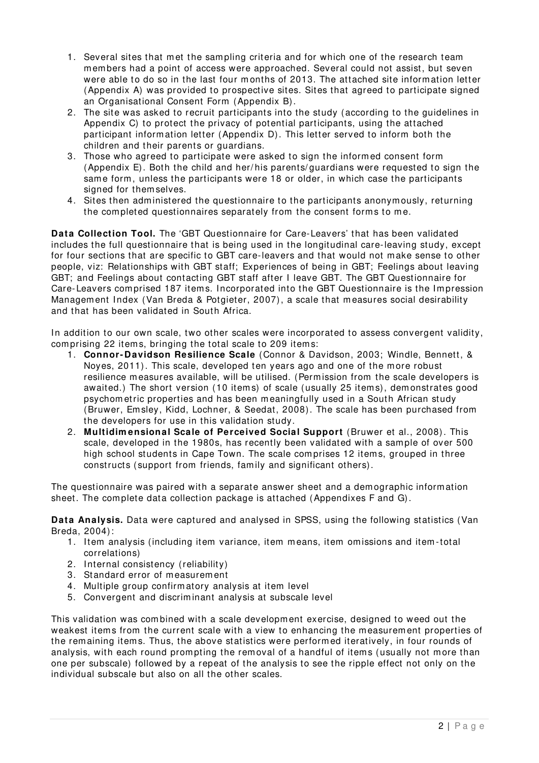1. Several sites that met the sampling criteria and for which one of the research team members had a point of access were approached. Several could not assist, but seven were able to do so in the last four months of 2013. The attached site information letter (Appendix A) was provided to prospective sites. Sites that agreed to participate signed an Organisational Consent Form (Appendix B).
2. The site was asked to recruit participants into the study (according to the guidelines in Appendix C) to protect the privacy of potential participants, using the attached participant information letter (Appendix D). This letter served to inform both the children and their parents or guardians.
3. Those who agreed to participate were asked to sign the informed consent form (Appendix E). Both the child and her/his parents/guardians were requested to sign the same form, unless the participants were 18 or older, in which case the participants signed for themselves.
4. Sites then administered the questionnaire to the participants anonymously, returning the completed questionnaires separately from the consent forms to me.

**Data Collection Tool.** The 'GBT Questionnaire for Care-Leavers' that has been validated includes the full questionnaire that is being used in the longitudinal care-leaving study, except for four sections that are specific to GBT care-leavers and that would not make sense to other people, viz: Relationships with GBT staff; Experiences of being in GBT; Feelings about leaving GBT; and Feelings about contacting GBT staff after I leave GBT. The GBT Questionnaire for Care-Leavers comprised 187 items. Incorporated into the GBT Questionnaire is the Impression Management Index (Van Breda & Potgieter, 2007), a scale that measures social desirability and that has been validated in South Africa.

In addition to our own scale, two other scales were incorporated to assess convergent validity, comprising 22 items, bringing the total scale to 209 items:

1. **Connor-Davidson Resilience Scale** (Connor & Davidson, 2003; Windle, Bennett, & Noyes, 2011). This scale, developed ten years ago and one of the more robust resilience measures available, will be utilised. (Permission from the scale developers is awaited.) The short version (10 items) of scale (usually 25 items), demonstrates good psychometric properties and has been meaningfully used in a South African study (Bruwer, Emsley, Kidd, Lochner, & Seedat, 2008). The scale has been purchased from the developers for use in this validation study.
2. **Multidimensional Scale of Perceived Social Support** (Bruwer et al., 2008). This scale, developed in the 1980s, has recently been validated with a sample of over 500 high school students in Cape Town. The scale comprises 12 items, grouped in three constructs (support from friends, family and significant others).

The questionnaire was paired with a separate answer sheet and a demographic information sheet. The complete data collection package is attached (Appendixes F and G).

**Data Analysis.** Data were captured and analysed in SPSS, using the following statistics (Van Breda, 2004):

1. Item analysis (including item variance, item means, item omissions and item-total correlations)
2. Internal consistency (reliability)
3. Standard error of measurement
4. Multiple group confirmatory analysis at item level
5. Convergent and discriminant analysis at subscale level

This validation was combined with a scale development exercise, designed to weed out the weakest items from the current scale with a view to enhancing the measurement properties of the remaining items. Thus, the above statistics were performed iteratively, in four rounds of analysis, with each round prompting the removal of a handful of items (usually not more than one per subscale) followed by a repeat of the analysis to see the ripple effect not only on the individual subscale but also on all the other scales.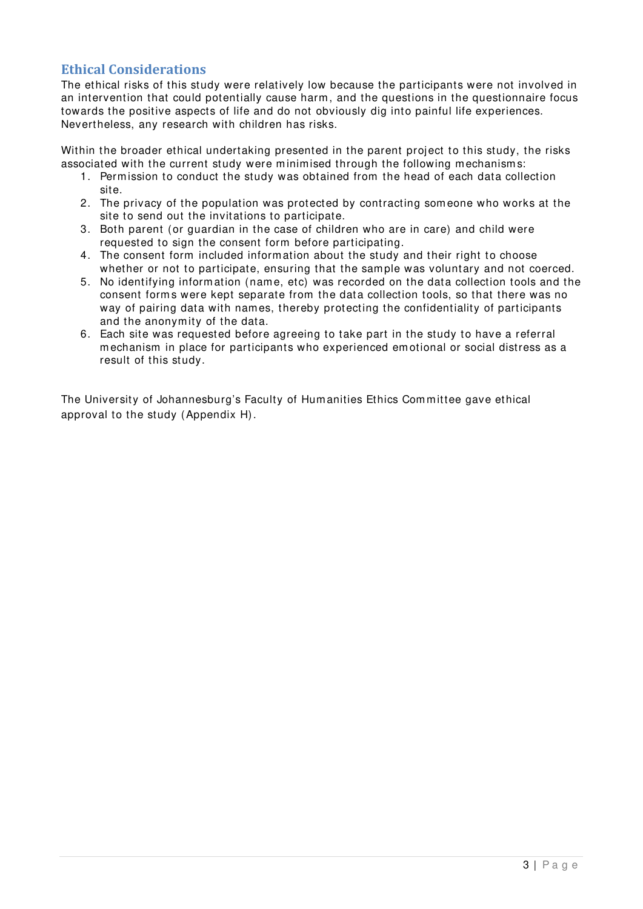## Ethical Considerations

The ethical risks of this study were relatively low because the participants were not involved in an intervention that could potentially cause harm, and the questions in the questionnaire focus towards the positive aspects of life and do not obviously dig into painful life experiences. Nevertheless, any research with children has risks.

Within the broader ethical undertaking presented in the parent project to this study, the risks associated with the current study were minimised through the following mechanisms:

1. Permission to conduct the study was obtained from the head of each data collection site.
2. The privacy of the population was protected by contracting someone who works at the site to send out the invitations to participate.
3. Both parent (or guardian in the case of children who are in care) and child were requested to sign the consent form before participating.
4. The consent form included information about the study and their right to choose whether or not to participate, ensuring that the sample was voluntary and not coerced.
5. No identifying information (name, etc) was recorded on the data collection tools and the consent forms were kept separate from the data collection tools, so that there was no way of pairing data with names, thereby protecting the confidentiality of participants and the anonymity of the data.
6. Each site was requested before agreeing to take part in the study to have a referral mechanism in place for participants who experienced emotional or social distress as a result of this study.

The University of Johannesburg's Faculty of Humanities Ethics Committee gave ethical approval to the study (Appendix H).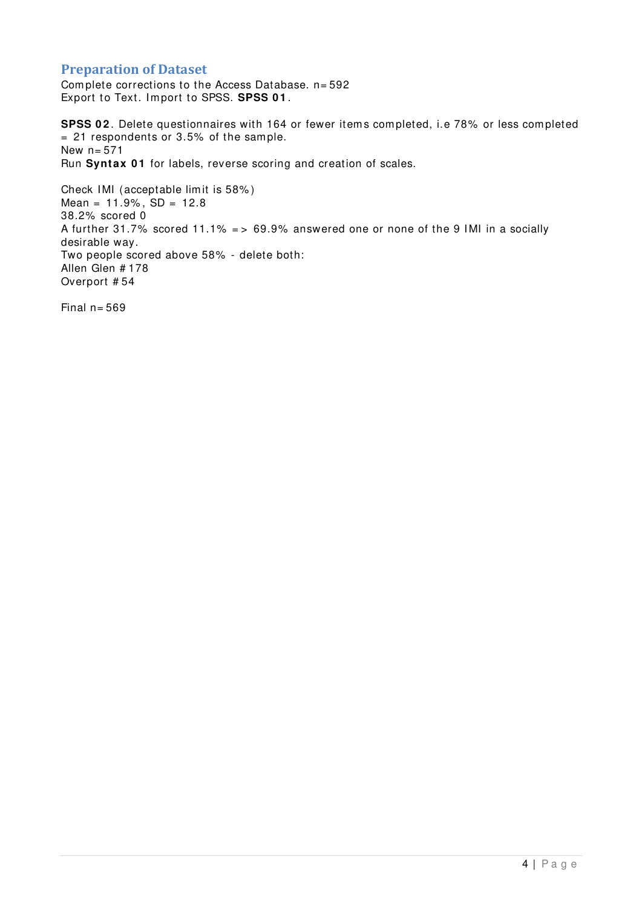## Preparation of Dataset

Complete corrections to the Access Database. n=592
Export to Text. Import to SPSS. **SPSS 01**.

**SPSS 02**. Delete questionnaires with 164 or fewer items completed, i.e 78% or less completed = 21 respondents or 3.5% of the sample.
New n=571
Run **Syntax 01** for labels, reverse scoring and creation of scales.

Check IMI (acceptable limit is 58%)
Mean = 11.9%, SD = 12.8
38.2% scored 0
A further 31.7% scored 11.1% => 69.9% answered one or none of the 9 IMI in a socially desirable way.
Two people scored above 58% - delete both:
Allen Glen #178
Overport #54

Final n=569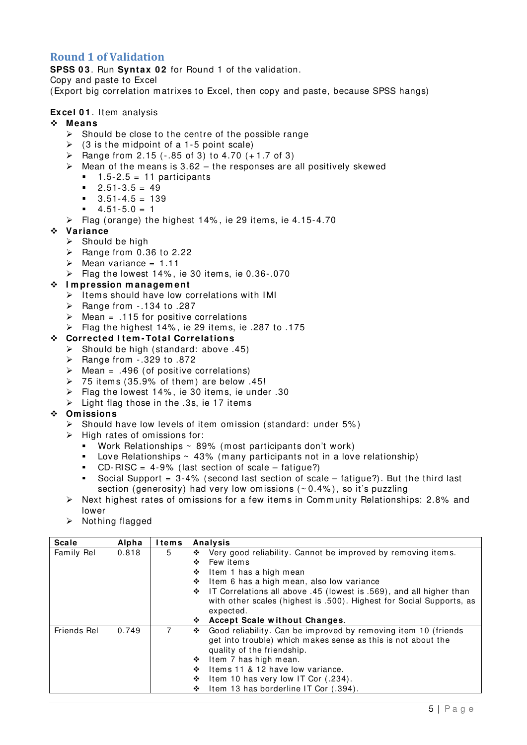## Round 1 of Validation

**SPSS 03**. Run **Syntax 02** for Round 1 of the validation.
Copy and paste to Excel
(Export big correlation matrixes to Excel, then copy and paste, because SPSS hangs)

**Excel 01**. Item analysis

- **Means**
  - Should be close to the centre of the possible range
  - (3 is the midpoint of a 1-5 point scale)
  - Range from 2.15 (-.85 of 3) to 4.70 (+1.7 of 3)
  - Mean of the means is 3.62 – the responses are all positively skewed
    - 1.5-2.5 = 11 participants
    - 2.51-3.5 = 49
    - 3.51-4.5 = 139
    - 4.51-5.0 = 1
  - Flag (orange) the highest 14%, ie 29 items, ie 4.15-4.70
- **Variance**
  - Should be high
  - Range from 0.36 to 2.22
  - Mean variance = 1.11
  - Flag the lowest 14%, ie 30 items, ie 0.36-.070
- **Impression management**
  - Items should have low correlations with IMI
  - Range from -.134 to .287
  - Mean = .115 for positive correlations
  - Flag the highest 14%, ie 29 items, ie .287 to .175
- **Corrected Item-Total Correlations**
  - Should be high (standard: above .45)
  - Range from -.329 to .872
  - Mean = .496 (of positive correlations)
  - 75 items (35.9% of them) are below .45!
  - Flag the lowest 14%, ie 30 items, ie under .30
  - Light flag those in the .3s, ie 17 items
- **Omissions**
  - Should have low levels of item omission (standard: under 5%)
  - High rates of omissions for:
    - Work Relationships ~ 89% (most participants don't work)
    - Love Relationships ~ 43% (many participants not in a love relationship)
    - CD-RISC = 4-9% (last section of scale – fatigue?)
    - Social Support = 3-4% (second last section of scale – fatigue?). But the third last section (generosity) had very low omissions (~0.4%), so it's puzzling
  - Next highest rates of omissions for a few items in Community Relationships: 2.8% and lower
  - Nothing flagged

| Scale | Alpha | Items | Analysis |
|---|---|---|---|
| Family Rel | 0.818 | 5 | ❖ Very good reliability. Cannot be improved by removing items.<br>❖ Few items<br>❖ Item 1 has a high mean<br>❖ Item 6 has a high mean, also low variance<br>❖ IT Correlations all above .45 (lowest is .569), and all higher than with other scales (highest is .500). Highest for Social Supports, as expected.<br>❖ **Accept Scale without Changes**. |
| Friends Rel | 0.749 | 7 | ❖ Good reliability. Can be improved by removing item 10 (friends get into trouble) which makes sense as this is not about the quality of the friendship.<br>❖ Item 7 has high mean.<br>❖ Items 11 & 12 have low variance.<br>❖ Item 10 has very low IT Cor (.234).<br>❖ Item 13 has borderline IT Cor (.394). |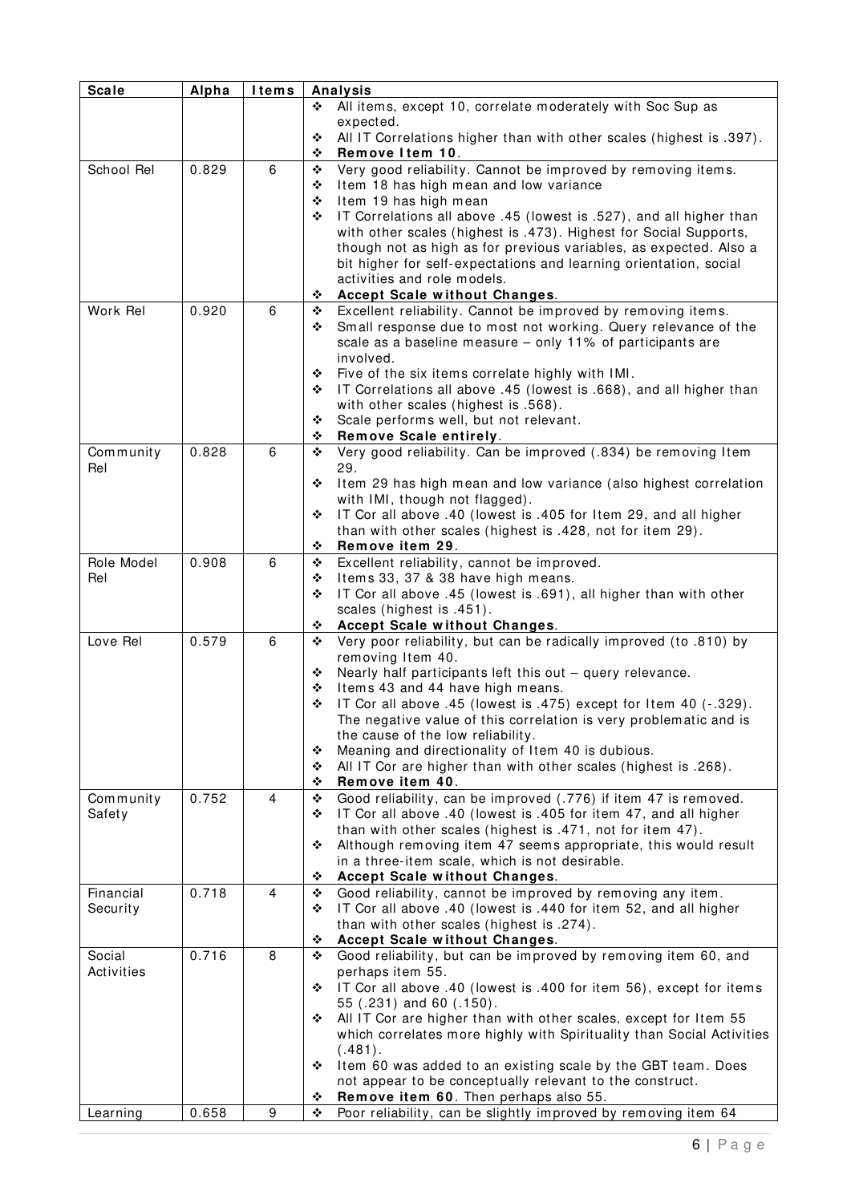| Scale | Alpha | Items | Analysis |
|---|---|---|---|
| | | | ❖ All items, except 10, correlate moderately with Soc Sup as expected.<br>❖ All IT Correlations higher than with other scales (highest is .397).<br>❖ **Remove Item 10**. |
| School Rel | 0.829 | 6 | ❖ Very good reliability. Cannot be improved by removing items.<br>❖ Item 18 has high mean and low variance<br>❖ Item 19 has high mean<br>❖ IT Correlations all above .45 (lowest is .527), and all higher than with other scales (highest is .473). Highest for Social Supports, though not as high as for previous variables, as expected. Also a bit higher for self-expectations and learning orientation, social activities and role models.<br>❖ **Accept Scale without Changes**. |
| Work Rel | 0.920 | 6 | ❖ Excellent reliability. Cannot be improved by removing items.<br>❖ Small response due to most not working. Query relevance of the scale as a baseline measure – only 11% of participants are involved.<br>❖ Five of the six items correlate highly with IMI.<br>❖ IT Correlations all above .45 (lowest is .668), and all higher than with other scales (highest is .568).<br>❖ Scale performs well, but not relevant.<br>❖ **Remove Scale entirely**. |
| Community Rel | 0.828 | 6 | ❖ Very good reliability. Can be improved (.834) be removing Item 29.<br>❖ Item 29 has high mean and low variance (also highest correlation with IMI, though not flagged).<br>❖ IT Cor all above .40 (lowest is .405 for Item 29, and all higher than with other scales (highest is .428, not for item 29).<br>❖ **Remove item 29**. |
| Role Model Rel | 0.908 | 6 | ❖ Excellent reliability, cannot be improved.<br>❖ Items 33, 37 & 38 have high means.<br>❖ IT Cor all above .45 (lowest is .691), all higher than with other scales (highest is .451).<br>❖ **Accept Scale without Changes**. |
| Love Rel | 0.579 | 6 | ❖ Very poor reliability, but can be radically improved (to .810) by removing Item 40.<br>❖ Nearly half participants left this out – query relevance.<br>❖ Items 43 and 44 have high means.<br>❖ IT Cor all above .45 (lowest is .475) except for Item 40 (-.329). The negative value of this correlation is very problematic and is the cause of the low reliability.<br>❖ Meaning and directionality of Item 40 is dubious.<br>❖ All IT Cor are higher than with other scales (highest is .268).<br>❖ **Remove item 40**. |
| Community Safety | 0.752 | 4 | ❖ Good reliability, can be improved (.776) if item 47 is removed.<br>❖ IT Cor all above .40 (lowest is .405 for item 47, and all higher than with other scales (highest is .471, not for item 47).<br>❖ Although removing item 47 seems appropriate, this would result in a three-item scale, which is not desirable.<br>❖ **Accept Scale without Changes**. |
| Financial Security | 0.718 | 4 | ❖ Good reliability, cannot be improved by removing any item.<br>❖ IT Cor all above .40 (lowest is .440 for item 52, and all higher than with other scales (highest is .274).<br>❖ **Accept Scale without Changes**. |
| Social Activities | 0.716 | 8 | ❖ Good reliability, but can be improved by removing item 60, and perhaps item 55.<br>❖ IT Cor all above .40 (lowest is .400 for item 56), except for items 55 (.231) and 60 (.150).<br>❖ All IT Cor are higher than with other scales, except for Item 55 which correlates more highly with Spirituality than Social Activities (.481).<br>❖ Item 60 was added to an existing scale by the GBT team. Does not appear to be conceptually relevant to the construct.<br>❖ **Remove item 60**. Then perhaps also 55. |
| Learning | 0.658 | 9 | ❖ Poor reliability, can be slightly improved by removing item 64 |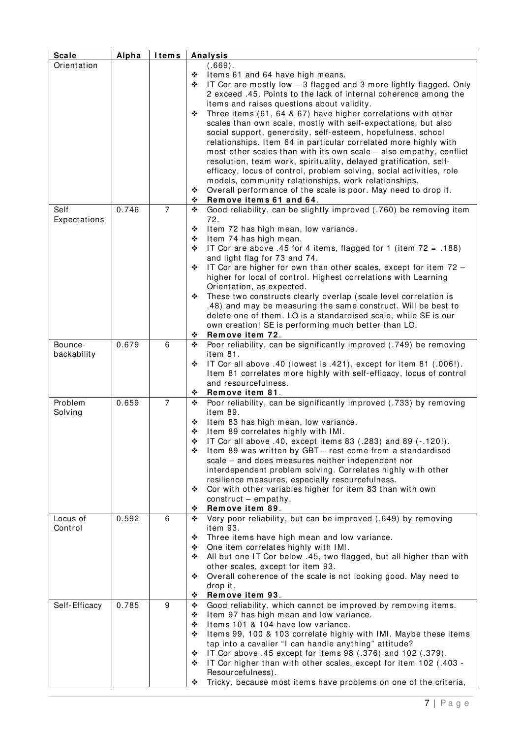| Scale | Alpha | Items | Analysis |
|---|---|---|---|
| Orientation | | | (.669).<br>❖ Items 61 and 64 have high means.<br>❖ IT Cor are mostly low – 3 flagged and 3 more lightly flagged. Only 2 exceed .45. Points to the lack of internal coherence among the items and raises questions about validity.<br>❖ Three items (61, 64 & 67) have higher correlations with other scales than own scale, mostly with self-expectations, but also social support, generosity, self-esteem, hopefulness, school relationships. Item 64 in particular correlated more highly with most other scales than with its own scale – also empathy, conflict resolution, team work, spirituality, delayed gratification, self-efficacy, locus of control, problem solving, social activities, role models, community relationships, work relationships.<br>❖ Overall performance of the scale is poor. May need to drop it.<br>❖ **Remove items 61 and 64**. |
| Self Expectations | 0.746 | 7 | ❖ Good reliability, can be slightly improved (.760) be removing item 72.<br>❖ Item 72 has high mean, low variance.<br>❖ Item 74 has high mean.<br>❖ IT Cor are above .45 for 4 items, flagged for 1 (item 72 = .188) and light flag for 73 and 74.<br>❖ IT Cor are higher for own than other scales, except for item 72 – higher for local of control. Highest correlations with Learning Orientation, as expected.<br>❖ These two constructs clearly overlap (scale level correlation is .48) and may be measuring the same construct. Will be best to delete one of them. LO is a standardised scale, while SE is our own creation! SE is performing much better than LO.<br>❖ **Remove item 72**. |
| Bounce-backability | 0.679 | 6 | ❖ Poor reliability, can be significantly improved (.749) be removing item 81.<br>❖ IT Cor all above .40 (lowest is .421), except for item 81 (.006!). Item 81 correlates more highly with self-efficacy, locus of control and resourcefulness.<br>❖ **Remove item 81**. |
| Problem Solving | 0.659 | 7 | ❖ Poor reliability, can be significantly improved (.733) by removing item 89.<br>❖ Item 83 has high mean, low variance.<br>❖ Item 89 correlates highly with IMI.<br>❖ IT Cor all above .40, except items 83 (.283) and 89 (-.120!).<br>❖ Item 89 was written by GBT – rest come from a standardised scale – and does measures neither independent nor interdependent problem solving. Correlates highly with other resilience measures, especially resourcefulness.<br>❖ Cor with other variables higher for item 83 than with own construct – empathy.<br>❖ **Remove item 89**. |
| Locus of Control | 0.592 | 6 | ❖ Very poor reliability, but can be improved (.649) by removing item 93.<br>❖ Three items have high mean and low variance.<br>❖ One item correlates highly with IMI.<br>❖ All but one IT Cor below .45, two flagged, but all higher than with other scales, except for item 93.<br>❖ Overall coherence of the scale is not looking good. May need to drop it.<br>❖ **Remove item 93**. |
| Self-Efficacy | 0.785 | 9 | ❖ Good reliability, which cannot be improved by removing items.<br>❖ Item 97 has high mean and low variance.<br>❖ Items 101 & 104 have low variance.<br>❖ Items 99, 100 & 103 correlate highly with IMI. Maybe these items tap into a cavalier "I can handle anything" attitude?<br>❖ IT Cor above .45 except for items 98 (.376) and 102 (.379).<br>❖ IT Cor higher than with other scales, except for item 102 (.403 - Resourcefulness).<br>❖ Tricky, because most items have problems on one of the criteria, |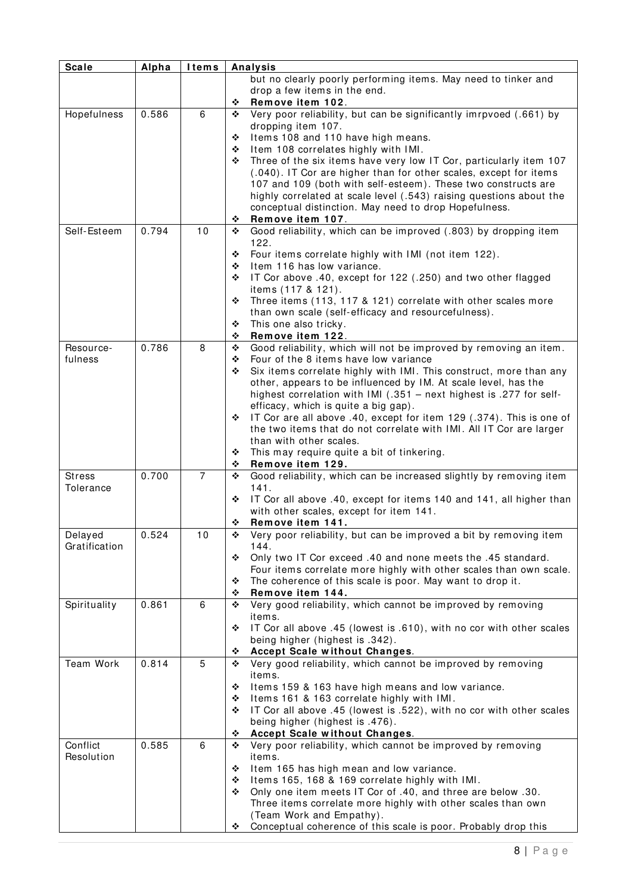| Scale | Alpha | Items | Analysis |
|---|---|---|---|
| | | | but no clearly poorly performing items. May need to tinker and drop a few items in the end.<br>❖ **Remove item 102**. |
| Hopefulness | 0.586 | 6 | ❖ Very poor reliability, but can be significantly imrpvoed (.661) by dropping item 107.<br>❖ Items 108 and 110 have high means.<br>❖ Item 108 correlates highly with IMI.<br>❖ Three of the six items have very low IT Cor, particularly item 107 (.040). IT Cor are higher than for other scales, except for items 107 and 109 (both with self-esteem). These two constructs are highly correlated at scale level (.543) raising questions about the conceptual distinction. May need to drop Hopefulness.<br>❖ **Remove item 107**. |
| Self-Esteem | 0.794 | 10 | ❖ Good reliability, which can be improved (.803) by dropping item 122.<br>❖ Four items correlate highly with IMI (not item 122).<br>❖ Item 116 has low variance.<br>❖ IT Cor above .40, except for 122 (.250) and two other flagged items (117 & 121).<br>❖ Three items (113, 117 & 121) correlate with other scales more than own scale (self-efficacy and resourcefulness).<br>❖ This one also tricky.<br>❖ **Remove item 122**. |
| Resource-fulness | 0.786 | 8 | ❖ Good reliability, which will not be improved by removing an item.<br>❖ Four of the 8 items have low variance<br>❖ Six items correlate highly with IMI. This construct, more than any other, appears to be influenced by IM. At scale level, has the highest correlation with IMI (.351 – next highest is .277 for self-efficacy, which is quite a big gap).<br>❖ IT Cor are all above .40, except for item 129 (.374). This is one of the two items that do not correlate with IMI. All IT Cor are larger than with other scales.<br>❖ This may require quite a bit of tinkering.<br>❖ **Remove item 129.** |
| Stress Tolerance | 0.700 | 7 | ❖ Good reliability, which can be increased slightly by removing item 141.<br>❖ IT Cor all above .40, except for items 140 and 141, all higher than with other scales, except for item 141.<br>❖ **Remove item 141.** |
| Delayed Gratification | 0.524 | 10 | ❖ Very poor reliability, but can be improved a bit by removing item 144.<br>❖ Only two IT Cor exceed .40 and none meets the .45 standard. Four items correlate more highly with other scales than own scale.<br>❖ The coherence of this scale is poor. May want to drop it.<br>❖ **Remove item 144.** |
| Spirituality | 0.861 | 6 | ❖ Very good reliability, which cannot be improved by removing items.<br>❖ IT Cor all above .45 (lowest is .610), with no cor with other scales being higher (highest is .342).<br>❖ **Accept Scale without Changes**. |
| Team Work | 0.814 | 5 | ❖ Very good reliability, which cannot be improved by removing items.<br>❖ Items 159 & 163 have high means and low variance.<br>❖ Items 161 & 163 correlate highly with IMI.<br>❖ IT Cor all above .45 (lowest is .522), with no cor with other scales being higher (highest is .476).<br>❖ **Accept Scale without Changes**. |
| Conflict Resolution | 0.585 | 6 | ❖ Very poor reliability, which cannot be improved by removing items.<br>❖ Item 165 has high mean and low variance.<br>❖ Items 165, 168 & 169 correlate highly with IMI.<br>❖ Only one item meets IT Cor of .40, and three are below .30. Three items correlate more highly with other scales than own (Team Work and Empathy).<br>❖ Conceptual coherence of this scale is poor. Probably drop this |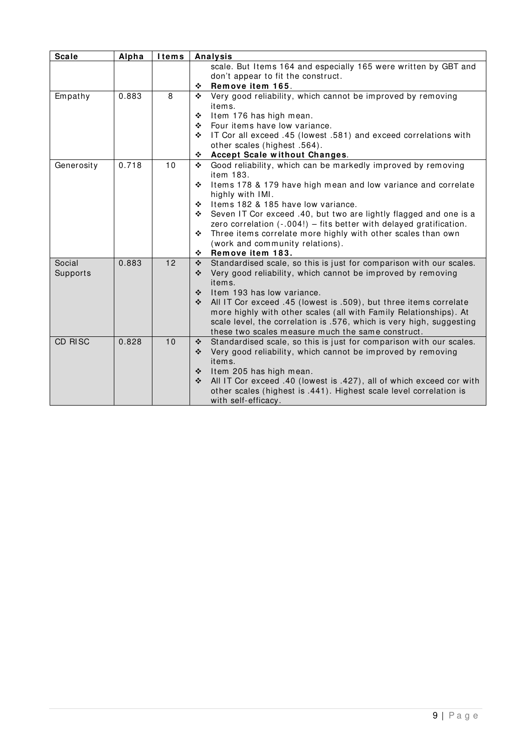| Scale | Alpha | Items | Analysis |
|---|---|---|---|
| | | | scale. But Items 164 and especially 165 were written by GBT and don't appear to fit the construct.<br>❖ **Remove item 165**. |
| Empathy | 0.883 | 8 | ❖ Very good reliability, which cannot be improved by removing items.<br>❖ Item 176 has high mean.<br>❖ Four items have low variance.<br>❖ IT Cor all exceed .45 (lowest .581) and exceed correlations with other scales (highest .564).<br>❖ **Accept Scale without Changes**. |
| Generosity | 0.718 | 10 | ❖ Good reliability, which can be markedly improved by removing item 183.<br>❖ Items 178 & 179 have high mean and low variance and correlate highly with IMI.<br>❖ Items 182 & 185 have low variance.<br>❖ Seven IT Cor exceed .40, but two are lightly flagged and one is a zero correlation (-.004!) – fits better with delayed gratification.<br>❖ Three items correlate more highly with other scales than own (work and community relations).<br>❖ **Remove item 183.** |
| Social Supports | 0.883 | 12 | ❖ Standardised scale, so this is just for comparison with our scales.<br>❖ Very good reliability, which cannot be improved by removing items.<br>❖ Item 193 has low variance.<br>❖ All IT Cor exceed .45 (lowest is .509), but three items correlate more highly with other scales (all with Family Relationships). At scale level, the correlation is .576, which is very high, suggesting these two scales measure much the same construct. |
| CD RISC | 0.828 | 10 | ❖ Standardised scale, so this is just for comparison with our scales.<br>❖ Very good reliability, which cannot be improved by removing items.<br>❖ Item 205 has high mean.<br>❖ All IT Cor exceed .40 (lowest is .427), all of which exceed cor with other scales (highest is .441). Highest scale level correlation is with self-efficacy. |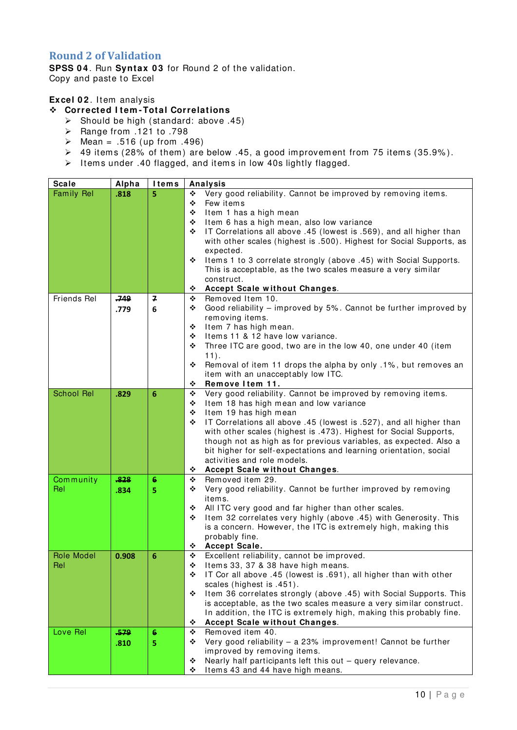## Round 2 of Validation

**SPSS 04**. Run **Syntax 03** for Round 2 of the validation.
Copy and paste to Excel

**Excel 02**. Item analysis

- **Corrected Item-Total Correlations**
  - Should be high (standard: above .45)
  - Range from .121 to .798
  - Mean = .516 (up from .496)
  - 49 items (28% of them) are below .45, a good improvement from 75 items (35.9%).
  - Items under .40 flagged, and items in low 40s lightly flagged.

| Scale | Alpha | Items | Analysis |
|---|---|---|---|
| Family Rel | **.818** | **5** | ❖ Very good reliability. Cannot be improved by removing items.<br>❖ Few items<br>❖ Item 1 has a high mean<br>❖ Item 6 has a high mean, also low variance<br>❖ IT Correlations all above .45 (lowest is .569), and all higher than with other scales (highest is .500). Highest for Social Supports, as expected.<br>❖ Items 1 to 3 correlate strongly (above .45) with Social Supports. This is acceptable, as the two scales measure a very similar construct.<br>❖ **Accept Scale without Changes**. |
| Friends Rel | ~~.749~~<br>.779 | ~~7~~<br>6 | ❖ Removed Item 10.<br>❖ Good reliability – improved by 5%. Cannot be further improved by removing items.<br>❖ Item 7 has high mean.<br>❖ Items 11 & 12 have low variance.<br>❖ Three ITC are good, two are in the low 40, one under 40 (item 11).<br>❖ Removal of item 11 drops the alpha by only .1%, but removes an item with an unacceptably low ITC.<br>❖ **Remove Item 11.** |
| School Rel | **.829** | **6** | ❖ Very good reliability. Cannot be improved by removing items.<br>❖ Item 18 has high mean and low variance<br>❖ Item 19 has high mean<br>❖ IT Correlations all above .45 (lowest is .527), and all higher than with other scales (highest is .473). Highest for Social Supports, though not as high as for previous variables, as expected. Also a bit higher for self-expectations and learning orientation, social activities and role models.<br>❖ **Accept Scale without Changes**. |
| Community Rel | ~~.828~~<br>**.834** | ~~6~~<br>**5** | ❖ Removed item 29.<br>❖ Very good reliability. Cannot be further improved by removing items.<br>❖ All ITC very good and far higher than other scales.<br>❖ Item 32 correlates very highly (above .45) with Generosity. This is a concern. However, the ITC is extremely high, making this probably fine.<br>❖ **Accept Scale.** |
| Role Model Rel | **0.908** | **6** | ❖ Excellent reliability, cannot be improved.<br>❖ Items 33, 37 & 38 have high means.<br>❖ IT Cor all above .45 (lowest is .691), all higher than with other scales (highest is .451).<br>❖ Item 36 correlates strongly (above .45) with Social Supports. This is acceptable, as the two scales measure a very similar construct. In addition, the ITC is extremely high, making this probably fine.<br>❖ **Accept Scale without Changes**. |
| Love Rel | ~~.579~~<br>**.810** | ~~6~~<br>**5** | ❖ Removed item 40.<br>❖ Very good reliability – a 23% improvement! Cannot be further improved by removing items.<br>❖ Nearly half participants left this out – query relevance.<br>❖ Items 43 and 44 have high means. |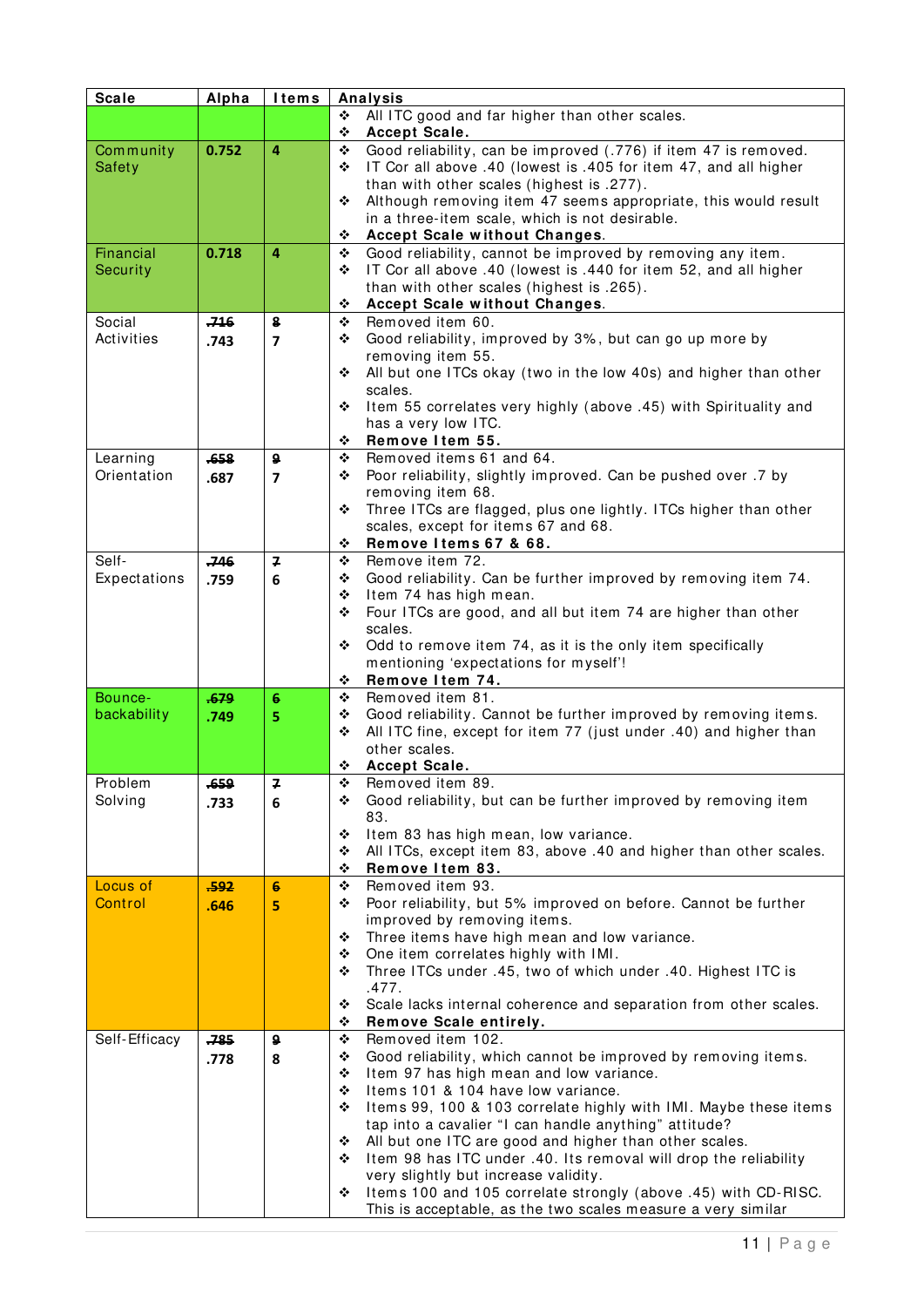| Scale | Alpha | Items | Analysis |
|---|---|---|---|
| | | | ❖ All ITC good and far higher than other scales.<br>❖ **Accept Scale.** |
| Community Safety | **0.752** | **4** | ❖ Good reliability, can be improved (.776) if item 47 is removed.<br>❖ IT Cor all above .40 (lowest is .405 for item 47, and all higher than with other scales (highest is .277).<br>❖ Although removing item 47 seems appropriate, this would result in a three-item scale, which is not desirable.<br>❖ **Accept Scale without Changes**. |
| Financial Security | **0.718** | **4** | ❖ Good reliability, cannot be improved by removing any item.<br>❖ IT Cor all above .40 (lowest is .440 for item 52, and all higher than with other scales (highest is .265).<br>❖ **Accept Scale without Changes**. |
| Social Activities | ~~.716~~<br>**.743** | ~~8~~<br>**7** | ❖ Removed item 60.<br>❖ Good reliability, improved by 3%, but can go up more by removing item 55.<br>❖ All but one ITCs okay (two in the low 40s) and higher than other scales.<br>❖ Item 55 correlates very highly (above .45) with Spirituality and has a very low ITC.<br>❖ **Remove Item 55.** |
| Learning Orientation | ~~.658~~<br>**.687** | ~~9~~<br>**7** | ❖ Removed items 61 and 64.<br>❖ Poor reliability, slightly improved. Can be pushed over .7 by removing item 68.<br>❖ Three ITCs are flagged, plus one lightly. ITCs higher than other scales, except for items 67 and 68.<br>❖ **Remove Items 67 & 68.** |
| Self-Expectations | ~~.746~~<br>**.759** | ~~7~~<br>**6** | ❖ Remove item 72.<br>❖ Good reliability. Can be further improved by removing item 74.<br>❖ Item 74 has high mean.<br>❖ Four ITCs are good, and all but item 74 are higher than other scales.<br>❖ Odd to remove item 74, as it is the only item specifically mentioning 'expectations for myself'!<br>❖ **Remove Item 74.** |
| Bounce-backability | ~~.679~~<br>**.749** | ~~6~~<br>**5** | ❖ Removed item 81.<br>❖ Good reliability. Cannot be further improved by removing items.<br>❖ All ITC fine, except for item 77 (just under .40) and higher than other scales.<br>❖ **Accept Scale.** |
| Problem Solving | ~~.659~~<br>**.733** | ~~7~~<br>**6** | ❖ Removed item 89.<br>❖ Good reliability, but can be further improved by removing item 83.<br>❖ Item 83 has high mean, low variance.<br>❖ All ITCs, except item 83, above .40 and higher than other scales.<br>❖ **Remove Item 83.** |
| Locus of Control | ~~.592~~<br>**.646** | ~~6~~<br>**5** | ❖ Removed item 93.<br>❖ Poor reliability, but 5% improved on before. Cannot be further improved by removing items.<br>❖ Three items have high mean and low variance.<br>❖ One item correlates highly with IMI.<br>❖ Three ITCs under .45, two of which under .40. Highest ITC is .477.<br>❖ Scale lacks internal coherence and separation from other scales.<br>❖ **Remove Scale entirely.** |
| Self-Efficacy | ~~.785~~<br>**.778** | ~~9~~<br>**8** | ❖ Removed item 102.<br>❖ Good reliability, which cannot be improved by removing items.<br>❖ Item 97 has high mean and low variance.<br>❖ Items 101 & 104 have low variance.<br>❖ Items 99, 100 & 103 correlate highly with IMI. Maybe these items tap into a cavalier "I can handle anything" attitude?<br>❖ All but one ITC are good and higher than other scales.<br>❖ Item 98 has ITC under .40. Its removal will drop the reliability very slightly but increase validity.<br>❖ Items 100 and 105 correlate strongly (above .45) with CD-RISC. This is acceptable, as the two scales measure a very similar |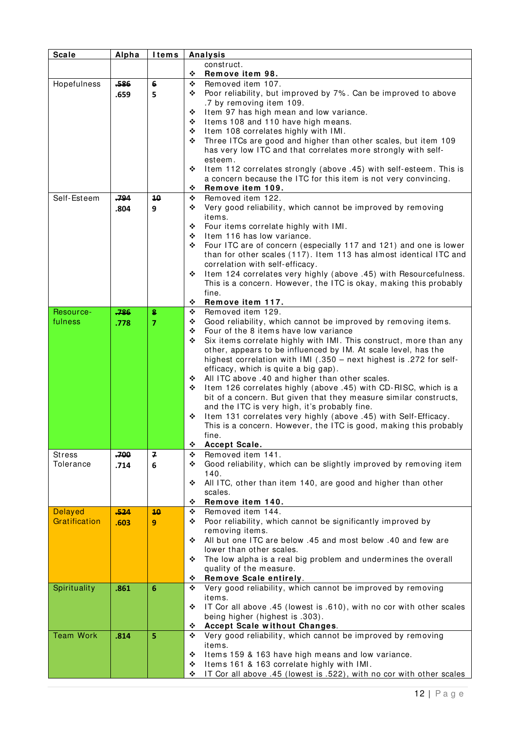| Scale | Alpha | Items | Analysis |
|---|---|---|---|
| | | | construct.<br>❖ **Remove item 98.** |
| Hopefulness | ~~.586~~<br>**.659** | ~~6~~<br>**5** | ❖ Removed item 107.<br>❖ Poor reliability, but improved by 7%. Can be improved to above .7 by removing item 109.<br>❖ Item 97 has high mean and low variance.<br>❖ Items 108 and 110 have high means.<br>❖ Item 108 correlates highly with IMI.<br>❖ Three ITCs are good and higher than other scales, but item 109 has very low ITC and that correlates more strongly with self-esteem.<br>❖ Item 112 correlates strongly (above .45) with self-esteem. This is a concern because the ITC for this item is not very convincing.<br>❖ **Remove item 109.** |
| Self-Esteem | ~~.794~~<br>**.804** | ~~10~~<br>**9** | ❖ Removed item 122.<br>❖ Very good reliability, which cannot be improved by removing items.<br>❖ Four items correlate highly with IMI.<br>❖ Item 116 has low variance.<br>❖ Four ITC are of concern (especially 117 and 121) and one is lower than for other scales (117). Item 113 has almost identical ITC and correlation with self-efficacy.<br>❖ Item 124 correlates very highly (above .45) with Resourcefulness. This is a concern. However, the ITC is okay, making this probably fine.<br>❖ **Remove item 117.** |
| Resource-fulness | ~~.786~~<br>**.778** | ~~8~~<br>**7** | ❖ Removed item 129.<br>❖ Good reliability, which cannot be improved by removing items.<br>❖ Four of the 8 items have low variance<br>❖ Six items correlate highly with IMI. This construct, more than any other, appears to be influenced by IM. At scale level, has the highest correlation with IMI (.350 – next highest is .272 for self-efficacy, which is quite a big gap).<br>❖ All ITC above .40 and higher than other scales.<br>❖ Item 126 correlates highly (above .45) with CD-RISC, which is a bit of a concern. But given that they measure similar constructs, and the ITC is very high, it's probably fine.<br>❖ Item 131 correlates very highly (above .45) with Self-Efficacy. This is a concern. However, the ITC is good, making this probably fine.<br>❖ **Accept Scale.** |
| Stress Tolerance | ~~.700~~<br>**.714** | ~~7~~<br>**6** | ❖ Removed item 141.<br>❖ Good reliability, which can be slightly improved by removing item 140.<br>❖ All ITC, other than item 140, are good and higher than other scales.<br>❖ **Remove item 140.** |
| Delayed Gratification | ~~.524~~<br>**.603** | ~~10~~<br>**9** | ❖ Removed item 144.<br>❖ Poor reliability, which cannot be significantly improved by removing items.<br>❖ All but one ITC are below .45 and most below .40 and few are lower than other scales.<br>❖ The low alpha is a real big problem and undermines the overall quality of the measure.<br>❖ **Remove Scale entirely**. |
| Spirituality | **.861** | **6** | ❖ Very good reliability, which cannot be improved by removing items.<br>❖ IT Cor all above .45 (lowest is .610), with no cor with other scales being higher (highest is .303).<br>❖ **Accept Scale without Changes**. |
| Team Work | **.814** | **5** | ❖ Very good reliability, which cannot be improved by removing items.<br>❖ Items 159 & 163 have high means and low variance.<br>❖ Items 161 & 163 correlate highly with IMI.<br>❖ IT Cor all above .45 (lowest is .522), with no cor with other scales |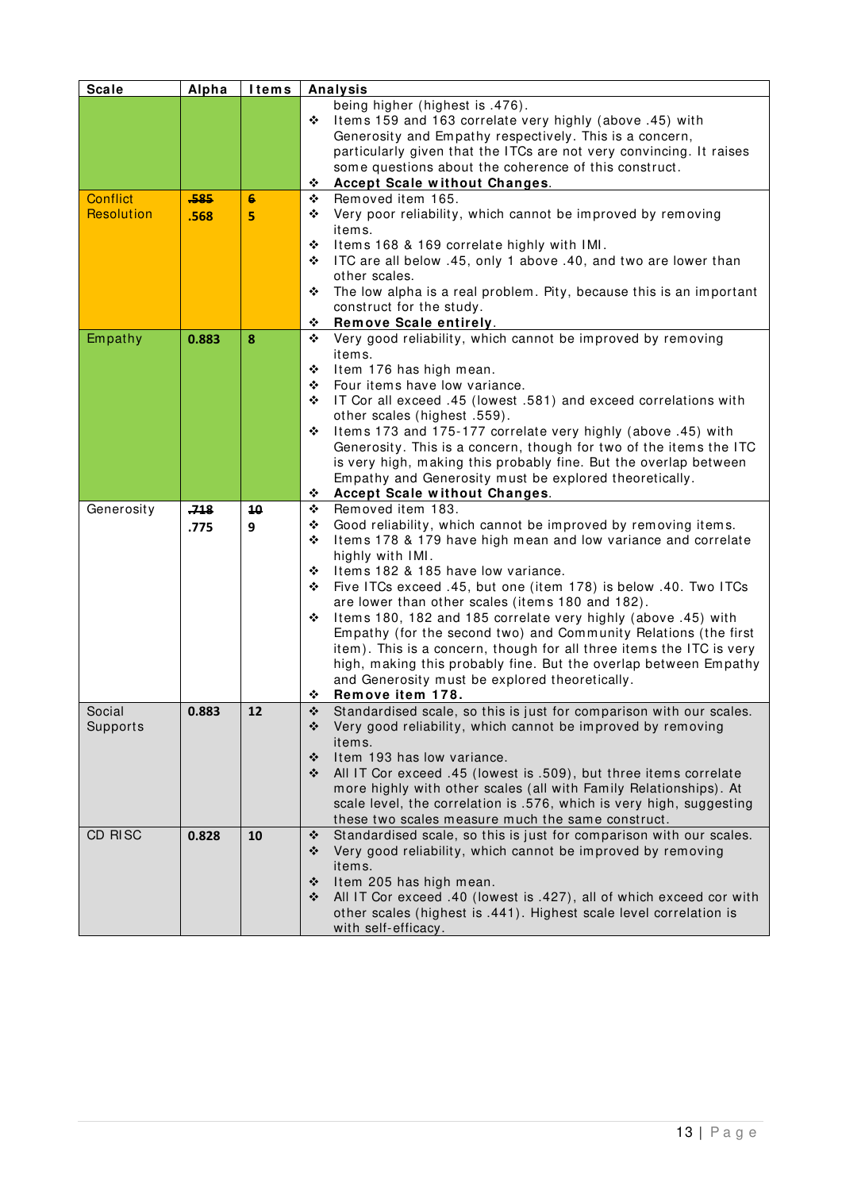| Scale | Alpha | Items | Analysis |
|---|---|---|---|
| | | | being higher (highest is .476).<br>❖ Items 159 and 163 correlate very highly (above .45) with Generosity and Empathy respectively. This is a concern, particularly given that the ITCs are not very convincing. It raises some questions about the coherence of this construct.<br>❖ **Accept Scale without Changes**. |
| Conflict Resolution | ~~.585~~<br>.568 | ~~6~~<br>5 | ❖ Removed item 165.<br>❖ Very poor reliability, which cannot be improved by removing items.<br>❖ Items 168 & 169 correlate highly with IMI.<br>❖ ITC are all below .45, only 1 above .40, and two are lower than other scales.<br>❖ The low alpha is a real problem. Pity, because this is an important construct for the study.<br>❖ **Remove Scale entirely**. |
| Empathy | 0.883 | 8 | ❖ Very good reliability, which cannot be improved by removing items.<br>❖ Item 176 has high mean.<br>❖ Four items have low variance.<br>❖ IT Cor all exceed .45 (lowest .581) and exceed correlations with other scales (highest .559).<br>❖ Items 173 and 175-177 correlate very highly (above .45) with Generosity. This is a concern, though for two of the items the ITC is very high, making this probably fine. But the overlap between Empathy and Generosity must be explored theoretically.<br>❖ **Accept Scale without Changes**. |
| Generosity | ~~.718~~<br>.775 | ~~10~~<br>9 | ❖ Removed item 183.<br>❖ Good reliability, which cannot be improved by removing items.<br>❖ Items 178 & 179 have high mean and low variance and correlate highly with IMI.<br>❖ Items 182 & 185 have low variance.<br>❖ Five ITCs exceed .45, but one (item 178) is below .40. Two ITCs are lower than other scales (items 180 and 182).<br>❖ Items 180, 182 and 185 correlate very highly (above .45) with Empathy (for the second two) and Community Relations (the first item). This is a concern, though for all three items the ITC is very high, making this probably fine. But the overlap between Empathy and Generosity must be explored theoretically.<br>❖ **Remove item 178.** |
| Social Supports | 0.883 | 12 | ❖ Standardised scale, so this is just for comparison with our scales.<br>❖ Very good reliability, which cannot be improved by removing items.<br>❖ Item 193 has low variance.<br>❖ All IT Cor exceed .45 (lowest is .509), but three items correlate more highly with other scales (all with Family Relationships). At scale level, the correlation is .576, which is very high, suggesting these two scales measure much the same construct. |
| CD RISC | 0.828 | 10 | ❖ Standardised scale, so this is just for comparison with our scales.<br>❖ Very good reliability, which cannot be improved by removing items.<br>❖ Item 205 has high mean.<br>❖ All IT Cor exceed .40 (lowest is .427), all of which exceed cor with other scales (highest is .441). Highest scale level correlation is with self-efficacy. |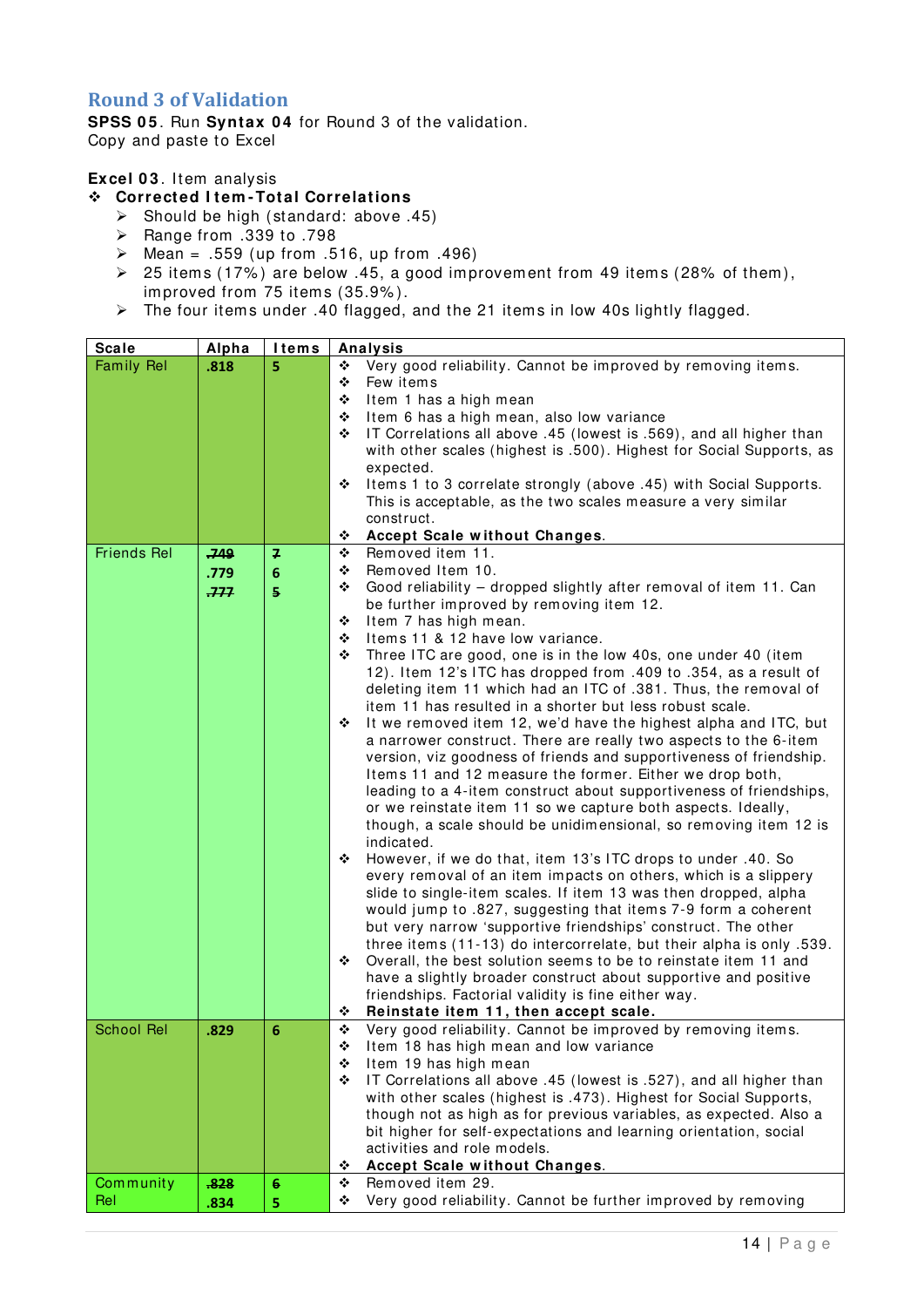## Round 3 of Validation

**SPSS 05**. Run **Syntax 04** for Round 3 of the validation.
Copy and paste to Excel

**Excel 03**. Item analysis

- **Corrected Item-Total Correlations**
  - Should be high (standard: above .45)
  - Range from .339 to .798
  - Mean = .559 (up from .516, up from .496)
  - 25 items (17%) are below .45, a good improvement from 49 items (28% of them), improved from 75 items (35.9%).
  - The four items under .40 flagged, and the 21 items in low 40s lightly flagged.

| Scale | Alpha | Items | Analysis |
|---|---|---|---|
| Family Rel | **.818** | **5** | ❖ Very good reliability. Cannot be improved by removing items.<br>❖ Few items<br>❖ Item 1 has a high mean<br>❖ Item 6 has a high mean, also low variance<br>❖ IT Correlations all above .45 (lowest is .569), and all higher than with other scales (highest is .500). Highest for Social Supports, as expected.<br>❖ Items 1 to 3 correlate strongly (above .45) with Social Supports. This is acceptable, as the two scales measure a very similar construct.<br>❖ **Accept Scale without Changes**. |
| Friends Rel | **~~.749~~**<br>**.779**<br>**~~.777~~** | **~~7~~**<br>**6**<br>**~~5~~** | ❖ Removed item 11.<br>❖ Removed Item 10.<br>❖ Good reliability – dropped slightly after removal of item 11. Can be further improved by removing item 12.<br>❖ Item 7 has high mean.<br>❖ Items 11 & 12 have low variance.<br>❖ Three ITC are good, one is in the low 40s, one under 40 (item 12). Item 12's ITC has dropped from .409 to .354, as a result of deleting item 11 which had an ITC of .381. Thus, the removal of item 11 has resulted in a shorter but less robust scale.<br>❖ It we removed item 12, we'd have the highest alpha and ITC, but a narrower construct. There are really two aspects to the 6-item version, viz goodness of friends and supportiveness of friendship. Items 11 and 12 measure the former. Either we drop both, leading to a 4-item construct about supportiveness of friendships, or we reinstate item 11 so we capture both aspects. Ideally, though, a scale should be unidimensional, so removing item 12 is indicated.<br>❖ However, if we do that, item 13's ITC drops to under .40. So every removal of an item impacts on others, which is a slippery slide to single-item scales. If item 13 was then dropped, alpha would jump to .827, suggesting that items 7-9 form a coherent but very narrow 'supportive friendships' construct. The other three items (11-13) do intercorrelate, but their alpha is only .539.<br>❖ Overall, the best solution seems to be to reinstate item 11 and have a slightly broader construct about supportive and positive friendships. Factorial validity is fine either way.<br>❖ **Reinstate item 11, then accept scale.** |
| School Rel | **.829** | **6** | ❖ Very good reliability. Cannot be improved by removing items.<br>❖ Item 18 has high mean and low variance<br>❖ Item 19 has high mean<br>❖ IT Correlations all above .45 (lowest is .527), and all higher than with other scales (highest is .473). Highest for Social Supports, though not as high as for previous variables, as expected. Also a bit higher for self-expectations and learning orientation, social activities and role models.<br>❖ **Accept Scale without Changes**. |
| Community Rel | **~~.828~~**<br>**.834** | **~~6~~**<br>**5** | ❖ Removed item 29.<br>❖ Very good reliability. Cannot be further improved by removing |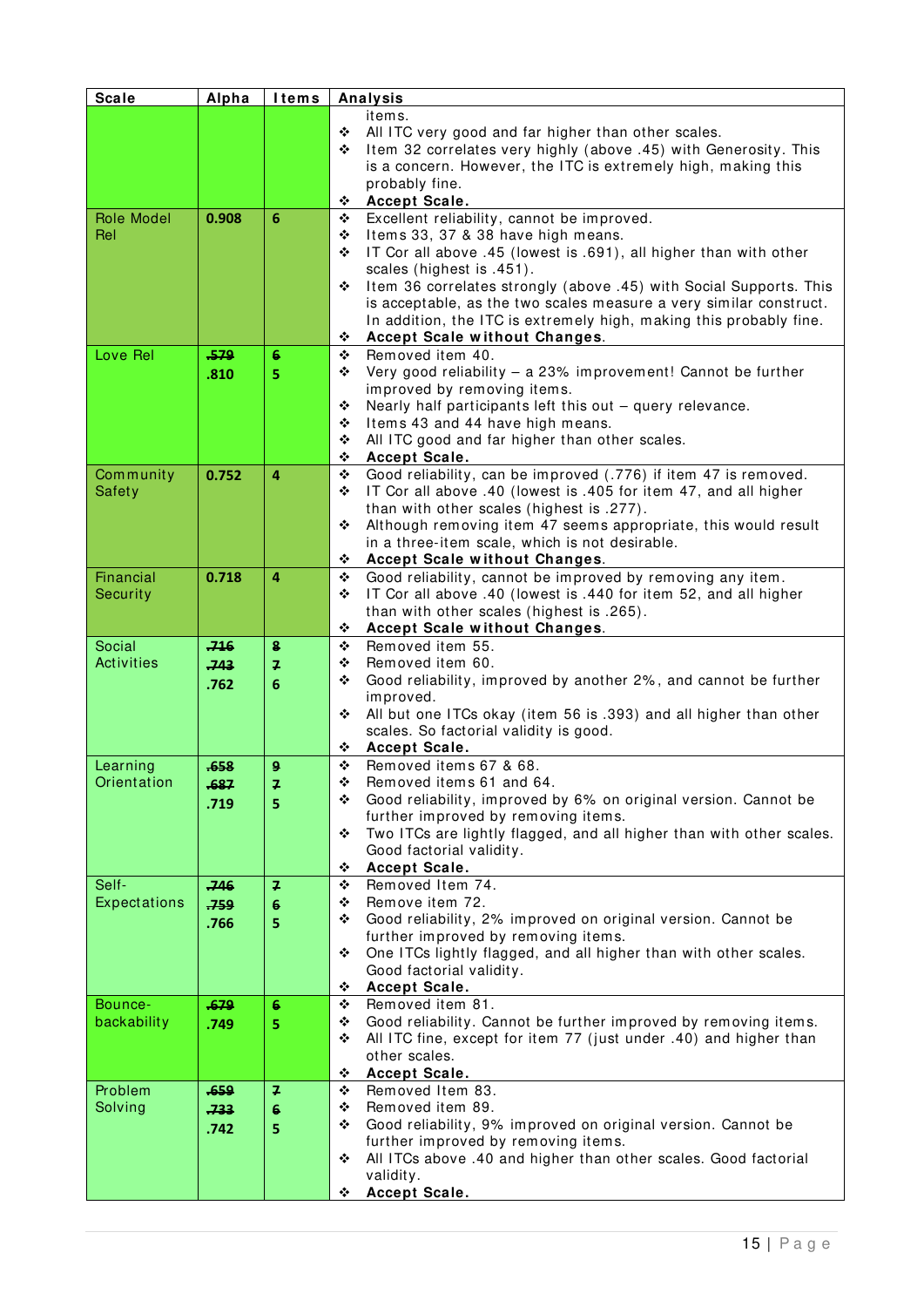| Scale | Alpha | Items | Analysis |
|---|---|---|---|
| | | | items.<br>❖ All ITC very good and far higher than other scales.<br>❖ Item 32 correlates very highly (above .45) with Generosity. This is a concern. However, the ITC is extremely high, making this probably fine.<br>❖ **Accept Scale.** |
| Role Model Rel | **0.908** | **6** | ❖ Excellent reliability, cannot be improved.<br>❖ Items 33, 37 & 38 have high means.<br>❖ IT Cor all above .45 (lowest is .691), all higher than with other scales (highest is .451).<br>❖ Item 36 correlates strongly (above .45) with Social Supports. This is acceptable, as the two scales measure a very similar construct. In addition, the ITC is extremely high, making this probably fine.<br>❖ **Accept Scale without Changes.** |
| Love Rel | ~~.579~~<br>**.810** | ~~6~~<br>**5** | ❖ Removed item 40.<br>❖ Very good reliability – a 23% improvement! Cannot be further improved by removing items.<br>❖ Nearly half participants left this out – query relevance.<br>❖ Items 43 and 44 have high means.<br>❖ All ITC good and far higher than other scales.<br>❖ **Accept Scale.** |
| Community Safety | **0.752** | **4** | ❖ Good reliability, can be improved (.776) if item 47 is removed.<br>❖ IT Cor all above .40 (lowest is .405 for item 47, and all higher than with other scales (highest is .277).<br>❖ Although removing item 47 seems appropriate, this would result in a three-item scale, which is not desirable.<br>❖ **Accept Scale without Changes.** |
| Financial Security | **0.718** | **4** | ❖ Good reliability, cannot be improved by removing any item.<br>❖ IT Cor all above .40 (lowest is .440 for item 52, and all higher than with other scales (highest is .265).<br>❖ **Accept Scale without Changes.** |
| Social Activities | ~~.716~~<br>~~.743~~<br>**.762** | ~~8~~<br>~~7~~<br>**6** | ❖ Removed item 55.<br>❖ Removed item 60.<br>❖ Good reliability, improved by another 2%, and cannot be further improved.<br>❖ All but one ITCs okay (item 56 is .393) and all higher than other scales. So factorial validity is good.<br>❖ **Accept Scale.** |
| Learning Orientation | ~~.658~~<br>~~.687~~<br>**.719** | ~~9~~<br>~~7~~<br>**5** | ❖ Removed items 67 & 68.<br>❖ Removed items 61 and 64.<br>❖ Good reliability, improved by 6% on original version. Cannot be further improved by removing items.<br>❖ Two ITCs are lightly flagged, and all higher than with other scales. Good factorial validity.<br>❖ **Accept Scale.** |
| Self-Expectations | ~~.746~~<br>~~.759~~<br>**.766** | ~~7~~<br>~~6~~<br>**5** | ❖ Removed Item 74.<br>❖ Remove item 72.<br>❖ Good reliability, 2% improved on original version. Cannot be further improved by removing items.<br>❖ One ITCs lightly flagged, and all higher than with other scales. Good factorial validity.<br>❖ **Accept Scale.** |
| Bounce-backability | ~~.679~~<br>**.749** | ~~6~~<br>**5** | ❖ Removed item 81.<br>❖ Good reliability. Cannot be further improved by removing items.<br>❖ All ITC fine, except for item 77 (just under .40) and higher than other scales.<br>❖ **Accept Scale.** |
| Problem Solving | ~~.659~~<br>~~.733~~<br>**.742** | ~~7~~<br>~~6~~<br>**5** | ❖ Removed Item 83.<br>❖ Removed item 89.<br>❖ Good reliability, 9% improved on original version. Cannot be further improved by removing items.<br>❖ All ITCs above .40 and higher than other scales. Good factorial validity.<br>❖ **Accept Scale.** |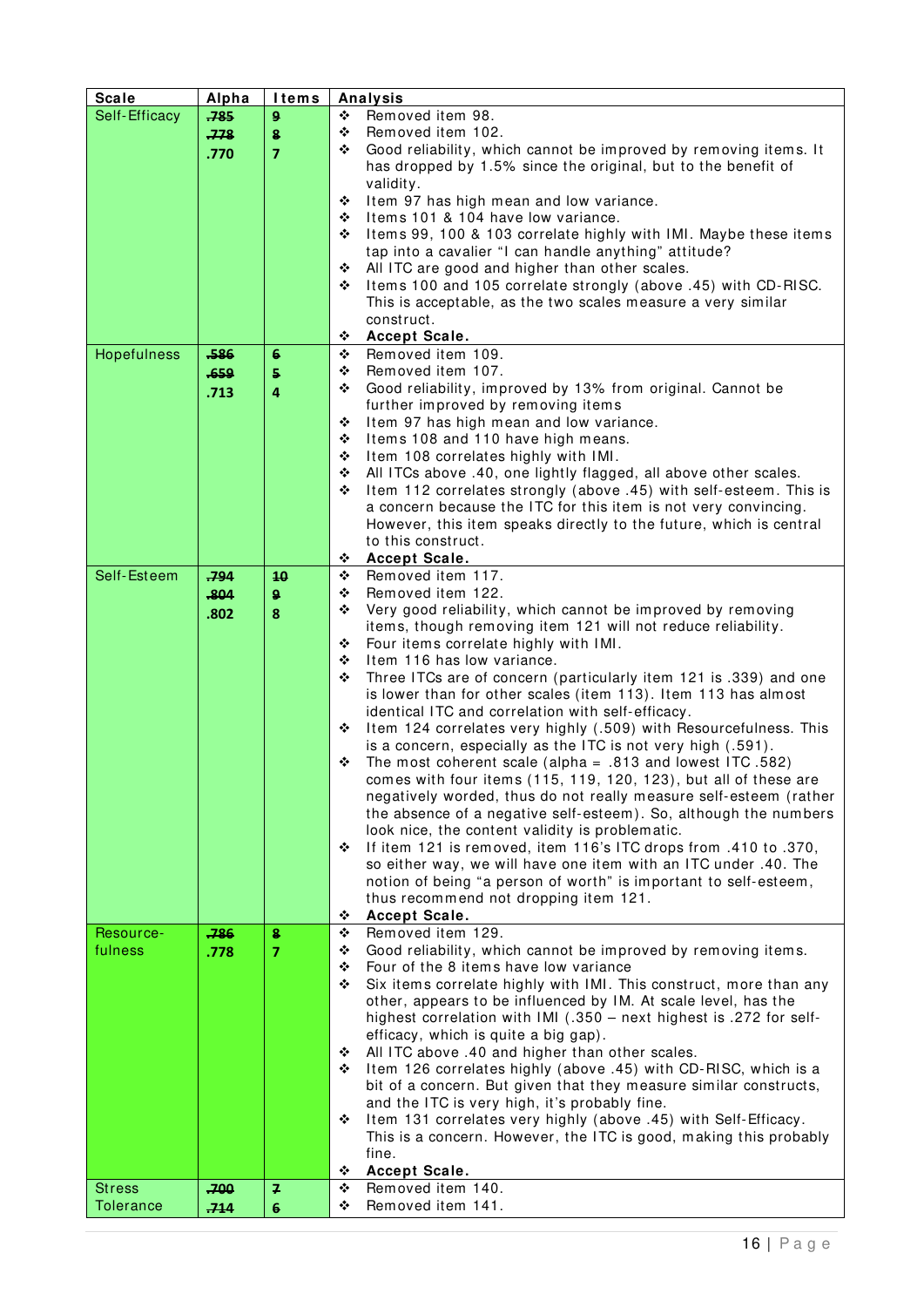| Scale | Alpha | Items | Analysis |
| --- | --- | --- | --- |
| Self-Efficacy | ~~.785~~<br>~~.778~~<br>.770 | ~~9~~<br>~~8~~<br>7 | ❖ Removed item 98.<br>❖ Removed item 102.<br>❖ Good reliability, which cannot be improved by removing items. It has dropped by 1.5% since the original, but to the benefit of validity.<br>❖ Item 97 has high mean and low variance.<br>❖ Items 101 & 104 have low variance.<br>❖ Items 99, 100 & 103 correlate highly with IMI. Maybe these items tap into a cavalier "I can handle anything" attitude?<br>❖ All ITC are good and higher than other scales.<br>❖ Items 100 and 105 correlate strongly (above .45) with CD-RISC. This is acceptable, as the two scales measure a very similar construct.<br>❖ **Accept Scale.** |
| Hopefulness | ~~.586~~<br>~~.659~~<br>.713 | ~~6~~<br>~~5~~<br>4 | ❖ Removed item 109.<br>❖ Removed item 107.<br>❖ Good reliability, improved by 13% from original. Cannot be further improved by removing items<br>❖ Item 97 has high mean and low variance.<br>❖ Items 108 and 110 have high means.<br>❖ Item 108 correlates highly with IMI.<br>❖ All ITCs above .40, one lightly flagged, all above other scales.<br>❖ Item 112 correlates strongly (above .45) with self-esteem. This is a concern because the ITC for this item is not very convincing. However, this item speaks directly to the future, which is central to this construct.<br>❖ **Accept Scale.** |
| Self-Esteem | ~~.794~~<br>~~.804~~<br>.802 | ~~10~~<br>~~9~~<br>8 | ❖ Removed item 117.<br>❖ Removed item 122.<br>❖ Very good reliability, which cannot be improved by removing items, though removing item 121 will not reduce reliability.<br>❖ Four items correlate highly with IMI.<br>❖ Item 116 has low variance.<br>❖ Three ITCs are of concern (particularly item 121 is .339) and one is lower than for other scales (item 113). Item 113 has almost identical ITC and correlation with self-efficacy.<br>❖ Item 124 correlates very highly (.509) with Resourcefulness. This is a concern, especially as the ITC is not very high (.591).<br>❖ The most coherent scale (alpha = .813 and lowest ITC .582) comes with four items (115, 119, 120, 123), but all of these are negatively worded, thus do not really measure self-esteem (rather the absence of a negative self-esteem). So, although the numbers look nice, the content validity is problematic.<br>❖ If item 121 is removed, item 116's ITC drops from .410 to .370, so either way, we will have one item with an ITC under .40. The notion of being "a person of worth" is important to self-esteem, thus recommend not dropping item 121.<br>❖ **Accept Scale.** |
| Resource-fulness | ~~.786~~<br>.778 | ~~8~~<br>7 | ❖ Removed item 129.<br>❖ Good reliability, which cannot be improved by removing items.<br>❖ Four of the 8 items have low variance<br>❖ Six items correlate highly with IMI. This construct, more than any other, appears to be influenced by IM. At scale level, has the highest correlation with IMI (.350 – next highest is .272 for self-efficacy, which is quite a big gap).<br>❖ All ITC above .40 and higher than other scales.<br>❖ Item 126 correlates highly (above .45) with CD-RISC, which is a bit of a concern. But given that they measure similar constructs, and the ITC is very high, it's probably fine.<br>❖ Item 131 correlates very highly (above .45) with Self-Efficacy. This is a concern. However, the ITC is good, making this probably fine.<br>❖ **Accept Scale.** |
| Stress Tolerance | ~~.700~~<br>~~.714~~ | ~~7~~<br>~~6~~ | ❖ Removed item 140.<br>❖ Removed item 141. |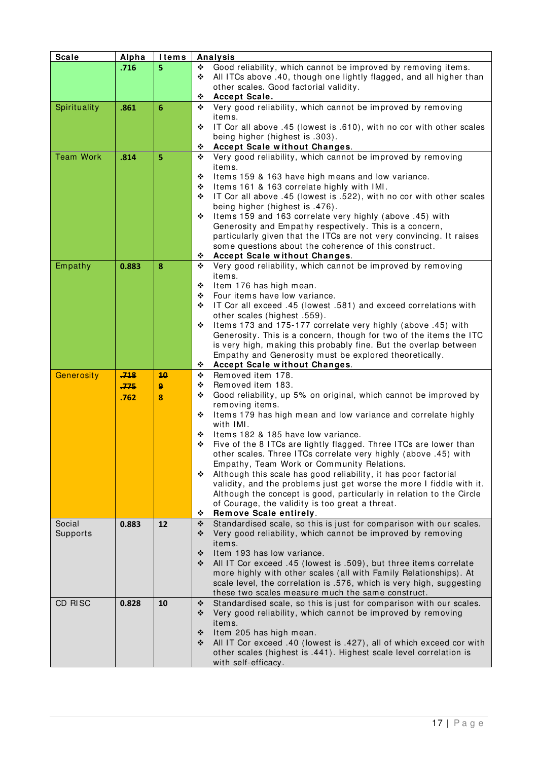| Scale | Alpha | Items | Analysis |
|---|---|---|---|
| | .716 | 5 | ❖ Good reliability, which cannot be improved by removing items.<br>❖ All ITCs above .40, though one lightly flagged, and all higher than other scales. Good factorial validity.<br>❖ **Accept Scale.** |
| Spirituality | .861 | 6 | ❖ Very good reliability, which cannot be improved by removing items.<br>❖ IT Cor all above .45 (lowest is .610), with no cor with other scales being higher (highest is .303).<br>❖ **Accept Scale without Changes**. |
| Team Work | .814 | 5 | ❖ Very good reliability, which cannot be improved by removing items.<br>❖ Items 159 & 163 have high means and low variance.<br>❖ Items 161 & 163 correlate highly with IMI.<br>❖ IT Cor all above .45 (lowest is .522), with no cor with other scales being higher (highest is .476).<br>❖ Items 159 and 163 correlate very highly (above .45) with Generosity and Empathy respectively. This is a concern, particularly given that the ITCs are not very convincing. It raises some questions about the coherence of this construct.<br>❖ **Accept Scale without Changes**. |
| Empathy | 0.883 | 8 | ❖ Very good reliability, which cannot be improved by removing items.<br>❖ Item 176 has high mean.<br>❖ Four items have low variance.<br>❖ IT Cor all exceed .45 (lowest .581) and exceed correlations with other scales (highest .559).<br>❖ Items 173 and 175-177 correlate very highly (above .45) with Generosity. This is a concern, though for two of the items the ITC is very high, making this probably fine. But the overlap between Empathy and Generosity must be explored theoretically.<br>❖ **Accept Scale without Changes**. |
| Generosity | ~~.718~~<br>~~.775~~<br>.762 | ~~10~~<br>~~9~~<br>8 | ❖ Removed item 178.<br>❖ Removed item 183.<br>❖ Good reliability, up 5% on original, which cannot be improved by removing items.<br>❖ Items 179 has high mean and low variance and correlate highly with IMI.<br>❖ Items 182 & 185 have low variance.<br>❖ Five of the 8 ITCs are lightly flagged. Three ITCs are lower than other scales. Three ITCs correlate very highly (above .45) with Empathy, Team Work or Community Relations.<br>❖ Although this scale has good reliability, it has poor factorial validity, and the problems just get worse the more I fiddle with it. Although the concept is good, particularly in relation to the Circle of Courage, the validity is too great a threat.<br>❖ **Remove Scale entirely**. |
| Social Supports | 0.883 | 12 | ❖ Standardised scale, so this is just for comparison with our scales.<br>❖ Very good reliability, which cannot be improved by removing items.<br>❖ Item 193 has low variance.<br>❖ All IT Cor exceed .45 (lowest is .509), but three items correlate more highly with other scales (all with Family Relationships). At scale level, the correlation is .576, which is very high, suggesting these two scales measure much the same construct. |
| CD RISC | 0.828 | 10 | ❖ Standardised scale, so this is just for comparison with our scales.<br>❖ Very good reliability, which cannot be improved by removing items.<br>❖ Item 205 has high mean.<br>❖ All IT Cor exceed .40 (lowest is .427), all of which exceed cor with other scales (highest is .441). Highest scale level correlation is with self-efficacy. |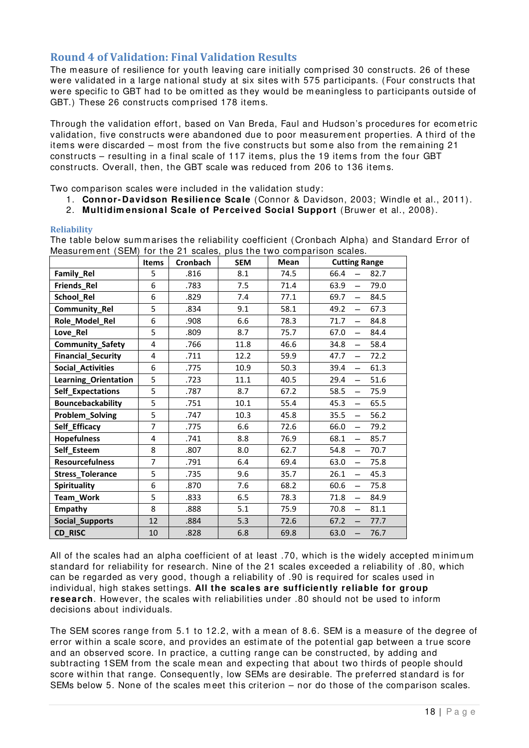## Round 4 of Validation: Final Validation Results

The measure of resilience for youth leaving care initially comprised 30 constructs. 26 of these were validated in a large national study at six sites with 575 participants. (Four constructs that were specific to GBT had to be omitted as they would be meaningless to participants outside of GBT.) These 26 constructs comprised 178 items.

Through the validation effort, based on Van Breda, Faul and Hudson's procedures for ecometric validation, five constructs were abandoned due to poor measurement properties. A third of the items were discarded – most from the five constructs but some also from the remaining 21 constructs – resulting in a final scale of 117 items, plus the 19 items from the four GBT constructs. Overall, then, the GBT scale was reduced from 206 to 136 items.

Two comparison scales were included in the validation study:

1. **Connor-Davidson Resilience Scale** (Connor & Davidson, 2003; Windle et al., 2011).
2. **Multidimensional Scale of Perceived Social Support** (Bruwer et al., 2008).

### Reliability

The table below summarises the reliability coefficient (Cronbach Alpha) and Standard Error of Measurement (SEM) for the 21 scales, plus the two comparison scales.

| | Items | Cronbach | SEM | Mean | Cutting Range |
|---|---|---|---|---|---|
| **Family_Rel** | 5 | .816 | 8.1 | 74.5 | 66.4 – 82.7 |
| **Friends_Rel** | 6 | .783 | 7.5 | 71.4 | 63.9 – 79.0 |
| **School_Rel** | 6 | .829 | 7.4 | 77.1 | 69.7 – 84.5 |
| **Community_Rel** | 5 | .834 | 9.1 | 58.1 | 49.2 – 67.3 |
| **Role_Model_Rel** | 6 | .908 | 6.6 | 78.3 | 71.7 – 84.8 |
| **Love_Rel** | 5 | .809 | 8.7 | 75.7 | 67.0 – 84.4 |
| **Community_Safety** | 4 | .766 | 11.8 | 46.6 | 34.8 – 58.4 |
| **Financial_Security** | 4 | .711 | 12.2 | 59.9 | 47.7 – 72.2 |
| **Social_Activities** | 6 | .775 | 10.9 | 50.3 | 39.4 – 61.3 |
| **Learning_Orientation** | 5 | .723 | 11.1 | 40.5 | 29.4 – 51.6 |
| **Self_Expectations** | 5 | .787 | 8.7 | 67.2 | 58.5 – 75.9 |
| **Bouncebackability** | 5 | .751 | 10.1 | 55.4 | 45.3 – 65.5 |
| **Problem_Solving** | 5 | .747 | 10.3 | 45.8 | 35.5 – 56.2 |
| **Self_Efficacy** | 7 | .775 | 6.6 | 72.6 | 66.0 – 79.2 |
| **Hopefulness** | 4 | .741 | 8.8 | 76.9 | 68.1 – 85.7 |
| **Self_Esteem** | 8 | .807 | 8.0 | 62.7 | 54.8 – 70.7 |
| **Resourcefulness** | 7 | .791 | 6.4 | 69.4 | 63.0 – 75.8 |
| **Stress_Tolerance** | 5 | .735 | 9.6 | 35.7 | 26.1 – 45.3 |
| **Spirituality** | 6 | .870 | 7.6 | 68.2 | 60.6 – 75.8 |
| **Team_Work** | 5 | .833 | 6.5 | 78.3 | 71.8 – 84.9 |
| **Empathy** | 8 | .888 | 5.1 | 75.9 | 70.8 – 81.1 |
| **Social_Supports** | 12 | .884 | 5.3 | 72.6 | 67.2 – 77.7 |
| **CD_RISC** | 10 | .828 | 6.8 | 69.8 | 63.0 – 76.7 |

All of the scales had an alpha coefficient of at least .70, which is the widely accepted minimum standard for reliability for research. Nine of the 21 scales exceeded a reliability of .80, which can be regarded as very good, though a reliability of .90 is required for scales used in individual, high stakes settings. **All the scales are sufficiently reliable for group research**. However, the scales with reliabilities under .80 should not be used to inform decisions about individuals.

The SEM scores range from 5.1 to 12.2, with a mean of 8.6. SEM is a measure of the degree of error within a scale score, and provides an estimate of the potential gap between a true score and an observed score. In practice, a cutting range can be constructed, by adding and subtracting 1SEM from the scale mean and expecting that about two thirds of people should score within that range. Consequently, low SEMs are desirable. The preferred standard is for SEMs below 5. None of the scales meet this criterion – nor do those of the comparison scales.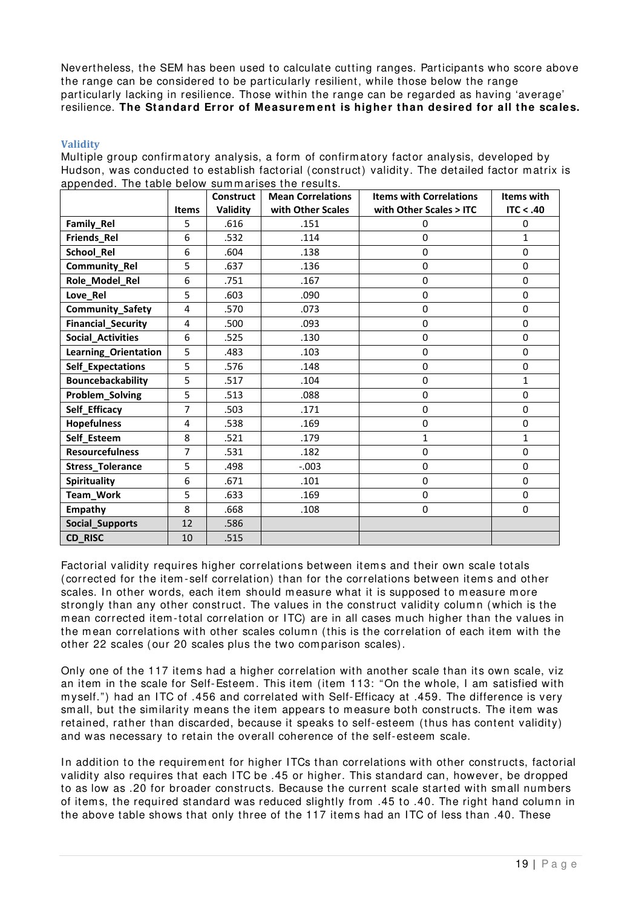Nevertheless, the SEM has been used to calculate cutting ranges. Participants who score above the range can be considered to be particularly resilient, while those below the range particularly lacking in resilience. Those within the range can be regarded as having 'average' resilience. **The Standard Error of Measurement is higher than desired for all the scales.**

### Validity

Multiple group confirmatory analysis, a form of confirmatory factor analysis, developed by Hudson, was conducted to establish factorial (construct) validity. The detailed factor matrix is appended. The table below summarises the results.

| | Items | Construct Validity | Mean Correlations with Other Scales | Items with Correlations with Other Scales > ITC | Items with ITC < .40 |
|---|---|---|---|---|---|
| **Family_Rel** | 5 | .616 | .151 | 0 | 0 |
| **Friends_Rel** | 6 | .532 | .114 | 0 | 1 |
| **School_Rel** | 6 | .604 | .138 | 0 | 0 |
| **Community_Rel** | 5 | .637 | .136 | 0 | 0 |
| **Role_Model_Rel** | 6 | .751 | .167 | 0 | 0 |
| **Love_Rel** | 5 | .603 | .090 | 0 | 0 |
| **Community_Safety** | 4 | .570 | .073 | 0 | 0 |
| **Financial_Security** | 4 | .500 | .093 | 0 | 0 |
| **Social_Activities** | 6 | .525 | .130 | 0 | 0 |
| **Learning_Orientation** | 5 | .483 | .103 | 0 | 0 |
| **Self_Expectations** | 5 | .576 | .148 | 0 | 0 |
| **Bouncebackability** | 5 | .517 | .104 | 0 | 1 |
| **Problem_Solving** | 5 | .513 | .088 | 0 | 0 |
| **Self_Efficacy** | 7 | .503 | .171 | 0 | 0 |
| **Hopefulness** | 4 | .538 | .169 | 0 | 0 |
| **Self_Esteem** | 8 | .521 | .179 | 1 | 1 |
| **Resourcefulness** | 7 | .531 | .182 | 0 | 0 |
| **Stress_Tolerance** | 5 | .498 | -.003 | 0 | 0 |
| **Spirituality** | 6 | .671 | .101 | 0 | 0 |
| **Team_Work** | 5 | .633 | .169 | 0 | 0 |
| **Empathy** | 8 | .668 | .108 | 0 | 0 |
| **Social_Supports** | 12 | .586 | | | |
| **CD_RISC** | 10 | .515 | | | |

Factorial validity requires higher correlations between items and their own scale totals (corrected for the item-self correlation) than for the correlations between items and other scales. In other words, each item should measure what it is supposed to measure more strongly than any other construct. The values in the construct validity column (which is the mean corrected item-total correlation or ITC) are in all cases much higher than the values in the mean correlations with other scales column (this is the correlation of each item with the other 22 scales (our 20 scales plus the two comparison scales).

Only one of the 117 items had a higher correlation with another scale than its own scale, viz an item in the scale for Self-Esteem. This item (item 113: "On the whole, I am satisfied with myself.") had an ITC of .456 and correlated with Self-Efficacy at .459. The difference is very small, but the similarity means the item appears to measure both constructs. The item was retained, rather than discarded, because it speaks to self-esteem (thus has content validity) and was necessary to retain the overall coherence of the self-esteem scale.

In addition to the requirement for higher ITCs than correlations with other constructs, factorial validity also requires that each ITC be .45 or higher. This standard can, however, be dropped to as low as .20 for broader constructs. Because the current scale started with small numbers of items, the required standard was reduced slightly from .45 to .40. The right hand column in the above table shows that only three of the 117 items had an ITC of less than .40. These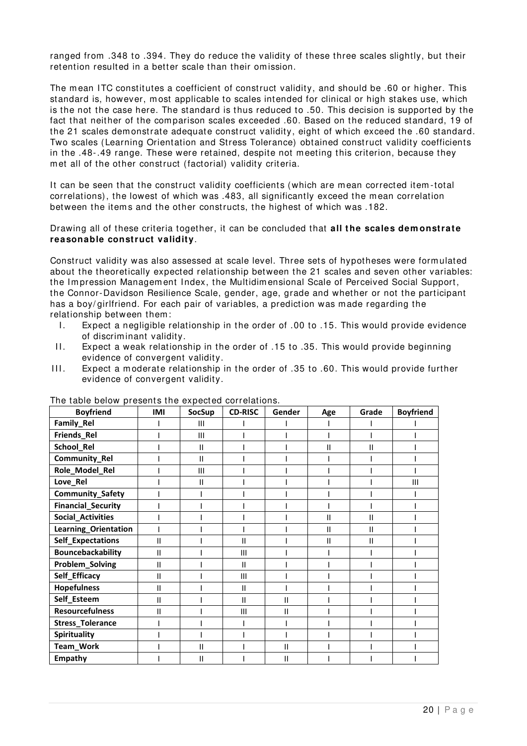ranged from .348 to .394. They do reduce the validity of these three scales slightly, but their retention resulted in a better scale than their omission.

The mean ITC constitutes a coefficient of construct validity, and should be .60 or higher. This standard is, however, most applicable to scales intended for clinical or high stakes use, which is the not the case here. The standard is thus reduced to .50. This decision is supported by the fact that neither of the comparison scales exceeded .60. Based on the reduced standard, 19 of the 21 scales demonstrate adequate construct validity, eight of which exceed the .60 standard. Two scales (Learning Orientation and Stress Tolerance) obtained construct validity coefficients in the .48-.49 range. These were retained, despite not meeting this criterion, because they met all of the other construct (factorial) validity criteria.

It can be seen that the construct validity coefficients (which are mean corrected item-total correlations), the lowest of which was .483, all significantly exceed the mean correlation between the items and the other constructs, the highest of which was .182.

Drawing all of these criteria together, it can be concluded that **all the scales demonstrate reasonable construct validity**.

Construct validity was also assessed at scale level. Three sets of hypotheses were formulated about the theoretically expected relationship between the 21 scales and seven other variables: the Impression Management Index, the Multidimensional Scale of Perceived Social Support, the Connor-Davidson Resilience Scale, gender, age, grade and whether or not the participant has a boy/girlfriend. For each pair of variables, a prediction was made regarding the relationship between them:

I. Expect a negligible relationship in the order of .00 to .15. This would provide evidence of discriminant validity.
II. Expect a weak relationship in the order of .15 to .35. This would provide beginning evidence of convergent validity.
III. Expect a moderate relationship in the order of .35 to .60. This would provide further evidence of convergent validity.

The table below presents the expected correlations.

| Boyfriend | IMI | SocSup | CD-RISC | Gender | Age | Grade | Boyfriend |
|---|---|---|---|---|---|---|---|
| Family_Rel | I | III | I | I | I | I | I |
| Friends_Rel | I | III | I | I | I | I | I |
| School_Rel | I | II | I | I | II | II | I |
| Community_Rel | I | II | I | I | I | I | I |
| Role_Model_Rel | I | III | I | I | I | I | I |
| Love_Rel | I | II | I | I | I | I | III |
| Community_Safety | I | I | I | I | I | I | I |
| Financial_Security | I | I | I | I | I | I | I |
| Social_Activities | I | I | I | I | II | II | I |
| Learning_Orientation | I | I | I | I | II | II | I |
| Self_Expectations | II | I | II | I | II | II | I |
| Bouncebackability | II | I | III | I | I | I | I |
| Problem_Solving | II | I | II | I | I | I | I |
| Self_Efficacy | II | I | III | I | I | I | I |
| Hopefulness | II | I | II | I | I | I | I |
| Self_Esteem | II | I | II | II | I | I | I |
| Resourcefulness | II | I | III | II | I | I | I |
| Stress_Tolerance | I | I | I | I | I | I | I |
| Spirituality | I | I | I | I | I | I | I |
| Team_Work | I | II | I | II | I | I | I |
| Empathy | I | II | I | II | I | I | I |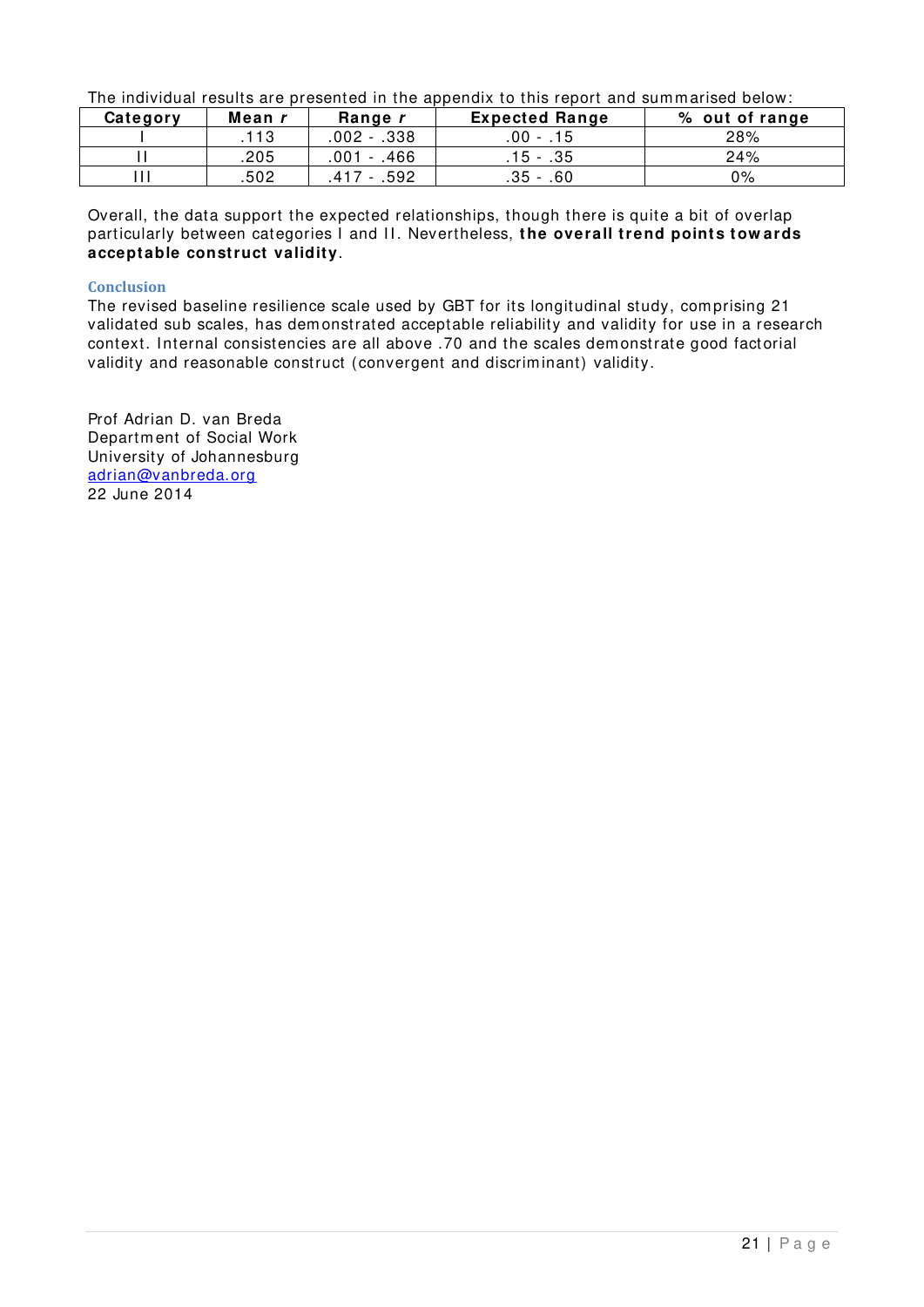The individual results are presented in the appendix to this report and summarised below:

| Category | Mean *r* | Range *r* | Expected Range | % out of range |
|---|---|---|---|---|
| I | .113 | .002 - .338 | .00 - .15 | 28% |
| II | .205 | .001 - .466 | .15 - .35 | 24% |
| III | .502 | .417 - .592 | .35 - .60 | 0% |

Overall, the data support the expected relationships, though there is quite a bit of overlap particularly between categories I and II. Nevertheless, **the overall trend points towards acceptable construct validity**.

### Conclusion

The revised baseline resilience scale used by GBT for its longitudinal study, comprising 21 validated sub scales, has demonstrated acceptable reliability and validity for use in a research context. Internal consistencies are all above .70 and the scales demonstrate good factorial validity and reasonable construct (convergent and discriminant) validity.

Prof Adrian D. van Breda
Department of Social Work
University of Johannesburg
adrian@vanbreda.org
22 June 2014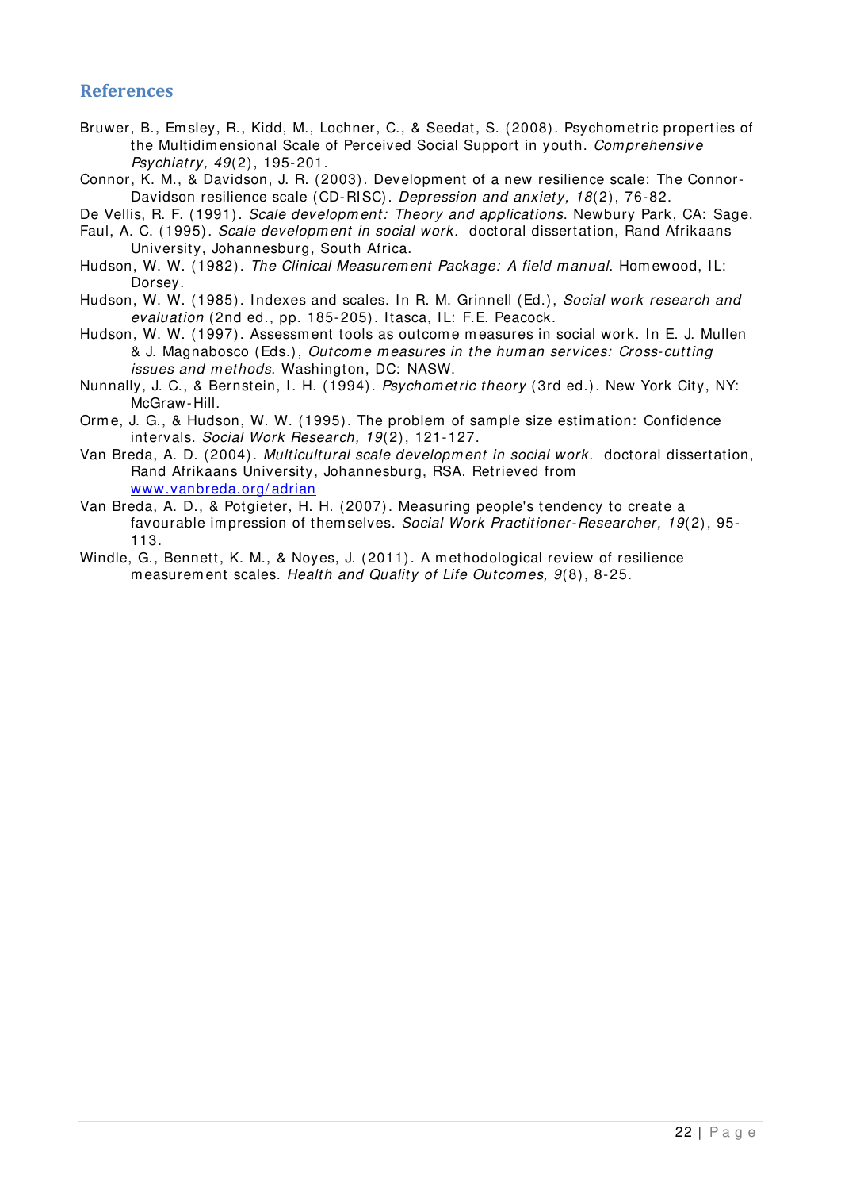## References

Bruwer, B., Emsley, R., Kidd, M., Lochner, C., & Seedat, S. (2008). Psychometric properties of the Multidimensional Scale of Perceived Social Support in youth. *Comprehensive Psychiatry, 49*(2), 195-201.

Connor, K. M., & Davidson, J. R. (2003). Development of a new resilience scale: The Connor-Davidson resilience scale (CD-RISC). *Depression and anxiety, 18*(2), 76-82.

De Vellis, R. F. (1991). *Scale development: Theory and applications*. Newbury Park, CA: Sage.

Faul, A. C. (1995). *Scale development in social work.* doctoral dissertation, Rand Afrikaans University, Johannesburg, South Africa.

Hudson, W. W. (1982). *The Clinical Measurement Package: A field manual*. Homewood, IL: Dorsey.

Hudson, W. W. (1985). Indexes and scales. In R. M. Grinnell (Ed.), *Social work research and evaluation* (2nd ed., pp. 185-205). Itasca, IL: F.E. Peacock.

Hudson, W. W. (1997). Assessment tools as outcome measures in social work. In E. J. Mullen & J. Magnabosco (Eds.), *Outcome measures in the human services: Cross-cutting issues and methods*. Washington, DC: NASW.

Nunnally, J. C., & Bernstein, I. H. (1994). *Psychometric theory* (3rd ed.). New York City, NY: McGraw-Hill.

Orme, J. G., & Hudson, W. W. (1995). The problem of sample size estimation: Confidence intervals. *Social Work Research, 19*(2), 121-127.

Van Breda, A. D. (2004). *Multicultural scale development in social work.* doctoral dissertation, Rand Afrikaans University, Johannesburg, RSA. Retrieved from [www.vanbreda.org/adrian](www.vanbreda.org/adrian)

Van Breda, A. D., & Potgieter, H. H. (2007). Measuring people's tendency to create a favourable impression of themselves. *Social Work Practitioner-Researcher, 19*(2), 95-113.

Windle, G., Bennett, K. M., & Noyes, J. (2011). A methodological review of resilience measurement scales. *Health and Quality of Life Outcomes, 9*(8), 8-25.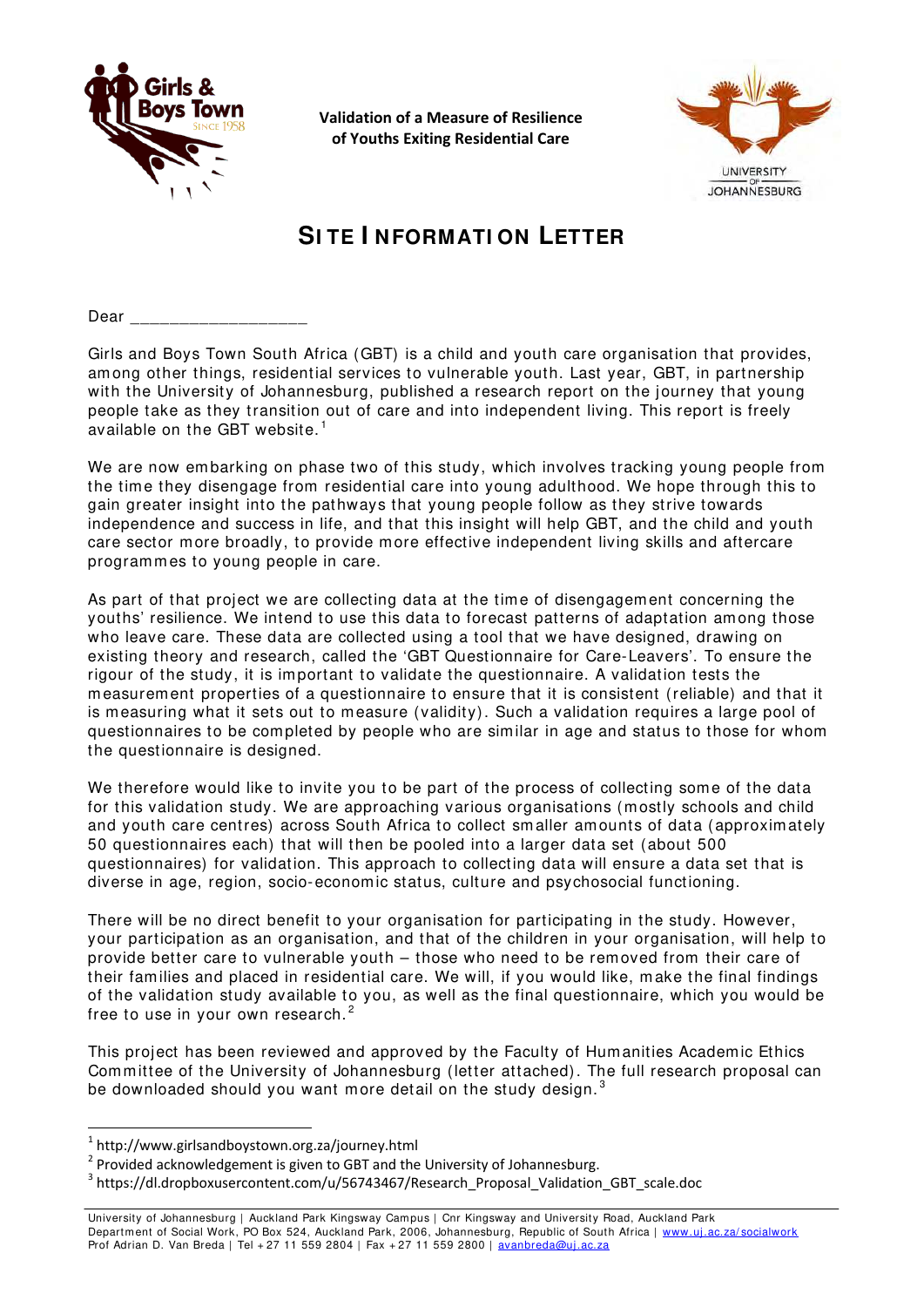**Validation of a Measure of Resilience of Youths Exiting Residential Care**

# SITE INFORMATION LETTER

Dear ___________________

Girls and Boys Town South Africa (GBT) is a child and youth care organisation that provides, among other things, residential services to vulnerable youth. Last year, GBT, in partnership with the University of Johannesburg, published a research report on the journey that young people take as they transition out of care and into independent living. This report is freely available on the GBT website.[1]

We are now embarking on phase two of this study, which involves tracking young people from the time they disengage from residential care into young adulthood. We hope through this to gain greater insight into the pathways that young people follow as they strive towards independence and success in life, and that this insight will help GBT, and the child and youth care sector more broadly, to provide more effective independent living skills and aftercare programmes to young people in care.

As part of that project we are collecting data at the time of disengagement concerning the youths' resilience. We intend to use this data to forecast patterns of adaptation among those who leave care. These data are collected using a tool that we have designed, drawing on existing theory and research, called the 'GBT Questionnaire for Care-Leavers'. To ensure the rigour of the study, it is important to validate the questionnaire. A validation tests the measurement properties of a questionnaire to ensure that it is consistent (reliable) and that it is measuring what it sets out to measure (validity). Such a validation requires a large pool of questionnaires to be completed by people who are similar in age and status to those for whom the questionnaire is designed.

We therefore would like to invite you to be part of the process of collecting some of the data for this validation study. We are approaching various organisations (mostly schools and child and youth care centres) across South Africa to collect smaller amounts of data (approximately 50 questionnaires each) that will then be pooled into a larger data set (about 500 questionnaires) for validation. This approach to collecting data will ensure a data set that is diverse in age, region, socio-economic status, culture and psychosocial functioning.

There will be no direct benefit to your organisation for participating in the study. However, your participation as an organisation, and that of the children in your organisation, will help to provide better care to vulnerable youth – those who need to be removed from their care of their families and placed in residential care. We will, if you would like, make the final findings of the validation study available to you, as well as the final questionnaire, which you would be free to use in your own research.[2]

This project has been reviewed and approved by the Faculty of Humanities Academic Ethics Committee of the University of Johannesburg (letter attached). The full research proposal can be downloaded should you want more detail on the study design.[3]

---

[1] http://www.girlsandboystown.org.za/journey.html

[2] Provided acknowledgement is given to GBT and the University of Johannesburg.

[3] https://dl.dropboxusercontent.com/u/56743467/Research_Proposal_Validation_GBT_scale.doc

University of Johannesburg | Auckland Park Kingsway Campus | Cnr Kingsway and University Road, Auckland Park
Department of Social Work, PO Box 524, Auckland Park, 2006, Johannesburg, Republic of South Africa | www.uj.ac.za/socialwork
Prof Adrian D. Van Breda | Tel +27 11 559 2804 | Fax +27 11 559 2800 | avanbreda@uj.ac.za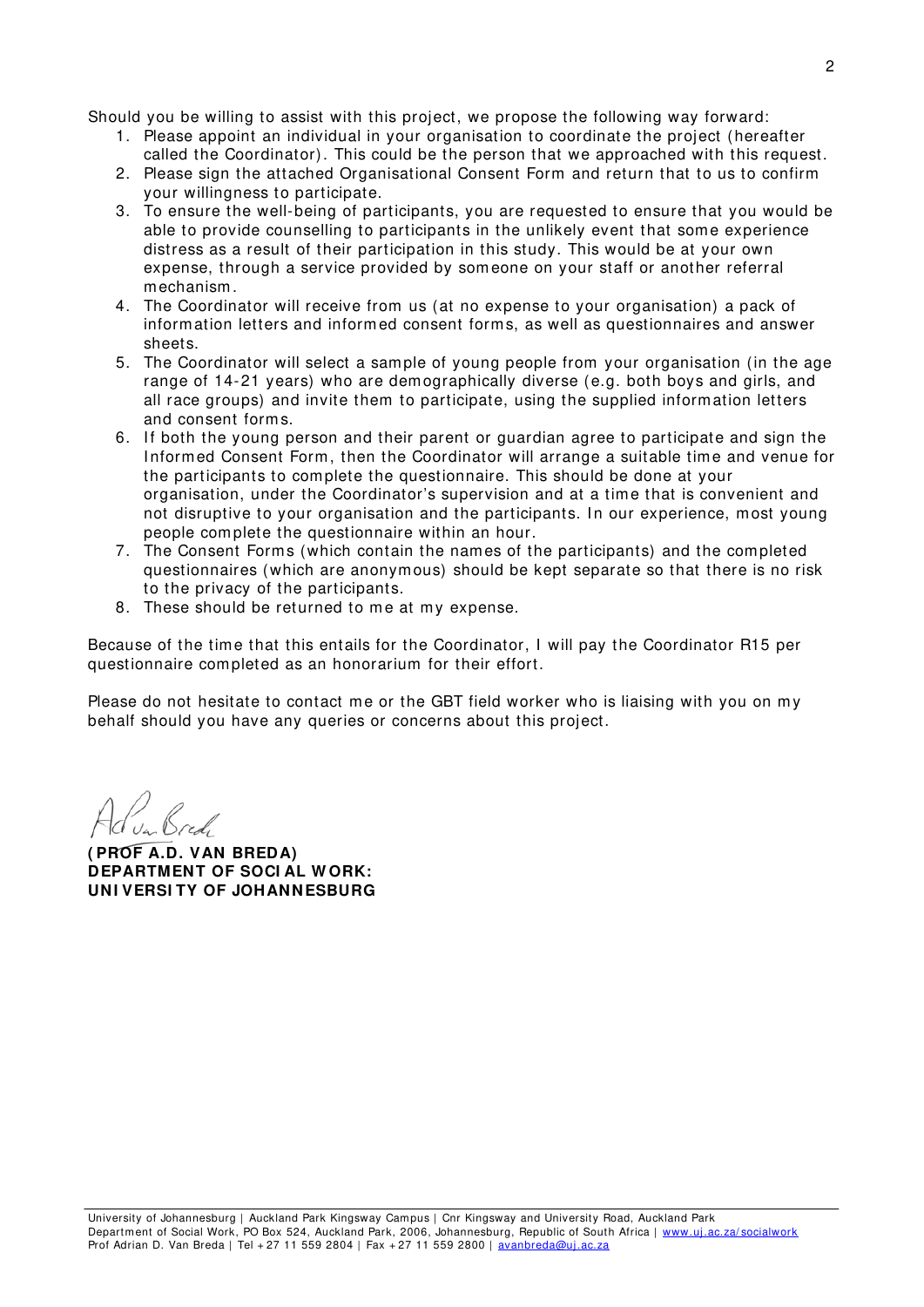Should you be willing to assist with this project, we propose the following way forward:

1. Please appoint an individual in your organisation to coordinate the project (hereafter called the Coordinator). This could be the person that we approached with this request.
2. Please sign the attached Organisational Consent Form and return that to us to confirm your willingness to participate.
3. To ensure the well-being of participants, you are requested to ensure that you would be able to provide counselling to participants in the unlikely event that some experience distress as a result of their participation in this study. This would be at your own expense, through a service provided by someone on your staff or another referral mechanism.
4. The Coordinator will receive from us (at no expense to your organisation) a pack of information letters and informed consent forms, as well as questionnaires and answer sheets.
5. The Coordinator will select a sample of young people from your organisation (in the age range of 14-21 years) who are demographically diverse (e.g. both boys and girls, and all race groups) and invite them to participate, using the supplied information letters and consent forms.
6. If both the young person and their parent or guardian agree to participate and sign the Informed Consent Form, then the Coordinator will arrange a suitable time and venue for the participants to complete the questionnaire. This should be done at your organisation, under the Coordinator's supervision and at a time that is convenient and not disruptive to your organisation and the participants. In our experience, most young people complete the questionnaire within an hour.
7. The Consent Forms (which contain the names of the participants) and the completed questionnaires (which are anonymous) should be kept separate so that there is no risk to the privacy of the participants.
8. These should be returned to me at my expense.

Because of the time that this entails for the Coordinator, I will pay the Coordinator R15 per questionnaire completed as an honorarium for their effort.

Please do not hesitate to contact me or the GBT field worker who is liaising with you on my behalf should you have any queries or concerns about this project.

**(PROF A.D. VAN BREDA)**
**DEPARTMENT OF SOCIAL WORK:**
**UNIVERSITY OF JOHANNESBURG**

University of Johannesburg | Auckland Park Kingsway Campus | Cnr Kingsway and University Road, Auckland Park
Department of Social Work, PO Box 524, Auckland Park, 2006, Johannesburg, Republic of South Africa | www.uj.ac.za/socialwork
Prof Adrian D. Van Breda | Tel +27 11 559 2804 | Fax +27 11 559 2800 | avanbreda@uj.ac.za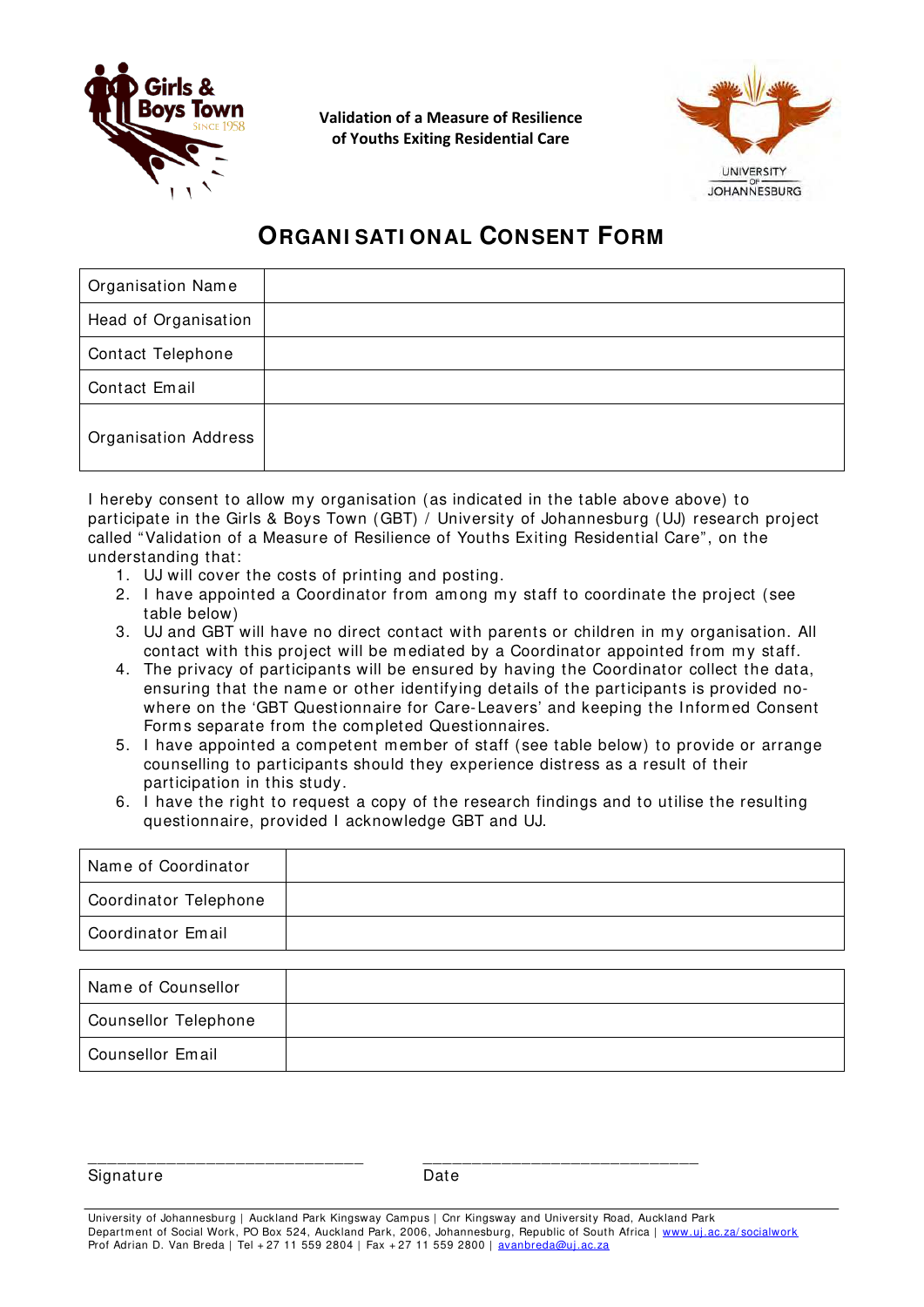Girls & Boys Town SINCE 1958

**Validation of a Measure of Resilience of Youths Exiting Residential Care**

UNIVERSITY OF JOHANNESBURG

# ORGANISATIONAL CONSENT FORM

| Organisation Name | |
|---|---|
| Head of Organisation | |
| Contact Telephone | |
| Contact Email | |
| Organisation Address | |

I hereby consent to allow my organisation (as indicated in the table above above) to participate in the Girls & Boys Town (GBT) / University of Johannesburg (UJ) research project called "Validation of a Measure of Resilience of Youths Exiting Residential Care", on the understanding that:

1. UJ will cover the costs of printing and posting.
2. I have appointed a Coordinator from among my staff to coordinate the project (see table below)
3. UJ and GBT will have no direct contact with parents or children in my organisation. All contact with this project will be mediated by a Coordinator appointed from my staff.
4. The privacy of participants will be ensured by having the Coordinator collect the data, ensuring that the name or other identifying details of the participants is provided no-where on the 'GBT Questionnaire for Care-Leavers' and keeping the Informed Consent Forms separate from the completed Questionnaires.
5. I have appointed a competent member of staff (see table below) to provide or arrange counselling to participants should they experience distress as a result of their participation in this study.
6. I have the right to request a copy of the research findings and to utilise the resulting questionnaire, provided I acknowledge GBT and UJ.

| Name of Coordinator | |
|---|---|
| Coordinator Telephone | |
| Coordinator Email | |

| Name of Counsellor | |
|---|---|
| Counsellor Telephone | |
| Counsellor Email | |

_______________________________ _______________________________

Signature Date

University of Johannesburg | Auckland Park Kingsway Campus | Cnr Kingsway and University Road, Auckland Park
Department of Social Work, PO Box 524, Auckland Park, 2006, Johannesburg, Republic of South Africa | www.uj.ac.za/socialwork
Prof Adrian D. Van Breda | Tel +27 11 559 2804 | Fax +27 11 559 2800 | avanbreda@uj.ac.za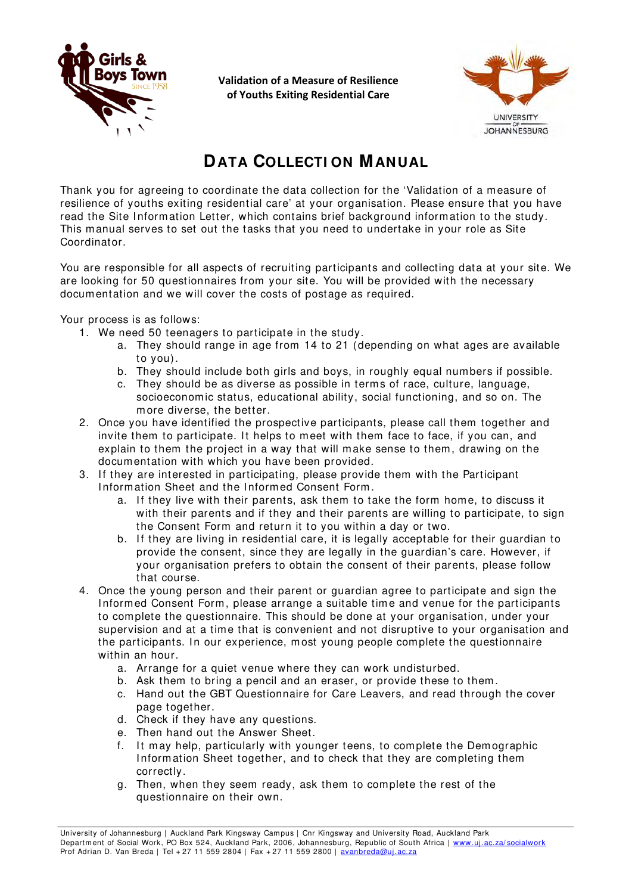**Validation of a Measure of Resilience of Youths Exiting Residential Care**

# DATA COLLECTION MANUAL

Thank you for agreeing to coordinate the data collection for the 'Validation of a measure of resilience of youths exiting residential care' at your organisation. Please ensure that you have read the Site Information Letter, which contains brief background information to the study. This manual serves to set out the tasks that you need to undertake in your role as Site Coordinator.

You are responsible for all aspects of recruiting participants and collecting data at your site. We are looking for 50 questionnaires from your site. You will be provided with the necessary documentation and we will cover the costs of postage as required.

Your process is as follows:

1. We need 50 teenagers to participate in the study.
   a. They should range in age from 14 to 21 (depending on what ages are available to you).
   b. They should include both girls and boys, in roughly equal numbers if possible.
   c. They should be as diverse as possible in terms of race, culture, language, socioeconomic status, educational ability, social functioning, and so on. The more diverse, the better.
2. Once you have identified the prospective participants, please call them together and invite them to participate. It helps to meet with them face to face, if you can, and explain to them the project in a way that will make sense to them, drawing on the documentation with which you have been provided.
3. If they are interested in participating, please provide them with the Participant Information Sheet and the Informed Consent Form.
   a. If they live with their parents, ask them to take the form home, to discuss it with their parents and if they and their parents are willing to participate, to sign the Consent Form and return it to you within a day or two.
   b. If they are living in residential care, it is legally acceptable for their guardian to provide the consent, since they are legally in the guardian's care. However, if your organisation prefers to obtain the consent of their parents, please follow that course.
4. Once the young person and their parent or guardian agree to participate and sign the Informed Consent Form, please arrange a suitable time and venue for the participants to complete the questionnaire. This should be done at your organisation, under your supervision and at a time that is convenient and not disruptive to your organisation and the participants. In our experience, most young people complete the questionnaire within an hour.
   a. Arrange for a quiet venue where they can work undisturbed.
   b. Ask them to bring a pencil and an eraser, or provide these to them.
   c. Hand out the GBT Questionnaire for Care Leavers, and read through the cover page together.
   d. Check if they have any questions.
   e. Then hand out the Answer Sheet.
   f. It may help, particularly with younger teens, to complete the Demographic Information Sheet together, and to check that they are completing them correctly.
   g. Then, when they seem ready, ask them to complete the rest of the questionnaire on their own.

University of Johannesburg | Auckland Park Kingsway Campus | Cnr Kingsway and University Road, Auckland Park
Department of Social Work, PO Box 524, Auckland Park, 2006, Johannesburg, Republic of South Africa | www.uj.ac.za/socialwork
Prof Adrian D. Van Breda | Tel +27 11 559 2804 | Fax +27 11 559 2800 | avanbreda@uj.ac.za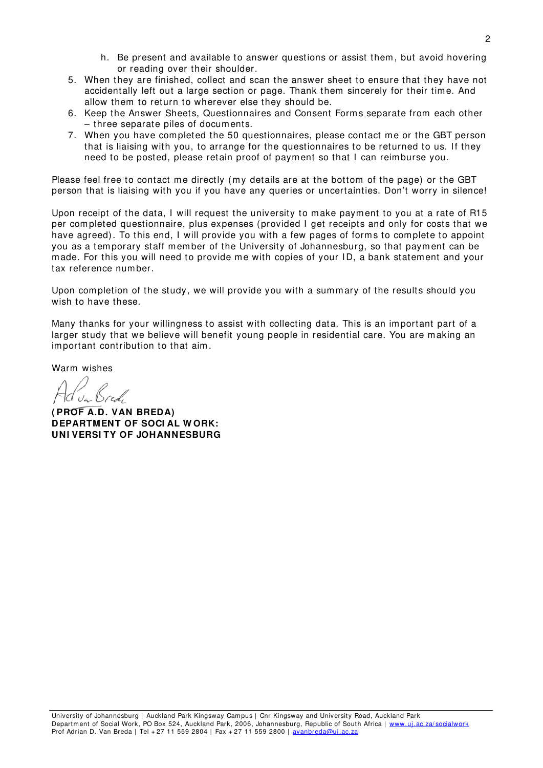h. Be present and available to answer questions or assist them, but avoid hovering or reading over their shoulder.

5. When they are finished, collect and scan the answer sheet to ensure that they have not accidentally left out a large section or page. Thank them sincerely for their time. And allow them to return to wherever else they should be.
6. Keep the Answer Sheets, Questionnaires and Consent Forms separate from each other – three separate piles of documents.
7. When you have completed the 50 questionnaires, please contact me or the GBT person that is liaising with you, to arrange for the questionnaires to be returned to us. If they need to be posted, please retain proof of payment so that I can reimburse you.

Please feel free to contact me directly (my details are at the bottom of the page) or the GBT person that is liaising with you if you have any queries or uncertainties. Don't worry in silence!

Upon receipt of the data, I will request the university to make payment to you at a rate of R15 per completed questionnaire, plus expenses (provided I get receipts and only for costs that we have agreed). To this end, I will provide you with a few pages of forms to complete to appoint you as a temporary staff member of the University of Johannesburg, so that payment can be made. For this you will need to provide me with copies of your ID, a bank statement and your tax reference number.

Upon completion of the study, we will provide you with a summary of the results should you wish to have these.

Many thanks for your willingness to assist with collecting data. This is an important part of a larger study that we believe will benefit young people in residential care. You are making an important contribution to that aim.

Warm wishes

**(PROF A.D. VAN BREDA)**
**DEPARTMENT OF SOCIAL WORK:**
**UNIVERSITY OF JOHANNESBURG**

University of Johannesburg | Auckland Park Kingsway Campus | Cnr Kingsway and University Road, Auckland Park
Department of Social Work, PO Box 524, Auckland Park, 2006, Johannesburg, Republic of South Africa | www.uj.ac.za/socialwork
Prof Adrian D. Van Breda | Tel +27 11 559 2804 | Fax +27 11 559 2800 | avanbreda@uj.ac.za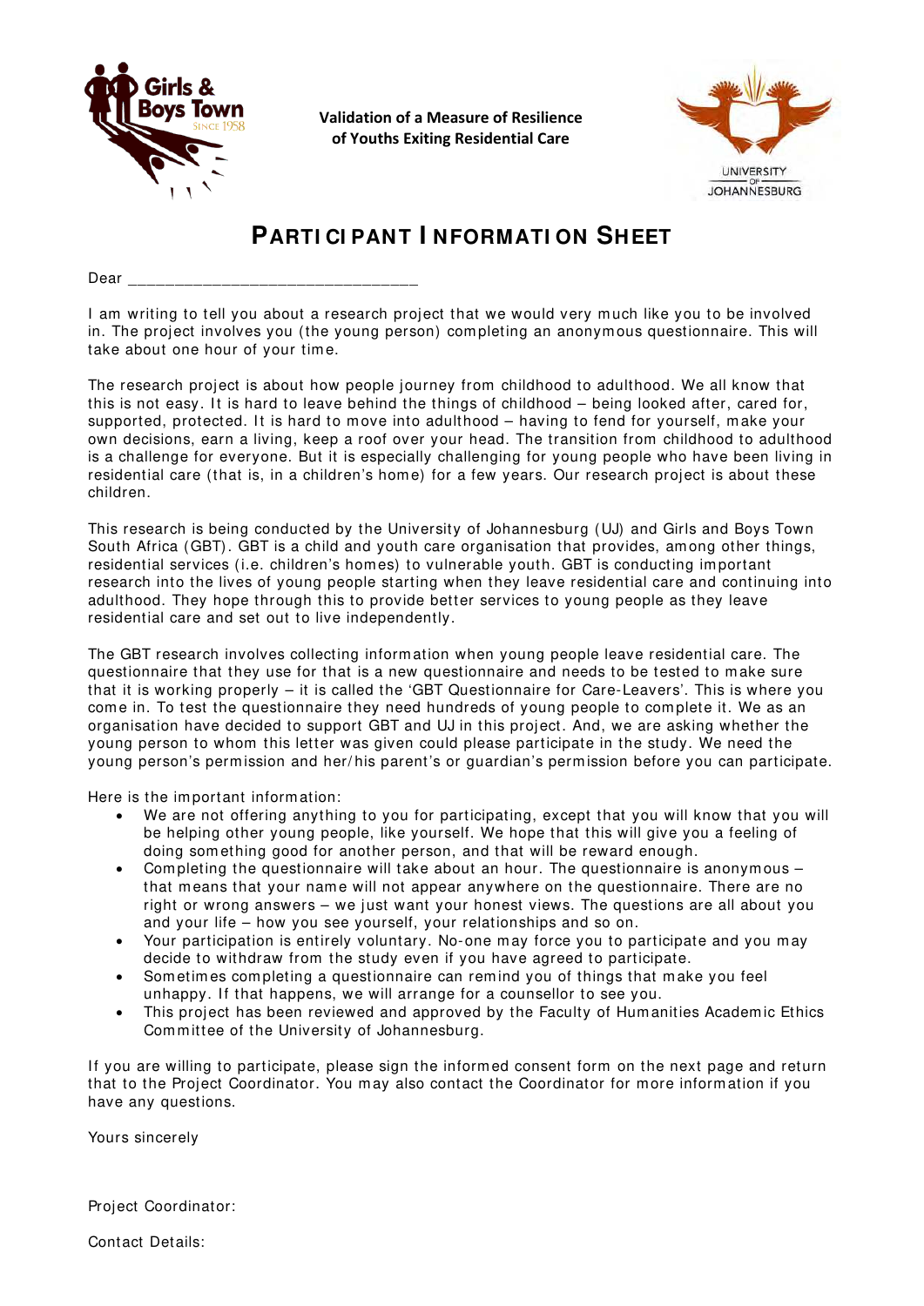**Validation of a Measure of Resilience of Youths Exiting Residential Care**

# PARTICIPANT INFORMATION SHEET

Dear ________________________________

I am writing to tell you about a research project that we would very much like you to be involved in. The project involves you (the young person) completing an anonymous questionnaire. This will take about one hour of your time.

The research project is about how people journey from childhood to adulthood. We all know that this is not easy. It is hard to leave behind the things of childhood – being looked after, cared for, supported, protected. It is hard to move into adulthood – having to fend for yourself, make your own decisions, earn a living, keep a roof over your head. The transition from childhood to adulthood is a challenge for everyone. But it is especially challenging for young people who have been living in residential care (that is, in a children's home) for a few years. Our research project is about these children.

This research is being conducted by the University of Johannesburg (UJ) and Girls and Boys Town South Africa (GBT). GBT is a child and youth care organisation that provides, among other things, residential services (i.e. children's homes) to vulnerable youth. GBT is conducting important research into the lives of young people starting when they leave residential care and continuing into adulthood. They hope through this to provide better services to young people as they leave residential care and set out to live independently.

The GBT research involves collecting information when young people leave residential care. The questionnaire that they use for that is a new questionnaire and needs to be tested to make sure that it is working properly – it is called the 'GBT Questionnaire for Care-Leavers'. This is where you come in. To test the questionnaire they need hundreds of young people to complete it. We as an organisation have decided to support GBT and UJ in this project. And, we are asking whether the young person to whom this letter was given could please participate in the study. We need the young person's permission and her/his parent's or guardian's permission before you can participate.

Here is the important information:

- We are not offering anything to you for participating, except that you will know that you will be helping other young people, like yourself. We hope that this will give you a feeling of doing something good for another person, and that will be reward enough.
- Completing the questionnaire will take about an hour. The questionnaire is anonymous – that means that your name will not appear anywhere on the questionnaire. There are no right or wrong answers – we just want your honest views. The questions are all about you and your life – how you see yourself, your relationships and so on.
- Your participation is entirely voluntary. No-one may force you to participate and you may decide to withdraw from the study even if you have agreed to participate.
- Sometimes completing a questionnaire can remind you of things that make you feel unhappy. If that happens, we will arrange for a counsellor to see you.
- This project has been reviewed and approved by the Faculty of Humanities Academic Ethics Committee of the University of Johannesburg.

If you are willing to participate, please sign the informed consent form on the next page and return that to the Project Coordinator. You may also contact the Coordinator for more information if you have any questions.

Yours sincerely

Project Coordinator:

Contact Details: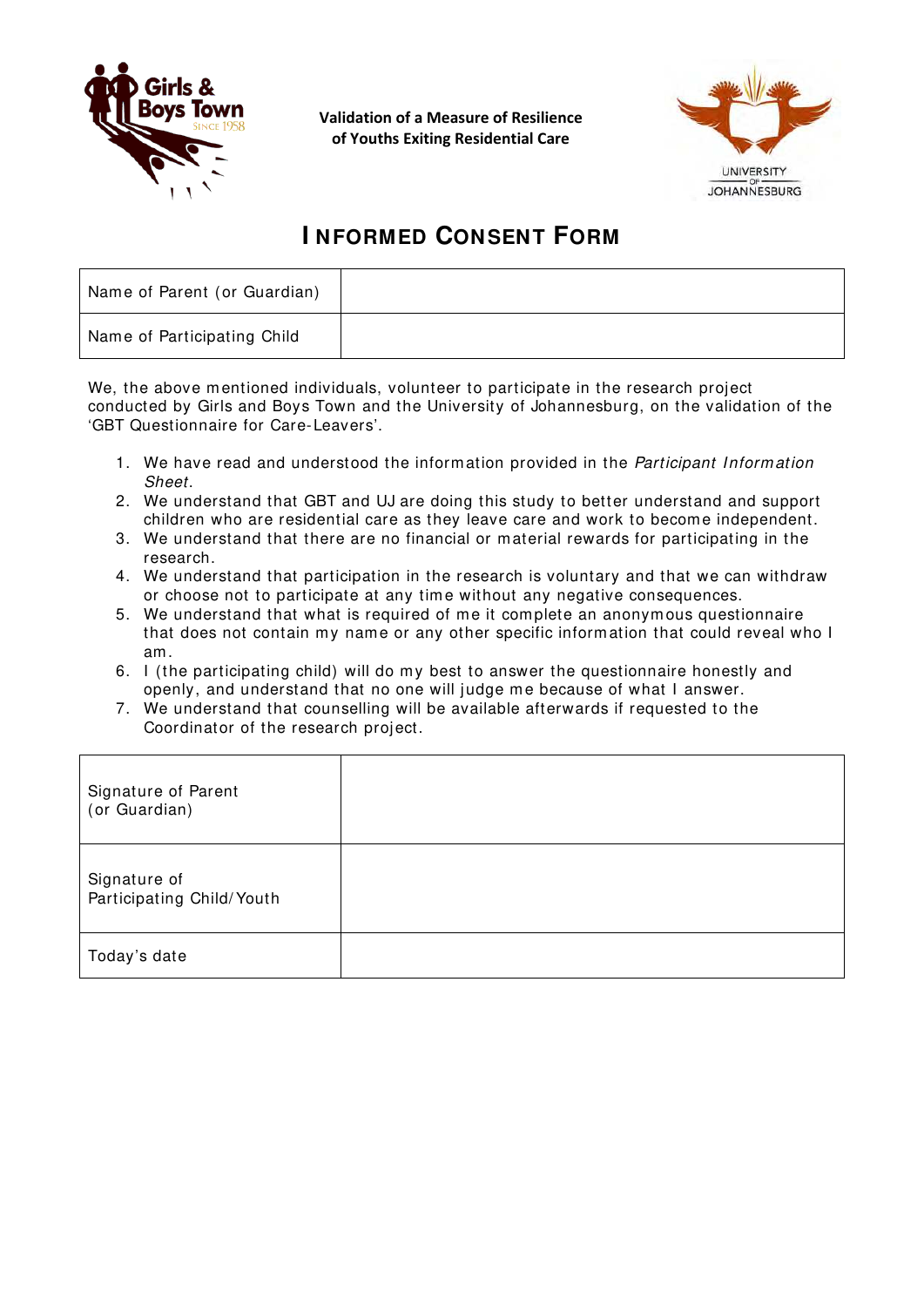Validation of a Measure of Resilience of Youths Exiting Residential Care

# INFORMED CONSENT FORM

| Name of Parent (or Guardian) | |
|---|---|
| Name of Participating Child | |

We, the above mentioned individuals, volunteer to participate in the research project conducted by Girls and Boys Town and the University of Johannesburg, on the validation of the 'GBT Questionnaire for Care-Leavers'.

1. We have read and understood the information provided in the *Participant Information Sheet*.
2. We understand that GBT and UJ are doing this study to better understand and support children who are residential care as they leave care and work to become independent.
3. We understand that there are no financial or material rewards for participating in the research.
4. We understand that participation in the research is voluntary and that we can withdraw or choose not to participate at any time without any negative consequences.
5. We understand that what is required of me it complete an anonymous questionnaire that does not contain my name or any other specific information that could reveal who I am.
6. I (the participating child) will do my best to answer the questionnaire honestly and openly, and understand that no one will judge me because of what I answer.
7. We understand that counselling will be available afterwards if requested to the Coordinator of the research project.

| Signature of Parent (or Guardian) | |
|---|---|
| Signature of Participating Child/Youth | |
| Today's date | |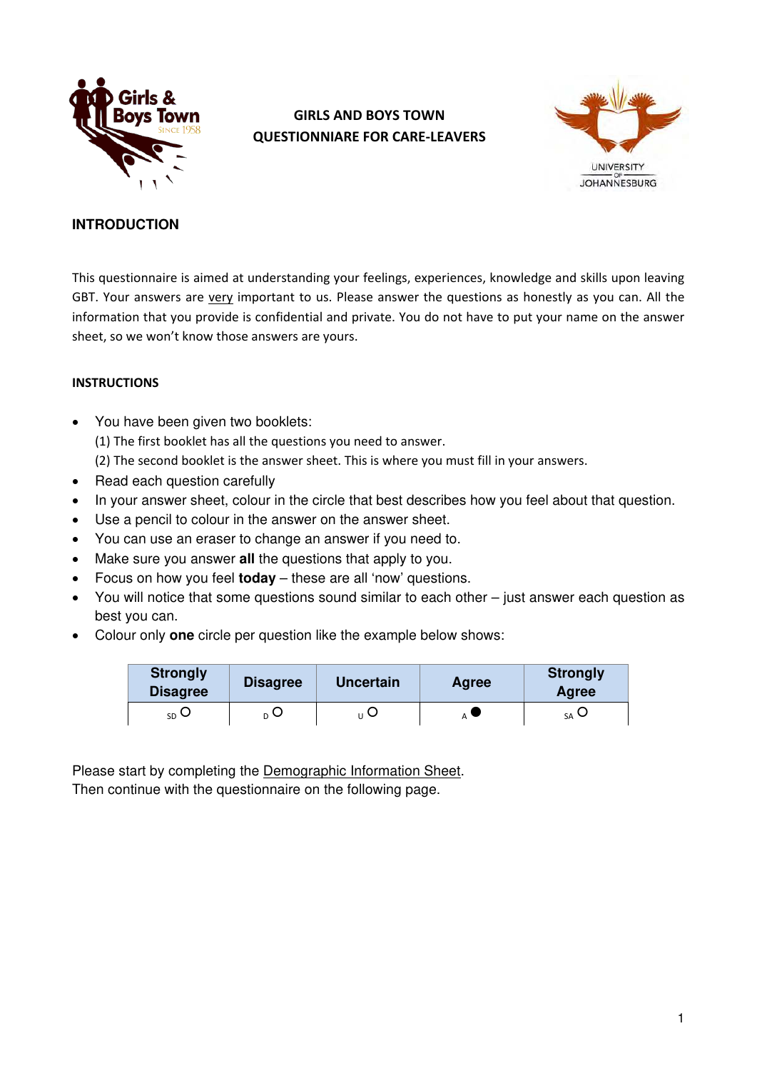# GIRLS AND BOYS TOWN QUESTIONNIARE FOR CARE-LEAVERS

## INTRODUCTION

This questionnaire is aimed at understanding your feelings, experiences, knowledge and skills upon leaving GBT. Your answers are very important to us. Please answer the questions as honestly as you can. All the information that you provide is confidential and private. You do not have to put your name on the answer sheet, so we won't know those answers are yours.

### INSTRUCTIONS

- You have been given two booklets:
  (1) The first booklet has all the questions you need to answer.
  (2) The second booklet is the answer sheet. This is where you must fill in your answers.
- Read each question carefully
- In your answer sheet, colour in the circle that best describes how you feel about that question.
- Use a pencil to colour in the answer on the answer sheet.
- You can use an eraser to change an answer if you need to.
- Make sure you answer **all** the questions that apply to you.
- Focus on how you feel **today** – these are all 'now' questions.
- You will notice that some questions sound similar to each other – just answer each question as best you can.
- Colour only **one** circle per question like the example below shows:

| Strongly Disagree | Disagree | Uncertain | Agree | Strongly Agree |
|---|---|---|---|---|
| SD ○ | D ○ | U ○ | A ● | SA ○ |

Please start by completing the Demographic Information Sheet.
Then continue with the questionnaire on the following page.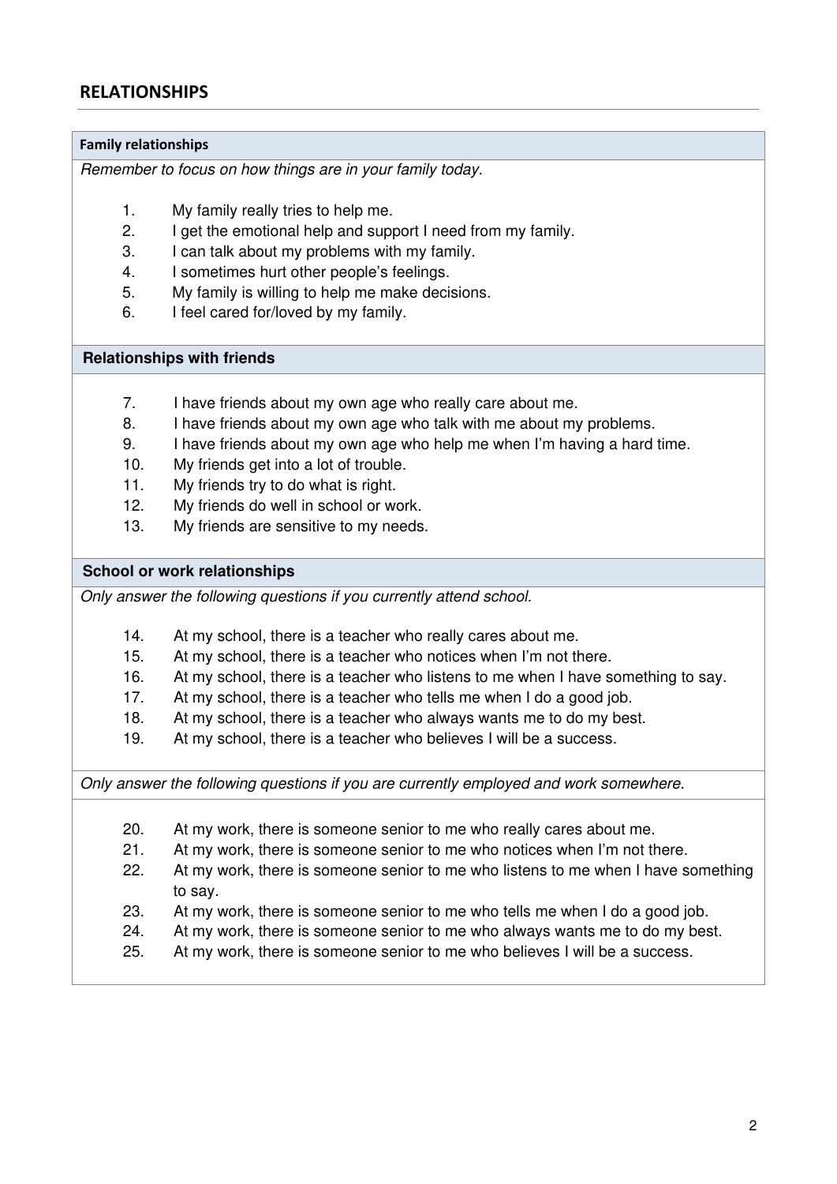## RELATIONSHIPS

### Family relationships

*Remember to focus on how things are in your family today.*

1. My family really tries to help me.
2. I get the emotional help and support I need from my family.
3. I can talk about my problems with my family.
4. I sometimes hurt other people's feelings.
5. My family is willing to help me make decisions.
6. I feel cared for/loved by my family.

### Relationships with friends

7. I have friends about my own age who really care about me.
8. I have friends about my own age who talk with me about my problems.
9. I have friends about my own age who help me when I'm having a hard time.
10. My friends get into a lot of trouble.
11. My friends try to do what is right.
12. My friends do well in school or work.
13. My friends are sensitive to my needs.

### School or work relationships

*Only answer the following questions if you currently attend school.*

14. At my school, there is a teacher who really cares about me.
15. At my school, there is a teacher who notices when I'm not there.
16. At my school, there is a teacher who listens to me when I have something to say.
17. At my school, there is a teacher who tells me when I do a good job.
18. At my school, there is a teacher who always wants me to do my best.
19. At my school, there is a teacher who believes I will be a success.

*Only answer the following questions if you are currently employed and work somewhere.*

20. At my work, there is someone senior to me who really cares about me.
21. At my work, there is someone senior to me who notices when I'm not there.
22. At my work, there is someone senior to me who listens to me when I have something to say.
23. At my work, there is someone senior to me who tells me when I do a good job.
24. At my work, there is someone senior to me who always wants me to do my best.
25. At my work, there is someone senior to me who believes I will be a success.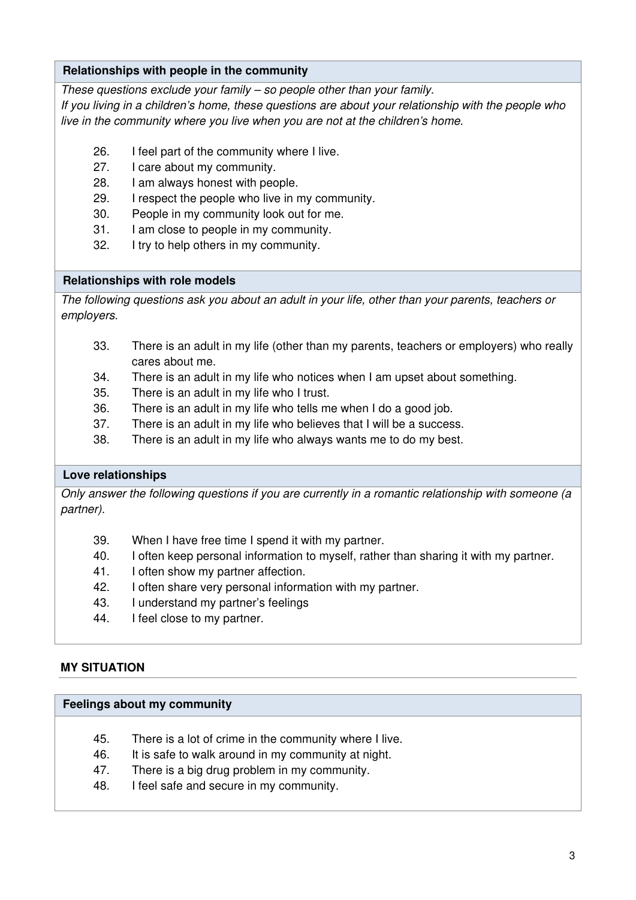### Relationships with people in the community

*These questions exclude your family – so people other than your family.*
*If you living in a children's home, these questions are about your relationship with the people who live in the community where you live when you are not at the children's home.*

26. I feel part of the community where I live.
27. I care about my community.
28. I am always honest with people.
29. I respect the people who live in my community.
30. People in my community look out for me.
31. I am close to people in my community.
32. I try to help others in my community.

### Relationships with role models

*The following questions ask you about an adult in your life, other than your parents, teachers or employers.*

33. There is an adult in my life (other than my parents, teachers or employers) who really cares about me.
34. There is an adult in my life who notices when I am upset about something.
35. There is an adult in my life who I trust.
36. There is an adult in my life who tells me when I do a good job.
37. There is an adult in my life who believes that I will be a success.
38. There is an adult in my life who always wants me to do my best.

### Love relationships

*Only answer the following questions if you are currently in a romantic relationship with someone (a partner).*

39. When I have free time I spend it with my partner.
40. I often keep personal information to myself, rather than sharing it with my partner.
41. I often show my partner affection.
42. I often share very personal information with my partner.
43. I understand my partner's feelings
44. I feel close to my partner.

## MY SITUATION

### Feelings about my community

45. There is a lot of crime in the community where I live.
46. It is safe to walk around in my community at night.
47. There is a big drug problem in my community.
48. I feel safe and secure in my community.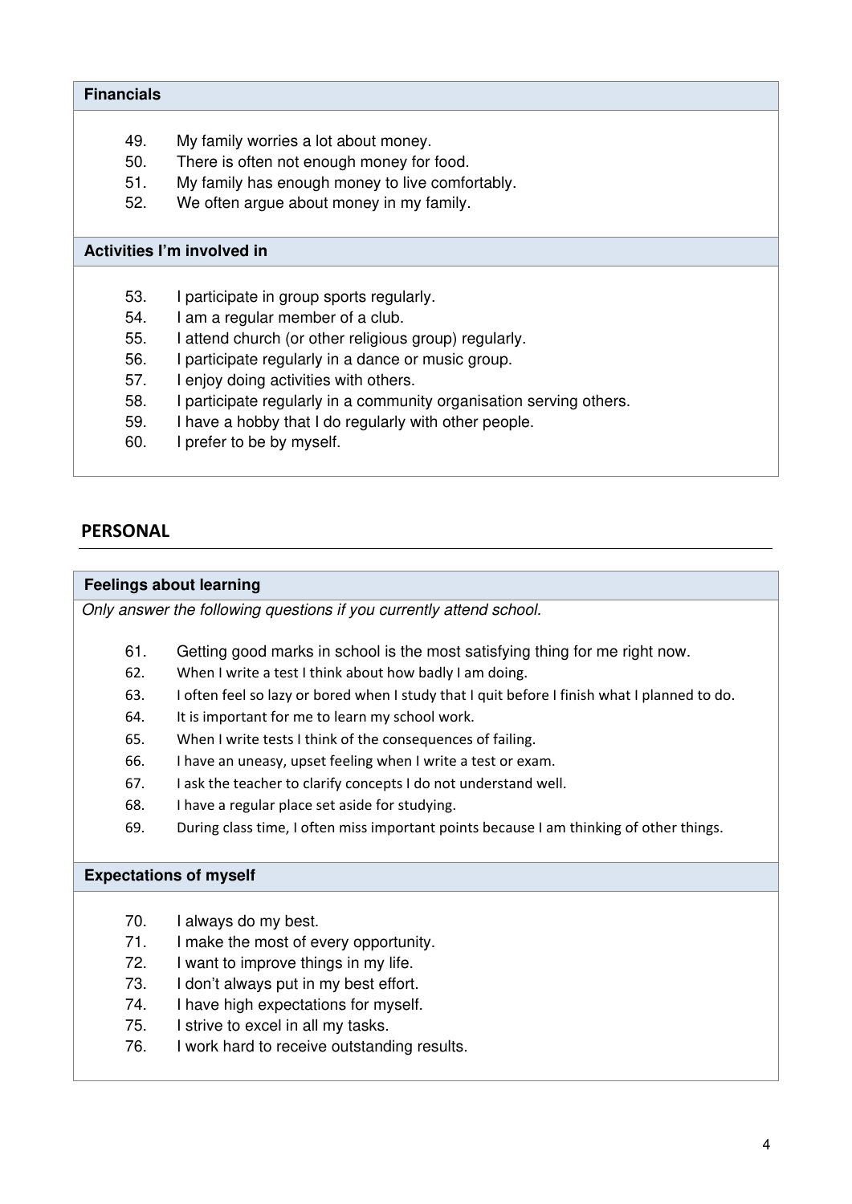### Financials

49. My family worries a lot about money.
50. There is often not enough money for food.
51. My family has enough money to live comfortably.
52. We often argue about money in my family.

### Activities I'm involved in

53. I participate in group sports regularly.
54. I am a regular member of a club.
55. I attend church (or other religious group) regularly.
56. I participate regularly in a dance or music group.
57. I enjoy doing activities with others.
58. I participate regularly in a community organisation serving others.
59. I have a hobby that I do regularly with other people.
60. I prefer to be by myself.

## PERSONAL

### Feelings about learning

*Only answer the following questions if you currently attend school.*

61. Getting good marks in school is the most satisfying thing for me right now.
62. When I write a test I think about how badly I am doing.
63. I often feel so lazy or bored when I study that I quit before I finish what I planned to do.
64. It is important for me to learn my school work.
65. When I write tests I think of the consequences of failing.
66. I have an uneasy, upset feeling when I write a test or exam.
67. I ask the teacher to clarify concepts I do not understand well.
68. I have a regular place set aside for studying.
69. During class time, I often miss important points because I am thinking of other things.

### Expectations of myself

70. I always do my best.
71. I make the most of every opportunity.
72. I want to improve things in my life.
73. I don't always put in my best effort.
74. I have high expectations for myself.
75. I strive to excel in all my tasks.
76. I work hard to receive outstanding results.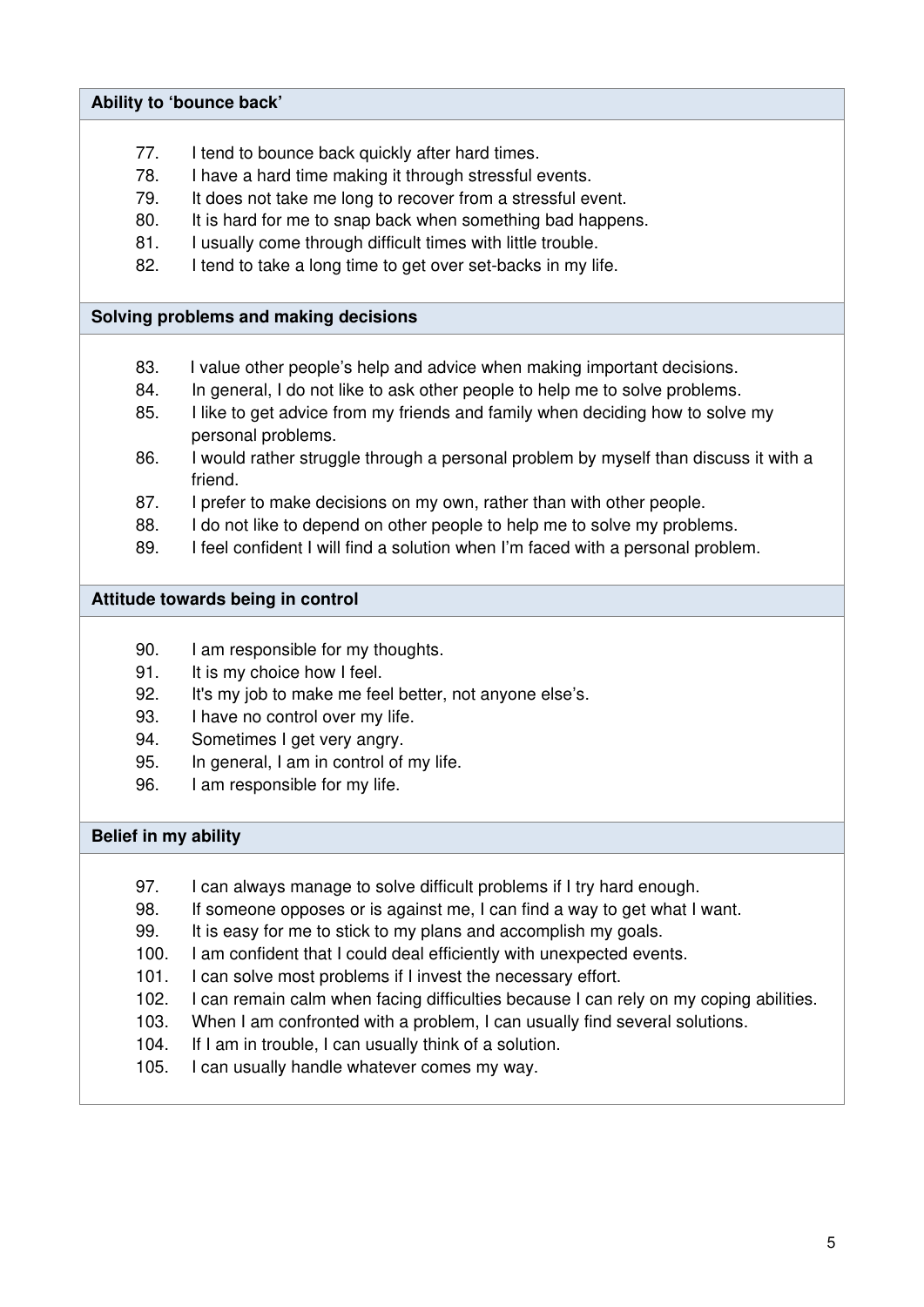### Ability to 'bounce back'

77. I tend to bounce back quickly after hard times.
78. I have a hard time making it through stressful events.
79. It does not take me long to recover from a stressful event.
80. It is hard for me to snap back when something bad happens.
81. I usually come through difficult times with little trouble.
82. I tend to take a long time to get over set-backs in my life.

### Solving problems and making decisions

83. I value other people's help and advice when making important decisions.
84. In general, I do not like to ask other people to help me to solve problems.
85. I like to get advice from my friends and family when deciding how to solve my personal problems.
86. I would rather struggle through a personal problem by myself than discuss it with a friend.
87. I prefer to make decisions on my own, rather than with other people.
88. I do not like to depend on other people to help me to solve my problems.
89. I feel confident I will find a solution when I'm faced with a personal problem.

### Attitude towards being in control

90. I am responsible for my thoughts.
91. It is my choice how I feel.
92. It's my job to make me feel better, not anyone else's.
93. I have no control over my life.
94. Sometimes I get very angry.
95. In general, I am in control of my life.
96. I am responsible for my life.

### Belief in my ability

97. I can always manage to solve difficult problems if I try hard enough.
98. If someone opposes or is against me, I can find a way to get what I want.
99. It is easy for me to stick to my plans and accomplish my goals.
100. I am confident that I could deal efficiently with unexpected events.
101. I can solve most problems if I invest the necessary effort.
102. I can remain calm when facing difficulties because I can rely on my coping abilities.
103. When I am confronted with a problem, I can usually find several solutions.
104. If I am in trouble, I can usually think of a solution.
105. I can usually handle whatever comes my way.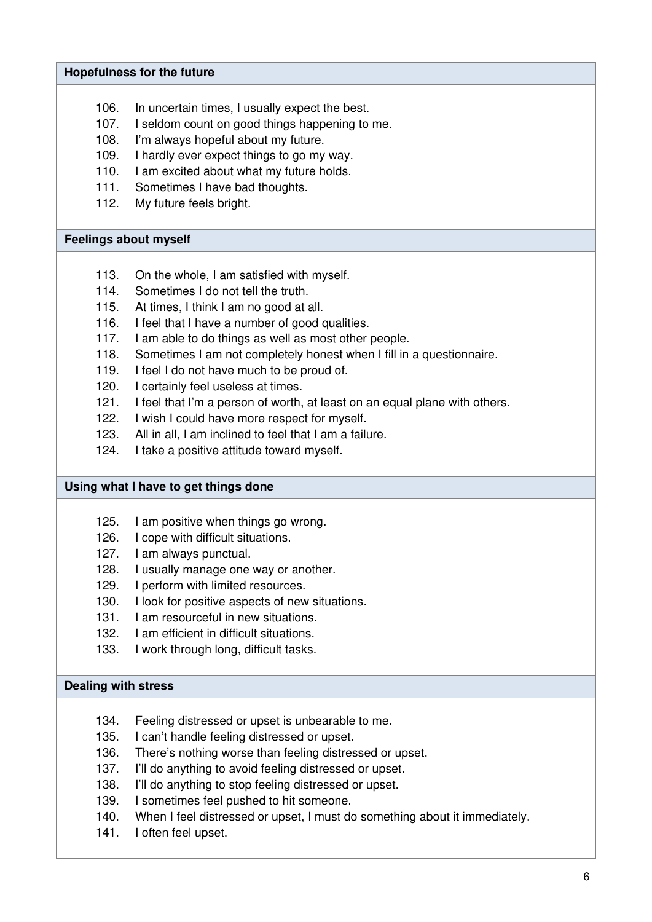### Hopefulness for the future

106. In uncertain times, I usually expect the best.
107. I seldom count on good things happening to me.
108. I'm always hopeful about my future.
109. I hardly ever expect things to go my way.
110. I am excited about what my future holds.
111. Sometimes I have bad thoughts.
112. My future feels bright.

### Feelings about myself

113. On the whole, I am satisfied with myself.
114. Sometimes I do not tell the truth.
115. At times, I think I am no good at all.
116. I feel that I have a number of good qualities.
117. I am able to do things as well as most other people.
118. Sometimes I am not completely honest when I fill in a questionnaire.
119. I feel I do not have much to be proud of.
120. I certainly feel useless at times.
121. I feel that I'm a person of worth, at least on an equal plane with others.
122. I wish I could have more respect for myself.
123. All in all, I am inclined to feel that I am a failure.
124. I take a positive attitude toward myself.

### Using what I have to get things done

125. I am positive when things go wrong.
126. I cope with difficult situations.
127. I am always punctual.
128. I usually manage one way or another.
129. I perform with limited resources.
130. I look for positive aspects of new situations.
131. I am resourceful in new situations.
132. I am efficient in difficult situations.
133. I work through long, difficult tasks.

### Dealing with stress

134. Feeling distressed or upset is unbearable to me.
135. I can't handle feeling distressed or upset.
136. There's nothing worse than feeling distressed or upset.
137. I'll do anything to avoid feeling distressed or upset.
138. I'll do anything to stop feeling distressed or upset.
139. I sometimes feel pushed to hit someone.
140. When I feel distressed or upset, I must do something about it immediately.
141. I often feel upset.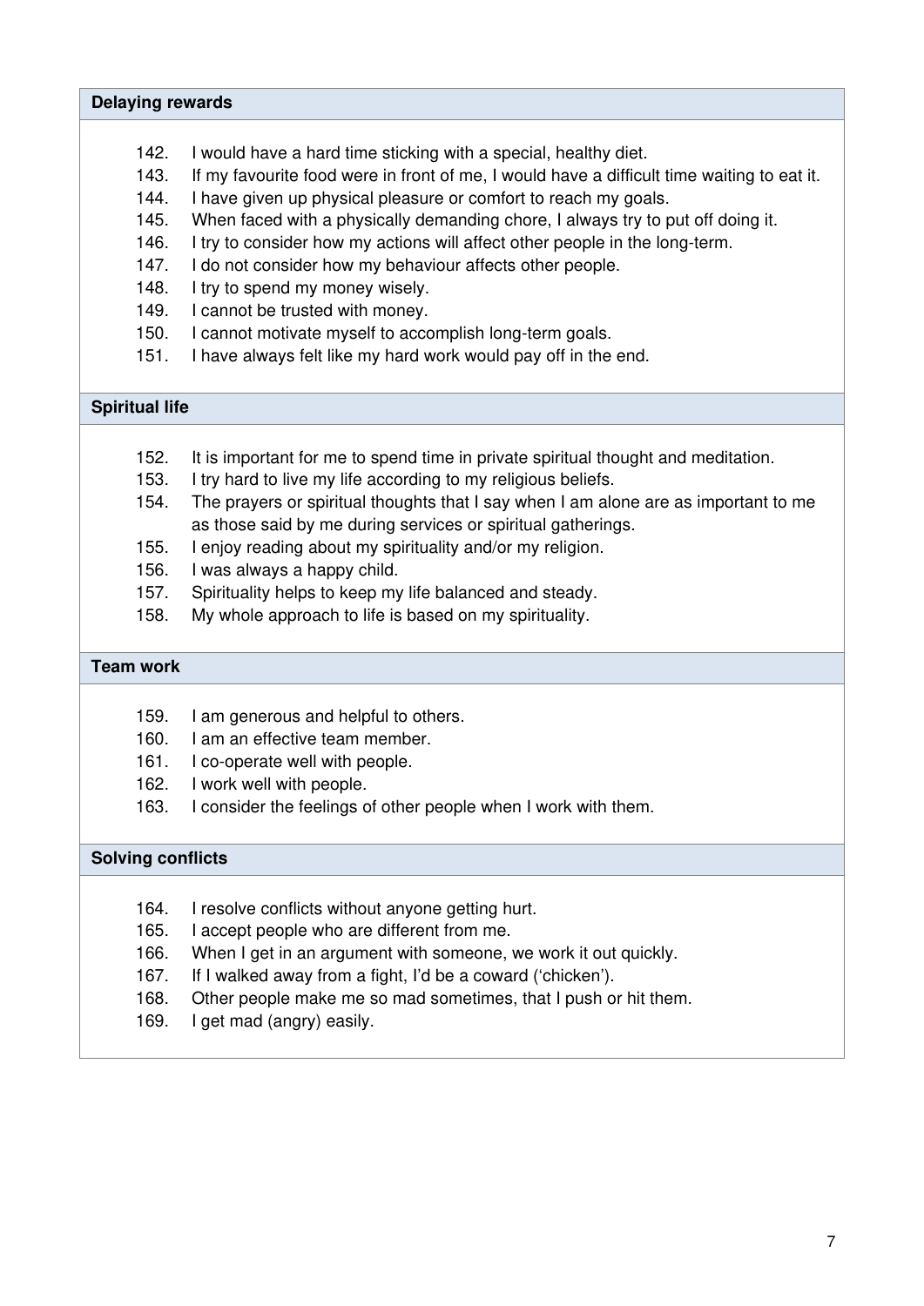**Delaying rewards**

142. I would have a hard time sticking with a special, healthy diet.
143. If my favourite food were in front of me, I would have a difficult time waiting to eat it.
144. I have given up physical pleasure or comfort to reach my goals.
145. When faced with a physically demanding chore, I always try to put off doing it.
146. I try to consider how my actions will affect other people in the long-term.
147. I do not consider how my behaviour affects other people.
148. I try to spend my money wisely.
149. I cannot be trusted with money.
150. I cannot motivate myself to accomplish long-term goals.
151. I have always felt like my hard work would pay off in the end.

**Spiritual life**

152. It is important for me to spend time in private spiritual thought and meditation.
153. I try hard to live my life according to my religious beliefs.
154. The prayers or spiritual thoughts that I say when I am alone are as important to me as those said by me during services or spiritual gatherings.
155. I enjoy reading about my spirituality and/or my religion.
156. I was always a happy child.
157. Spirituality helps to keep my life balanced and steady.
158. My whole approach to life is based on my spirituality.

**Team work**

159. I am generous and helpful to others.
160. I am an effective team member.
161. I co-operate well with people.
162. I work well with people.
163. I consider the feelings of other people when I work with them.

**Solving conflicts**

164. I resolve conflicts without anyone getting hurt.
165. I accept people who are different from me.
166. When I get in an argument with someone, we work it out quickly.
167. If I walked away from a fight, I'd be a coward ('chicken').
168. Other people make me so mad sometimes, that I push or hit them.
169. I get mad (angry) easily.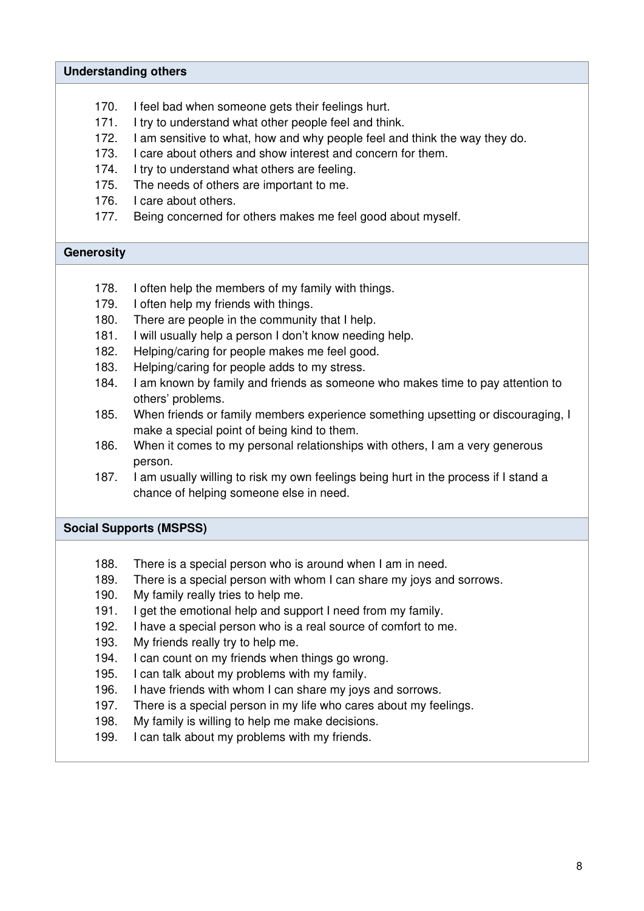**Understanding others**

170. I feel bad when someone gets their feelings hurt.
171. I try to understand what other people feel and think.
172. I am sensitive to what, how and why people feel and think the way they do.
173. I care about others and show interest and concern for them.
174. I try to understand what others are feeling.
175. The needs of others are important to me.
176. I care about others.
177. Being concerned for others makes me feel good about myself.

**Generosity**

178. I often help the members of my family with things.
179. I often help my friends with things.
180. There are people in the community that I help.
181. I will usually help a person I don't know needing help.
182. Helping/caring for people makes me feel good.
183. Helping/caring for people adds to my stress.
184. I am known by family and friends as someone who makes time to pay attention to others' problems.
185. When friends or family members experience something upsetting or discouraging, I make a special point of being kind to them.
186. When it comes to my personal relationships with others, I am a very generous person.
187. I am usually willing to risk my own feelings being hurt in the process if I stand a chance of helping someone else in need.

**Social Supports (MSPSS)**

188. There is a special person who is around when I am in need.
189. There is a special person with whom I can share my joys and sorrows.
190. My family really tries to help me.
191. I get the emotional help and support I need from my family.
192. I have a special person who is a real source of comfort to me.
193. My friends really try to help me.
194. I can count on my friends when things go wrong.
195. I can talk about my problems with my family.
196. I have friends with whom I can share my joys and sorrows.
197. There is a special person in my life who cares about my feelings.
198. My family is willing to help me make decisions.
199. I can talk about my problems with my friends.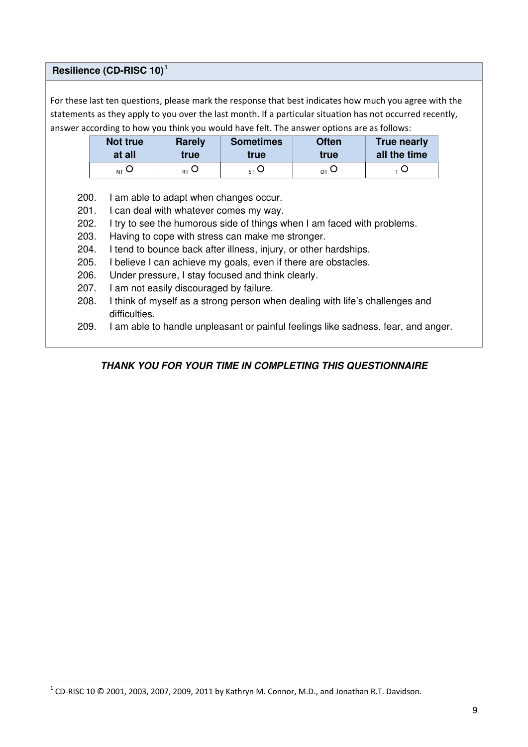## Resilience (CD-RISC 10)[1]

For these last ten questions, please mark the response that best indicates how much you agree with the statements as they apply to you over the last month. If a particular situation has not occurred recently, answer according to how you think you would have felt. The answer options are as follows:

| Not true at all | Rarely true | Sometimes true | Often true | True nearly all the time |
|---|---|---|---|---|
| NT O | RT O | ST O | OT O | T O |

200. I am able to adapt when changes occur.
201. I can deal with whatever comes my way.
202. I try to see the humorous side of things when I am faced with problems.
203. Having to cope with stress can make me stronger.
204. I tend to bounce back after illness, injury, or other hardships.
205. I believe I can achieve my goals, even if there are obstacles.
206. Under pressure, I stay focused and think clearly.
207. I am not easily discouraged by failure.
208. I think of myself as a strong person when dealing with life's challenges and difficulties.
209. I am able to handle unpleasant or painful feelings like sadness, fear, and anger.

***THANK YOU FOR YOUR TIME IN COMPLETING THIS QUESTIONNAIRE***

[1] CD-RISC 10 © 2001, 2003, 2007, 2009, 2011 by Kathryn M. Connor, M.D., and Jonathan R.T. Davidson.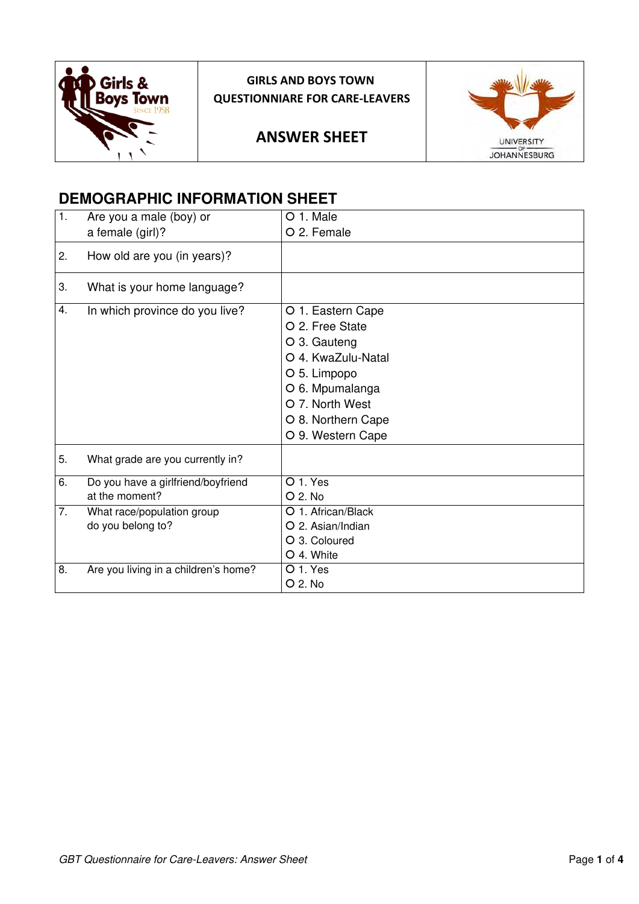| Girls & Boys Town SINCE 1958 | GIRLS AND BOYS TOWN QUESTIONNIARE FOR CARE-LEAVERS<br><br>**ANSWER SHEET** | UNIVERSITY OF JOHANNESBURG |
|---|---|---|

## DEMOGRAPHIC INFORMATION SHEET

| | |
|---|---|
| 1. Are you a male (boy) or a female (girl)? | O 1. Male<br>O 2. Female |
| 2. How old are you (in years)? | |
| 3. What is your home language? | |
| 4. In which province do you live? | O 1. Eastern Cape<br>O 2. Free State<br>O 3. Gauteng<br>O 4. KwaZulu-Natal<br>O 5. Limpopo<br>O 6. Mpumalanga<br>O 7. North West<br>O 8. Northern Cape<br>O 9. Western Cape |
| 5. What grade are you currently in? | |
| 6. Do you have a girlfriend/boyfriend at the moment? | O 1. Yes<br>O 2. No |
| 7. What race/population group do you belong to? | O 1. African/Black<br>O 2. Asian/Indian<br>O 3. Coloured<br>O 4. White |
| 8. Are you living in a children's home? | O 1. Yes<br>O 2. No |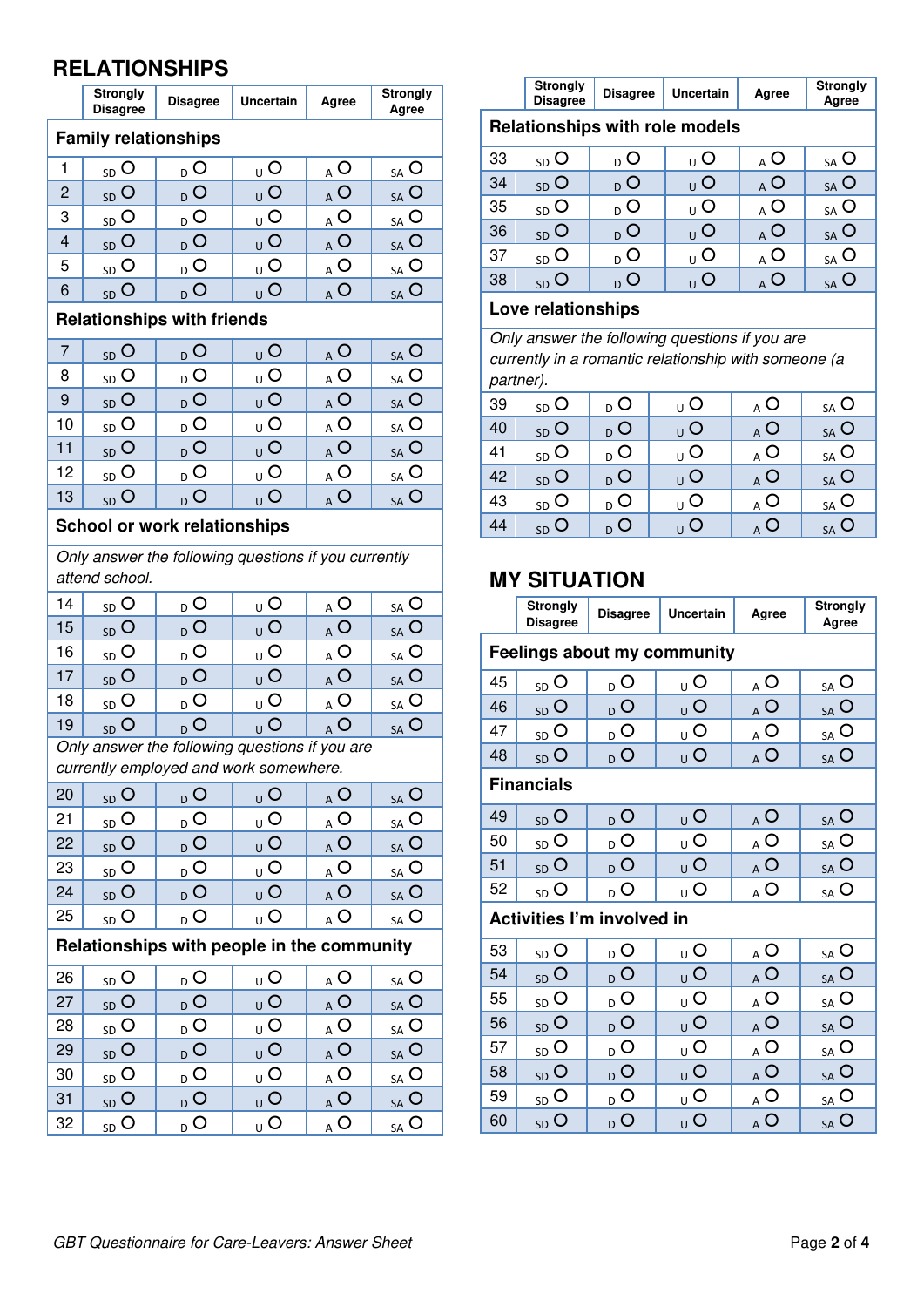## RELATIONSHIPS

| | Strongly Disagree | Disagree | Uncertain | Agree | Strongly Agree |
|---|---|---|---|---|---|
| **Family relationships** | | | | | |
| 1 | SD O | D O | U O | A O | SA O |
| 2 | SD O | D O | U O | A O | SA O |
| 3 | SD O | D O | U O | A O | SA O |
| 4 | SD O | D O | U O | A O | SA O |
| 5 | SD O | D O | U O | A O | SA O |
| 6 | SD O | D O | U O | A O | SA O |
| **Relationships with friends** | | | | | |
| 7 | SD O | D O | U O | A O | SA O |
| 8 | SD O | D O | U O | A O | SA O |
| 9 | SD O | D O | U O | A O | SA O |
| 10 | SD O | D O | U O | A O | SA O |
| 11 | SD O | D O | U O | A O | SA O |
| 12 | SD O | D O | U O | A O | SA O |
| 13 | SD O | D O | U O | A O | SA O |
| **School or work relationships** | | | | | |
| *Only answer the following questions if you currently attend school.* | | | | | |
| 14 | SD O | D O | U O | A O | SA O |
| 15 | SD O | D O | U O | A O | SA O |
| 16 | SD O | D O | U O | A O | SA O |
| 17 | SD O | D O | U O | A O | SA O |
| 18 | SD O | D O | U O | A O | SA O |
| 19 | SD O | D O | U O | A O | SA O |
| *Only answer the following questions if you are currently employed and work somewhere.* | | | | | |
| 20 | SD O | D O | U O | A O | SA O |
| 21 | SD O | D O | U O | A O | SA O |
| 22 | SD O | D O | U O | A O | SA O |
| 23 | SD O | D O | U O | A O | SA O |
| 24 | SD O | D O | U O | A O | SA O |
| 25 | SD O | D O | U O | A O | SA O |
| **Relationships with people in the community** | | | | | |
| 26 | SD O | D O | U O | A O | SA O |
| 27 | SD O | D O | U O | A O | SA O |
| 28 | SD O | D O | U O | A O | SA O |
| 29 | SD O | D O | U O | A O | SA O |
| 30 | SD O | D O | U O | A O | SA O |
| 31 | SD O | D O | U O | A O | SA O |
| 32 | SD O | D O | U O | A O | SA O |
| **Relationships with role models** | | | | | |
| 33 | SD O | D O | U O | A O | SA O |
| 34 | SD O | D O | U O | A O | SA O |
| 35 | SD O | D O | U O | A O | SA O |
| 36 | SD O | D O | U O | A O | SA O |
| 37 | SD O | D O | U O | A O | SA O |
| 38 | SD O | D O | U O | A O | SA O |
| **Love relationships** | | | | | |
| *Only answer the following questions if you are currently in a romantic relationship with someone (a partner).* | | | | | |
| 39 | SD O | D O | U O | A O | SA O |
| 40 | SD O | D O | U O | A O | SA O |
| 41 | SD O | D O | U O | A O | SA O |
| 42 | SD O | D O | U O | A O | SA O |
| 43 | SD O | D O | U O | A O | SA O |
| 44 | SD O | D O | U O | A O | SA O |

## MY SITUATION

| | Strongly Disagree | Disagree | Uncertain | Agree | Strongly Agree |
|---|---|---|---|---|---|
| **Feelings about my community** | | | | | |
| 45 | SD O | D O | U O | A O | SA O |
| 46 | SD O | D O | U O | A O | SA O |
| 47 | SD O | D O | U O | A O | SA O |
| 48 | SD O | D O | U O | A O | SA O |
| **Financials** | | | | | |
| 49 | SD O | D O | U O | A O | SA O |
| 50 | SD O | D O | U O | A O | SA O |
| 51 | SD O | D O | U O | A O | SA O |
| 52 | SD O | D O | U O | A O | SA O |
| **Activities I'm involved in** | | | | | |
| 53 | SD O | D O | U O | A O | SA O |
| 54 | SD O | D O | U O | A O | SA O |
| 55 | SD O | D O | U O | A O | SA O |
| 56 | SD O | D O | U O | A O | SA O |
| 57 | SD O | D O | U O | A O | SA O |
| 58 | SD O | D O | U O | A O | SA O |
| 59 | SD O | D O | U O | A O | SA O |
| 60 | SD O | D O | U O | A O | SA O |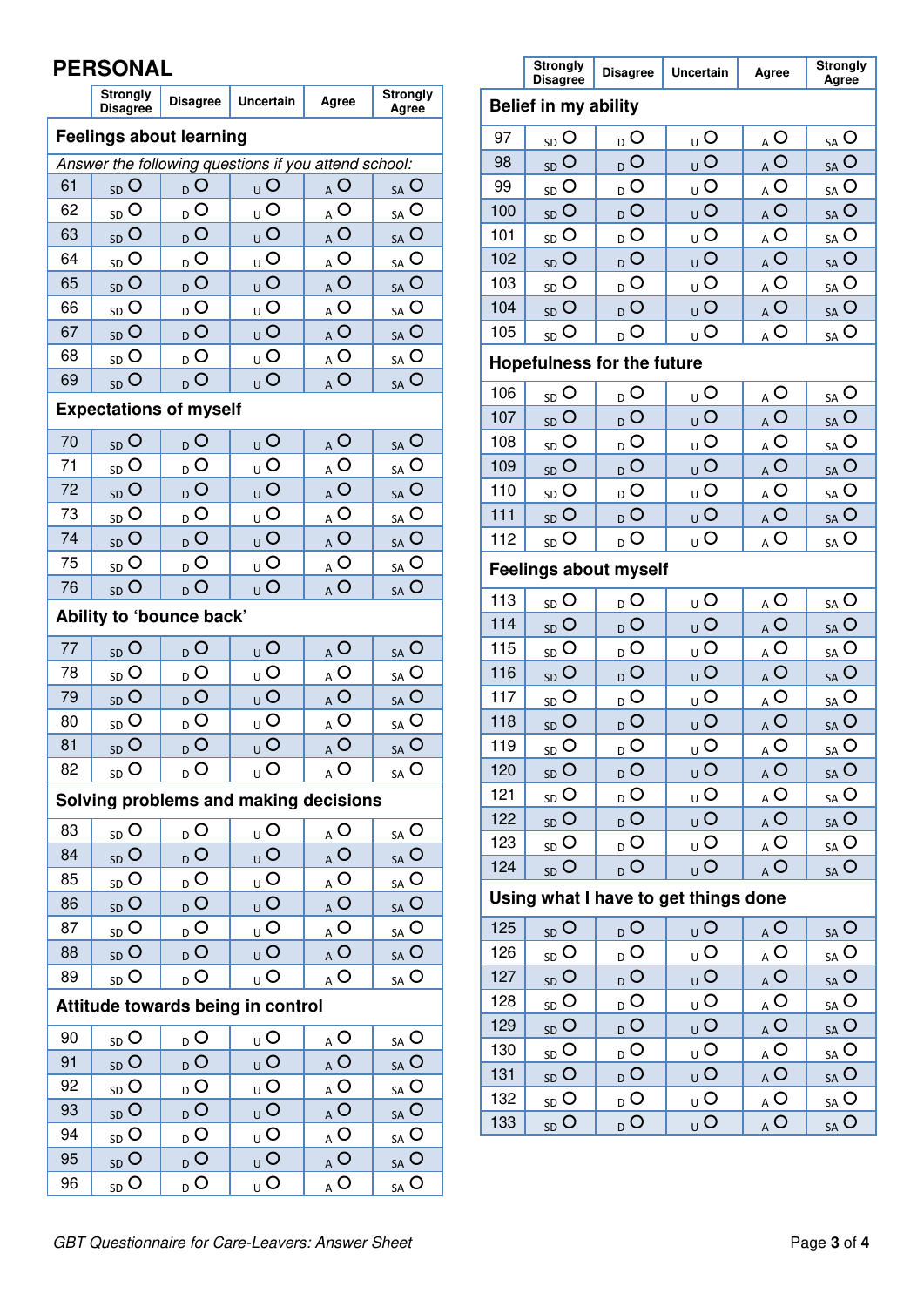## PERSONAL

| | Strongly Disagree | Disagree | Uncertain | Agree | Strongly Agree |
|---|---|---|---|---|---|
| **Feelings about learning** | | | | | |
| *Answer the following questions if you attend school:* | | | | | |
| 61 | SD O | D O | U O | A O | SA O |
| 62 | SD O | D O | U O | A O | SA O |
| 63 | SD O | D O | U O | A O | SA O |
| 64 | SD O | D O | U O | A O | SA O |
| 65 | SD O | D O | U O | A O | SA O |
| 66 | SD O | D O | U O | A O | SA O |
| 67 | SD O | D O | U O | A O | SA O |
| 68 | SD O | D O | U O | A O | SA O |
| 69 | SD O | D O | U O | A O | SA O |
| **Expectations of myself** | | | | | |
| 70 | SD O | D O | U O | A O | SA O |
| 71 | SD O | D O | U O | A O | SA O |
| 72 | SD O | D O | U O | A O | SA O |
| 73 | SD O | D O | U O | A O | SA O |
| 74 | SD O | D O | U O | A O | SA O |
| 75 | SD O | D O | U O | A O | SA O |
| 76 | SD O | D O | U O | A O | SA O |
| **Ability to 'bounce back'** | | | | | |
| 77 | SD O | D O | U O | A O | SA O |
| 78 | SD O | D O | U O | A O | SA O |
| 79 | SD O | D O | U O | A O | SA O |
| 80 | SD O | D O | U O | A O | SA O |
| 81 | SD O | D O | U O | A O | SA O |
| 82 | SD O | D O | U O | A O | SA O |
| **Solving problems and making decisions** | | | | | |
| 83 | SD O | D O | U O | A O | SA O |
| 84 | SD O | D O | U O | A O | SA O |
| 85 | SD O | D O | U O | A O | SA O |
| 86 | SD O | D O | U O | A O | SA O |
| 87 | SD O | D O | U O | A O | SA O |
| 88 | SD O | D O | U O | A O | SA O |
| 89 | SD O | D O | U O | A O | SA O |
| **Attitude towards being in control** | | | | | |
| 90 | SD O | D O | U O | A O | SA O |
| 91 | SD O | D O | U O | A O | SA O |
| 92 | SD O | D O | U O | A O | SA O |
| 93 | SD O | D O | U O | A O | SA O |
| 94 | SD O | D O | U O | A O | SA O |
| 95 | SD O | D O | U O | A O | SA O |
| 96 | SD O | D O | U O | A O | SA O |

| | Strongly Disagree | Disagree | Uncertain | Agree | Strongly Agree |
|---|---|---|---|---|---|
| **Belief in my ability** | | | | | |
| 97 | SD O | D O | U O | A O | SA O |
| 98 | SD O | D O | U O | A O | SA O |
| 99 | SD O | D O | U O | A O | SA O |
| 100 | SD O | D O | U O | A O | SA O |
| 101 | SD O | D O | U O | A O | SA O |
| 102 | SD O | D O | U O | A O | SA O |
| 103 | SD O | D O | U O | A O | SA O |
| 104 | SD O | D O | U O | A O | SA O |
| 105 | SD O | D O | U O | A O | SA O |
| **Hopefulness for the future** | | | | | |
| 106 | SD O | D O | U O | A O | SA O |
| 107 | SD O | D O | U O | A O | SA O |
| 108 | SD O | D O | U O | A O | SA O |
| 109 | SD O | D O | U O | A O | SA O |
| 110 | SD O | D O | U O | A O | SA O |
| 111 | SD O | D O | U O | A O | SA O |
| 112 | SD O | D O | U O | A O | SA O |
| **Feelings about myself** | | | | | |
| 113 | SD O | D O | U O | A O | SA O |
| 114 | SD O | D O | U O | A O | SA O |
| 115 | SD O | D O | U O | A O | SA O |
| 116 | SD O | D O | U O | A O | SA O |
| 117 | SD O | D O | U O | A O | SA O |
| 118 | SD O | D O | U O | A O | SA O |
| 119 | SD O | D O | U O | A O | SA O |
| 120 | SD O | D O | U O | A O | SA O |
| 121 | SD O | D O | U O | A O | SA O |
| 122 | SD O | D O | U O | A O | SA O |
| 123 | SD O | D O | U O | A O | SA O |
| 124 | SD O | D O | U O | A O | SA O |
| **Using what I have to get things done** | | | | | |
| 125 | SD O | D O | U O | A O | SA O |
| 126 | SD O | D O | U O | A O | SA O |
| 127 | SD O | D O | U O | A O | SA O |
| 128 | SD O | D O | U O | A O | SA O |
| 129 | SD O | D O | U O | A O | SA O |
| 130 | SD O | D O | U O | A O | SA O |
| 131 | SD O | D O | U O | A O | SA O |
| 132 | SD O | D O | U O | A O | SA O |
| 133 | SD O | D O | U O | A O | SA O |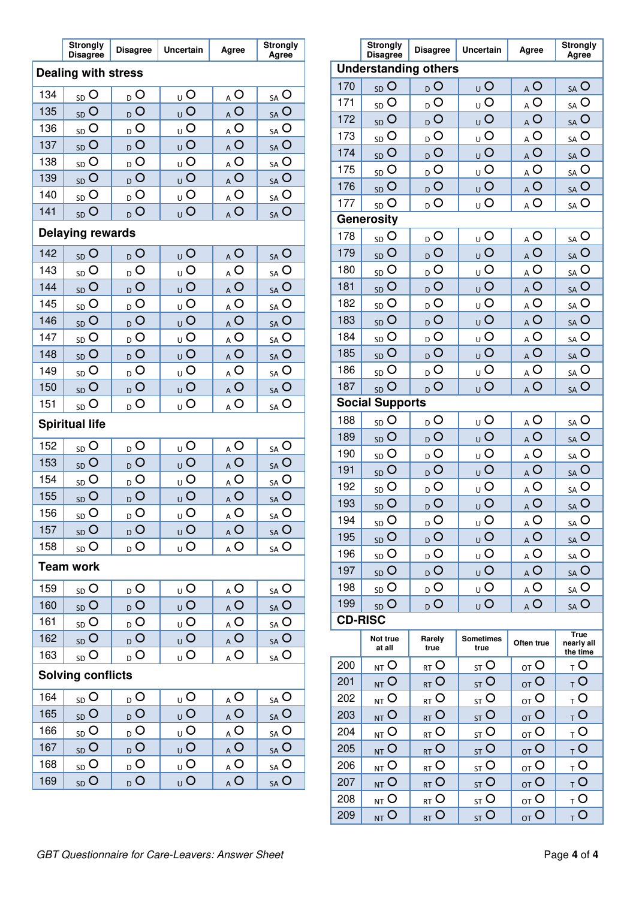| | Strongly Disagree | Disagree | Uncertain | Agree | Strongly Agree |
|---|---|---|---|---|---|
| **Dealing with stress** | | | | | |
| 134 | SD O | D O | U O | A O | SA O |
| 135 | SD O | D O | U O | A O | SA O |
| 136 | SD O | D O | U O | A O | SA O |
| 137 | SD O | D O | U O | A O | SA O |
| 138 | SD O | D O | U O | A O | SA O |
| 139 | SD O | D O | U O | A O | SA O |
| 140 | SD O | D O | U O | A O | SA O |
| 141 | SD O | D O | U O | A O | SA O |
| **Delaying rewards** | | | | | |
| 142 | SD O | D O | U O | A O | SA O |
| 143 | SD O | D O | U O | A O | SA O |
| 144 | SD O | D O | U O | A O | SA O |
| 145 | SD O | D O | U O | A O | SA O |
| 146 | SD O | D O | U O | A O | SA O |
| 147 | SD O | D O | U O | A O | SA O |
| 148 | SD O | D O | U O | A O | SA O |
| 149 | SD O | D O | U O | A O | SA O |
| 150 | SD O | D O | U O | A O | SA O |
| 151 | SD O | D O | U O | A O | SA O |
| **Spiritual life** | | | | | |
| 152 | SD O | D O | U O | A O | SA O |
| 153 | SD O | D O | U O | A O | SA O |
| 154 | SD O | D O | U O | A O | SA O |
| 155 | SD O | D O | U O | A O | SA O |
| 156 | SD O | D O | U O | A O | SA O |
| 157 | SD O | D O | U O | A O | SA O |
| 158 | SD O | D O | U O | A O | SA O |
| **Team work** | | | | | |
| 159 | SD O | D O | U O | A O | SA O |
| 160 | SD O | D O | U O | A O | SA O |
| 161 | SD O | D O | U O | A O | SA O |
| 162 | SD O | D O | U O | A O | SA O |
| 163 | SD O | D O | U O | A O | SA O |
| **Solving conflicts** | | | | | |
| 164 | SD O | D O | U O | A O | SA O |
| 165 | SD O | D O | U O | A O | SA O |
| 166 | SD O | D O | U O | A O | SA O |
| 167 | SD O | D O | U O | A O | SA O |
| 168 | SD O | D O | U O | A O | SA O |
| 169 | SD O | D O | U O | A O | SA O |

| | Strongly Disagree | Disagree | Uncertain | Agree | Strongly Agree |
|---|---|---|---|---|---|
| **Understanding others** | | | | | |
| 170 | SD O | D O | U O | A O | SA O |
| 171 | SD O | D O | U O | A O | SA O |
| 172 | SD O | D O | U O | A O | SA O |
| 173 | SD O | D O | U O | A O | SA O |
| 174 | SD O | D O | U O | A O | SA O |
| 175 | SD O | D O | U O | A O | SA O |
| 176 | SD O | D O | U O | A O | SA O |
| 177 | SD O | D O | U O | A O | SA O |
| **Generosity** | | | | | |
| 178 | SD O | D O | U O | A O | SA O |
| 179 | SD O | D O | U O | A O | SA O |
| 180 | SD O | D O | U O | A O | SA O |
| 181 | SD O | D O | U O | A O | SA O |
| 182 | SD O | D O | U O | A O | SA O |
| 183 | SD O | D O | U O | A O | SA O |
| 184 | SD O | D O | U O | A O | SA O |
| 185 | SD O | D O | U O | A O | SA O |
| 186 | SD O | D O | U O | A O | SA O |
| 187 | SD O | D O | U O | A O | SA O |
| **Social Supports** | | | | | |
| 188 | SD O | D O | U O | A O | SA O |
| 189 | SD O | D O | U O | A O | SA O |
| 190 | SD O | D O | U O | A O | SA O |
| 191 | SD O | D O | U O | A O | SA O |
| 192 | SD O | D O | U O | A O | SA O |
| 193 | SD O | D O | U O | A O | SA O |
| 194 | SD O | D O | U O | A O | SA O |
| 195 | SD O | D O | U O | A O | SA O |
| 196 | SD O | D O | U O | A O | SA O |
| 197 | SD O | D O | U O | A O | SA O |
| 198 | SD O | D O | U O | A O | SA O |
| 199 | SD O | D O | U O | A O | SA O |

**CD-RISC**

| | Not true at all | Rarely true | Sometimes true | Often true | True nearly all the time |
|---|---|---|---|---|---|
| 200 | NT O | RT O | ST O | OT O | T O |
| 201 | NT O | RT O | ST O | OT O | T O |
| 202 | NT O | RT O | ST O | OT O | T O |
| 203 | NT O | RT O | ST O | OT O | T O |
| 204 | NT O | RT O | ST O | OT O | T O |
| 205 | NT O | RT O | ST O | OT O | T O |
| 206 | NT O | RT O | ST O | OT O | T O |
| 207 | NT O | RT O | ST O | OT O | T O |
| 208 | NT O | RT O | ST O | OT O | T O |
| 209 | NT O | RT O | ST O | OT O | T O |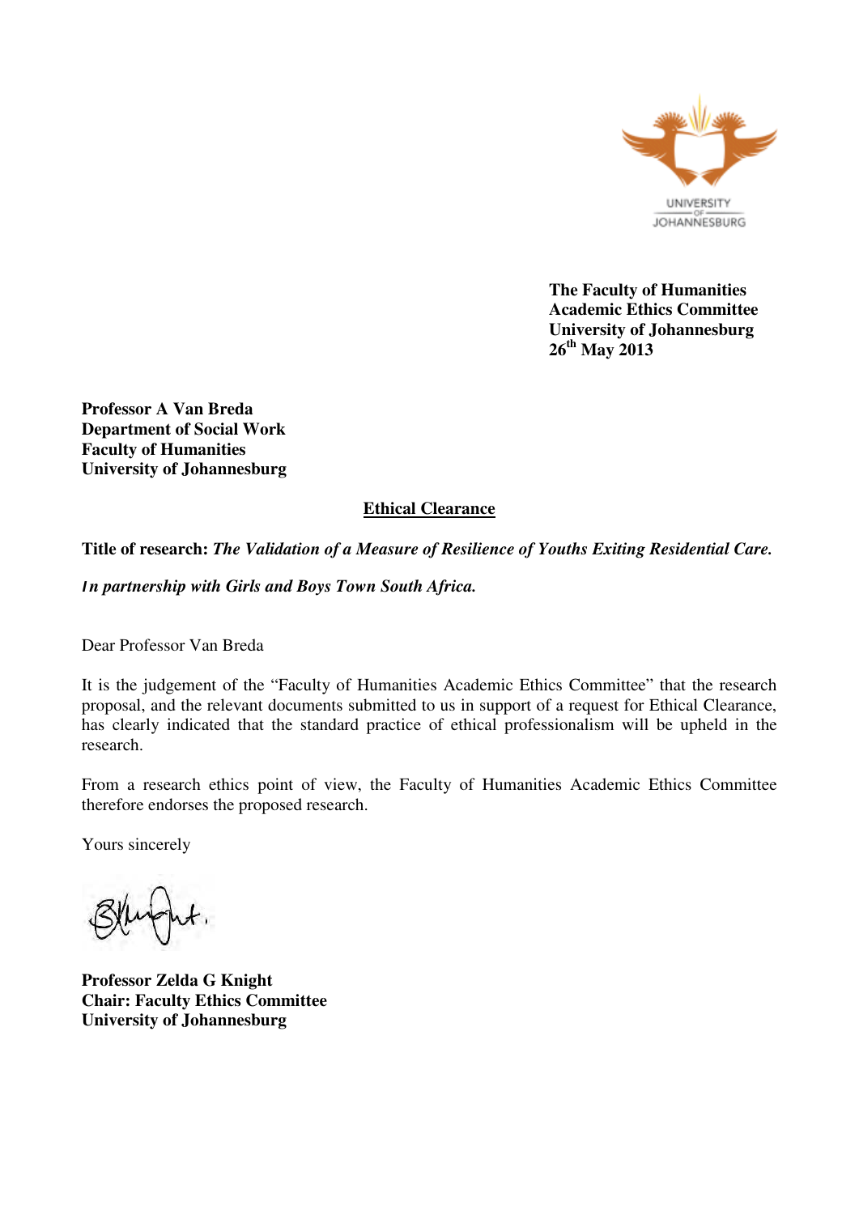UNIVERSITY OF JOHANNESBURG

**The Faculty of Humanities**
**Academic Ethics Committee**
**University of Johannesburg**
**26th May 2013**

**Professor A Van Breda**
**Department of Social Work**
**Faculty of Humanities**
**University of Johannesburg**

**Ethical Clearance**

**Title of research:** ***The Validation of a Measure of Resilience of Youths Exiting Residential Care.***

***In partnership with Girls and Boys Town South Africa.***

Dear Professor Van Breda

It is the judgement of the "Faculty of Humanities Academic Ethics Committee" that the research proposal, and the relevant documents submitted to us in support of a request for Ethical Clearance, has clearly indicated that the standard practice of ethical professionalism will be upheld in the research.

From a research ethics point of view, the Faculty of Humanities Academic Ethics Committee therefore endorses the proposed research.

Yours sincerely

**Professor Zelda G Knight**
**Chair: Faculty Ethics Committee**
**University of Johannesburg**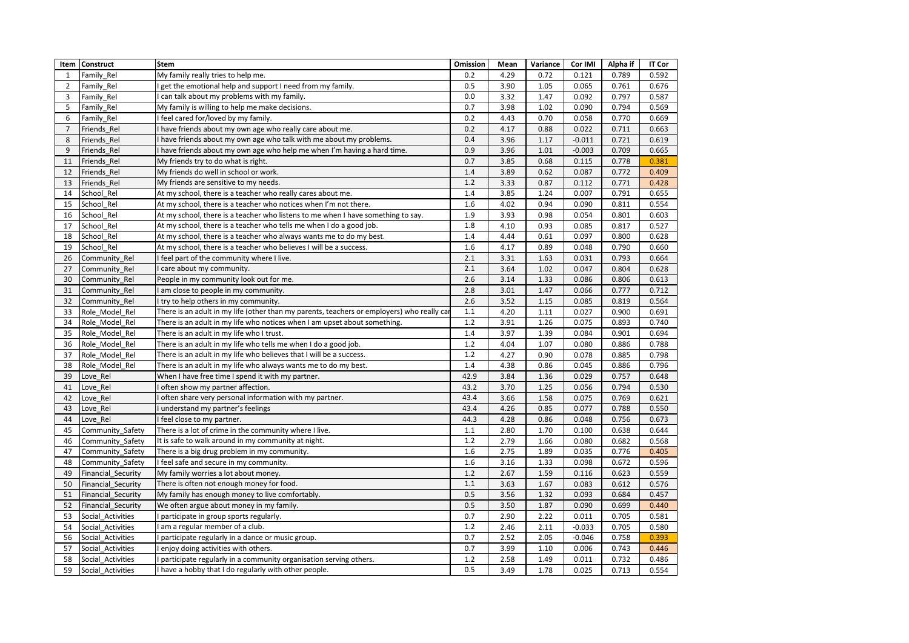| Item | Construct | Stem | Omission | Mean | Variance | Cor IMI | Alpha if | IT Cor |
|---|---|---|---|---|---|---|---|---|
| 1 | Family_Rel | My family really tries to help me. | 0.2 | 4.29 | 0.72 | 0.121 | 0.789 | 0.592 |
| 2 | Family_Rel | I get the emotional help and support I need from my family. | 0.5 | 3.90 | 1.05 | 0.065 | 0.761 | 0.676 |
| 3 | Family_Rel | I can talk about my problems with my family. | 0.0 | 3.32 | 1.47 | 0.092 | 0.797 | 0.587 |
| 5 | Family_Rel | My family is willing to help me make decisions. | 0.7 | 3.98 | 1.02 | 0.090 | 0.794 | 0.569 |
| 6 | Family_Rel | I feel cared for/loved by my family. | 0.2 | 4.43 | 0.70 | 0.058 | 0.770 | 0.669 |
| 7 | Friends_Rel | I have friends about my own age who really care about me. | 0.2 | 4.17 | 0.88 | 0.022 | 0.711 | 0.663 |
| 8 | Friends_Rel | I have friends about my own age who talk with me about my problems. | 0.4 | 3.96 | 1.17 | -0.011 | 0.721 | 0.619 |
| 9 | Friends_Rel | I have friends about my own age who help me when I'm having a hard time. | 0.9 | 3.96 | 1.01 | -0.003 | 0.709 | 0.665 |
| 11 | Friends_Rel | My friends try to do what is right. | 0.7 | 3.85 | 0.68 | 0.115 | 0.778 | 0.381 |
| 12 | Friends_Rel | My friends do well in school or work. | 1.4 | 3.89 | 0.62 | 0.087 | 0.772 | 0.409 |
| 13 | Friends_Rel | My friends are sensitive to my needs. | 1.2 | 3.33 | 0.87 | 0.112 | 0.771 | 0.428 |
| 14 | School_Rel | At my school, there is a teacher who really cares about me. | 1.4 | 3.85 | 1.24 | 0.007 | 0.791 | 0.655 |
| 15 | School_Rel | At my school, there is a teacher who notices when I'm not there. | 1.6 | 4.02 | 0.94 | 0.090 | 0.811 | 0.554 |
| 16 | School_Rel | At my school, there is a teacher who listens to me when I have something to say. | 1.9 | 3.93 | 0.98 | 0.054 | 0.801 | 0.603 |
| 17 | School_Rel | At my school, there is a teacher who tells me when I do a good job. | 1.8 | 4.10 | 0.93 | 0.085 | 0.817 | 0.527 |
| 18 | School_Rel | At my school, there is a teacher who always wants me to do my best. | 1.4 | 4.44 | 0.61 | 0.097 | 0.800 | 0.628 |
| 19 | School_Rel | At my school, there is a teacher who believes I will be a success. | 1.6 | 4.17 | 0.89 | 0.048 | 0.790 | 0.660 |
| 26 | Community_Rel | I feel part of the community where I live. | 2.1 | 3.31 | 1.63 | 0.031 | 0.793 | 0.664 |
| 27 | Community_Rel | I care about my community. | 2.1 | 3.64 | 1.02 | 0.047 | 0.804 | 0.628 |
| 30 | Community_Rel | People in my community look out for me. | 2.6 | 3.14 | 1.33 | 0.086 | 0.806 | 0.613 |
| 31 | Community_Rel | I am close to people in my community. | 2.8 | 3.01 | 1.47 | 0.066 | 0.777 | 0.712 |
| 32 | Community_Rel | I try to help others in my community. | 2.6 | 3.52 | 1.15 | 0.085 | 0.819 | 0.564 |
| 33 | Role_Model_Rel | There is an adult in my life (other than my parents, teachers or employers) who really car | 1.1 | 4.20 | 1.11 | 0.027 | 0.900 | 0.691 |
| 34 | Role_Model_Rel | There is an adult in my life who notices when I am upset about something. | 1.2 | 3.91 | 1.26 | 0.075 | 0.893 | 0.740 |
| 35 | Role_Model_Rel | There is an adult in my life who I trust. | 1.4 | 3.97 | 1.39 | 0.084 | 0.901 | 0.694 |
| 36 | Role_Model_Rel | There is an adult in my life who tells me when I do a good job. | 1.2 | 4.04 | 1.07 | 0.080 | 0.886 | 0.788 |
| 37 | Role_Model_Rel | There is an adult in my life who believes that I will be a success. | 1.2 | 4.27 | 0.90 | 0.078 | 0.885 | 0.798 |
| 38 | Role_Model_Rel | There is an adult in my life who always wants me to do my best. | 1.4 | 4.38 | 0.86 | 0.045 | 0.886 | 0.796 |
| 39 | Love_Rel | When I have free time I spend it with my partner. | 42.9 | 3.84 | 1.36 | 0.029 | 0.757 | 0.648 |
| 41 | Love_Rel | I often show my partner affection. | 43.2 | 3.70 | 1.25 | 0.056 | 0.794 | 0.530 |
| 42 | Love_Rel | I often share very personal information with my partner. | 43.4 | 3.66 | 1.58 | 0.075 | 0.769 | 0.621 |
| 43 | Love_Rel | I understand my partner's feelings | 43.4 | 4.26 | 0.85 | 0.077 | 0.788 | 0.550 |
| 44 | Love_Rel | I feel close to my partner. | 44.3 | 4.28 | 0.86 | 0.048 | 0.756 | 0.673 |
| 45 | Community_Safety | There is a lot of crime in the community where I live. | 1.1 | 2.80 | 1.70 | 0.100 | 0.638 | 0.644 |
| 46 | Community_Safety | It is safe to walk around in my community at night. | 1.2 | 2.79 | 1.66 | 0.080 | 0.682 | 0.568 |
| 47 | Community_Safety | There is a big drug problem in my community. | 1.6 | 2.75 | 1.89 | 0.035 | 0.776 | 0.405 |
| 48 | Community_Safety | I feel safe and secure in my community. | 1.6 | 3.16 | 1.33 | 0.098 | 0.672 | 0.596 |
| 49 | Financial_Security | My family worries a lot about money. | 1.2 | 2.67 | 1.59 | 0.116 | 0.623 | 0.559 |
| 50 | Financial_Security | There is often not enough money for food. | 1.1 | 3.63 | 1.67 | 0.083 | 0.612 | 0.576 |
| 51 | Financial_Security | My family has enough money to live comfortably. | 0.5 | 3.56 | 1.32 | 0.093 | 0.684 | 0.457 |
| 52 | Financial_Security | We often argue about money in my family. | 0.5 | 3.50 | 1.87 | 0.090 | 0.699 | 0.440 |
| 53 | Social_Activities | I participate in group sports regularly. | 0.7 | 2.90 | 2.22 | 0.011 | 0.705 | 0.581 |
| 54 | Social_Activities | I am a regular member of a club. | 1.2 | 2.46 | 2.11 | -0.033 | 0.705 | 0.580 |
| 56 | Social_Activities | I participate regularly in a dance or music group. | 0.7 | 2.52 | 2.05 | -0.046 | 0.758 | 0.393 |
| 57 | Social_Activities | I enjoy doing activities with others. | 0.7 | 3.99 | 1.10 | 0.006 | 0.743 | 0.446 |
| 58 | Social_Activities | I participate regularly in a community organisation serving others. | 1.2 | 2.58 | 1.49 | 0.011 | 0.732 | 0.486 |
| 59 | Social_Activities | I have a hobby that I do regularly with other people. | 0.5 | 3.49 | 1.78 | 0.025 | 0.713 | 0.554 |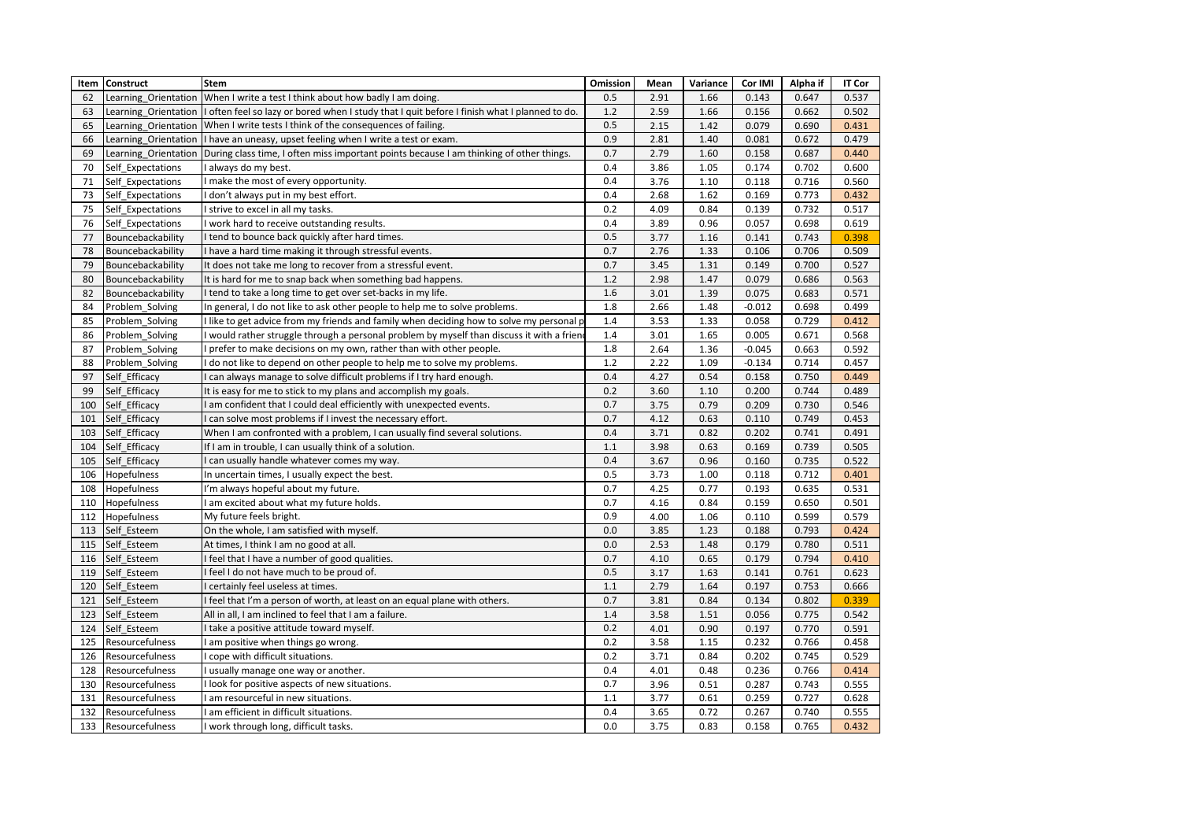| Item | Construct | Stem | Omission | Mean | Variance | Cor IMI | Alpha if | IT Cor |
|---|---|---|---|---|---|---|---|---|
| 62 | Learning_Orientation | When I write a test I think about how badly I am doing. | 0.5 | 2.91 | 1.66 | 0.143 | 0.647 | 0.537 |
| 63 | Learning_Orientation | I often feel so lazy or bored when I study that I quit before I finish what I planned to do. | 1.2 | 2.59 | 1.66 | 0.156 | 0.662 | 0.502 |
| 65 | Learning_Orientation | When I write tests I think of the consequences of failing. | 0.5 | 2.15 | 1.42 | 0.079 | 0.690 | 0.431 |
| 66 | Learning_Orientation | I have an uneasy, upset feeling when I write a test or exam. | 0.9 | 2.81 | 1.40 | 0.081 | 0.672 | 0.479 |
| 69 | Learning_Orientation | During class time, I often miss important points because I am thinking of other things. | 0.7 | 2.79 | 1.60 | 0.158 | 0.687 | 0.440 |
| 70 | Self_Expectations | I always do my best. | 0.4 | 3.86 | 1.05 | 0.174 | 0.702 | 0.600 |
| 71 | Self_Expectations | I make the most of every opportunity. | 0.4 | 3.76 | 1.10 | 0.118 | 0.716 | 0.560 |
| 73 | Self_Expectations | I don't always put in my best effort. | 0.4 | 2.68 | 1.62 | 0.169 | 0.773 | 0.432 |
| 75 | Self_Expectations | I strive to excel in all my tasks. | 0.2 | 4.09 | 0.84 | 0.139 | 0.732 | 0.517 |
| 76 | Self_Expectations | I work hard to receive outstanding results. | 0.4 | 3.89 | 0.96 | 0.057 | 0.698 | 0.619 |
| 77 | Bouncebackability | I tend to bounce back quickly after hard times. | 0.5 | 3.77 | 1.16 | 0.141 | 0.743 | 0.398 |
| 78 | Bouncebackability | I have a hard time making it through stressful events. | 0.7 | 2.76 | 1.33 | 0.106 | 0.706 | 0.509 |
| 79 | Bouncebackability | It does not take me long to recover from a stressful event. | 0.7 | 3.45 | 1.31 | 0.149 | 0.700 | 0.527 |
| 80 | Bouncebackability | It is hard for me to snap back when something bad happens. | 1.2 | 2.98 | 1.47 | 0.079 | 0.686 | 0.563 |
| 82 | Bouncebackability | I tend to take a long time to get over set-backs in my life. | 1.6 | 3.01 | 1.39 | 0.075 | 0.683 | 0.571 |
| 84 | Problem_Solving | In general, I do not like to ask other people to help me to solve problems. | 1.8 | 2.66 | 1.48 | -0.012 | 0.698 | 0.499 |
| 85 | Problem_Solving | I like to get advice from my friends and family when deciding how to solve my personal p | 1.4 | 3.53 | 1.33 | 0.058 | 0.729 | 0.412 |
| 86 | Problem_Solving | I would rather struggle through a personal problem by myself than discuss it with a frien | 1.4 | 3.01 | 1.65 | 0.005 | 0.671 | 0.568 |
| 87 | Problem_Solving | I prefer to make decisions on my own, rather than with other people. | 1.8 | 2.64 | 1.36 | -0.045 | 0.663 | 0.592 |
| 88 | Problem_Solving | I do not like to depend on other people to help me to solve my problems. | 1.2 | 2.22 | 1.09 | -0.134 | 0.714 | 0.457 |
| 97 | Self_Efficacy | I can always manage to solve difficult problems if I try hard enough. | 0.4 | 4.27 | 0.54 | 0.158 | 0.750 | 0.449 |
| 99 | Self_Efficacy | It is easy for me to stick to my plans and accomplish my goals. | 0.2 | 3.60 | 1.10 | 0.200 | 0.744 | 0.489 |
| 100 | Self_Efficacy | I am confident that I could deal efficiently with unexpected events. | 0.7 | 3.75 | 0.79 | 0.209 | 0.730 | 0.546 |
| 101 | Self_Efficacy | I can solve most problems if I invest the necessary effort. | 0.7 | 4.12 | 0.63 | 0.110 | 0.749 | 0.453 |
| 103 | Self_Efficacy | When I am confronted with a problem, I can usually find several solutions. | 0.4 | 3.71 | 0.82 | 0.202 | 0.741 | 0.491 |
| 104 | Self_Efficacy | If I am in trouble, I can usually think of a solution. | 1.1 | 3.98 | 0.63 | 0.169 | 0.739 | 0.505 |
| 105 | Self_Efficacy | I can usually handle whatever comes my way. | 0.4 | 3.67 | 0.96 | 0.160 | 0.735 | 0.522 |
| 106 | Hopefulness | In uncertain times, I usually expect the best. | 0.5 | 3.73 | 1.00 | 0.118 | 0.712 | 0.401 |
| 108 | Hopefulness | I'm always hopeful about my future. | 0.7 | 4.25 | 0.77 | 0.193 | 0.635 | 0.531 |
| 110 | Hopefulness | I am excited about what my future holds. | 0.7 | 4.16 | 0.84 | 0.159 | 0.650 | 0.501 |
| 112 | Hopefulness | My future feels bright. | 0.9 | 4.00 | 1.06 | 0.110 | 0.599 | 0.579 |
| 113 | Self_Esteem | On the whole, I am satisfied with myself. | 0.0 | 3.85 | 1.23 | 0.188 | 0.793 | 0.424 |
| 115 | Self_Esteem | At times, I think I am no good at all. | 0.0 | 2.53 | 1.48 | 0.179 | 0.780 | 0.511 |
| 116 | Self_Esteem | I feel that I have a number of good qualities. | 0.7 | 4.10 | 0.65 | 0.179 | 0.794 | 0.410 |
| 119 | Self_Esteem | I feel I do not have much to be proud of. | 0.5 | 3.17 | 1.63 | 0.141 | 0.761 | 0.623 |
| 120 | Self_Esteem | I certainly feel useless at times. | 1.1 | 2.79 | 1.64 | 0.197 | 0.753 | 0.666 |
| 121 | Self_Esteem | I feel that I'm a person of worth, at least on an equal plane with others. | 0.7 | 3.81 | 0.84 | 0.134 | 0.802 | 0.339 |
| 123 | Self_Esteem | All in all, I am inclined to feel that I am a failure. | 1.4 | 3.58 | 1.51 | 0.056 | 0.775 | 0.542 |
| 124 | Self_Esteem | I take a positive attitude toward myself. | 0.2 | 4.01 | 0.90 | 0.197 | 0.770 | 0.591 |
| 125 | Resourcefulness | I am positive when things go wrong. | 0.2 | 3.58 | 1.15 | 0.232 | 0.766 | 0.458 |
| 126 | Resourcefulness | I cope with difficult situations. | 0.2 | 3.71 | 0.84 | 0.202 | 0.745 | 0.529 |
| 128 | Resourcefulness | I usually manage one way or another. | 0.4 | 4.01 | 0.48 | 0.236 | 0.766 | 0.414 |
| 130 | Resourcefulness | I look for positive aspects of new situations. | 0.7 | 3.96 | 0.51 | 0.287 | 0.743 | 0.555 |
| 131 | Resourcefulness | I am resourceful in new situations. | 1.1 | 3.77 | 0.61 | 0.259 | 0.727 | 0.628 |
| 132 | Resourcefulness | I am efficient in difficult situations. | 0.4 | 3.65 | 0.72 | 0.267 | 0.740 | 0.555 |
| 133 | Resourcefulness | I work through long, difficult tasks. | 0.0 | 3.75 | 0.83 | 0.158 | 0.765 | 0.432 |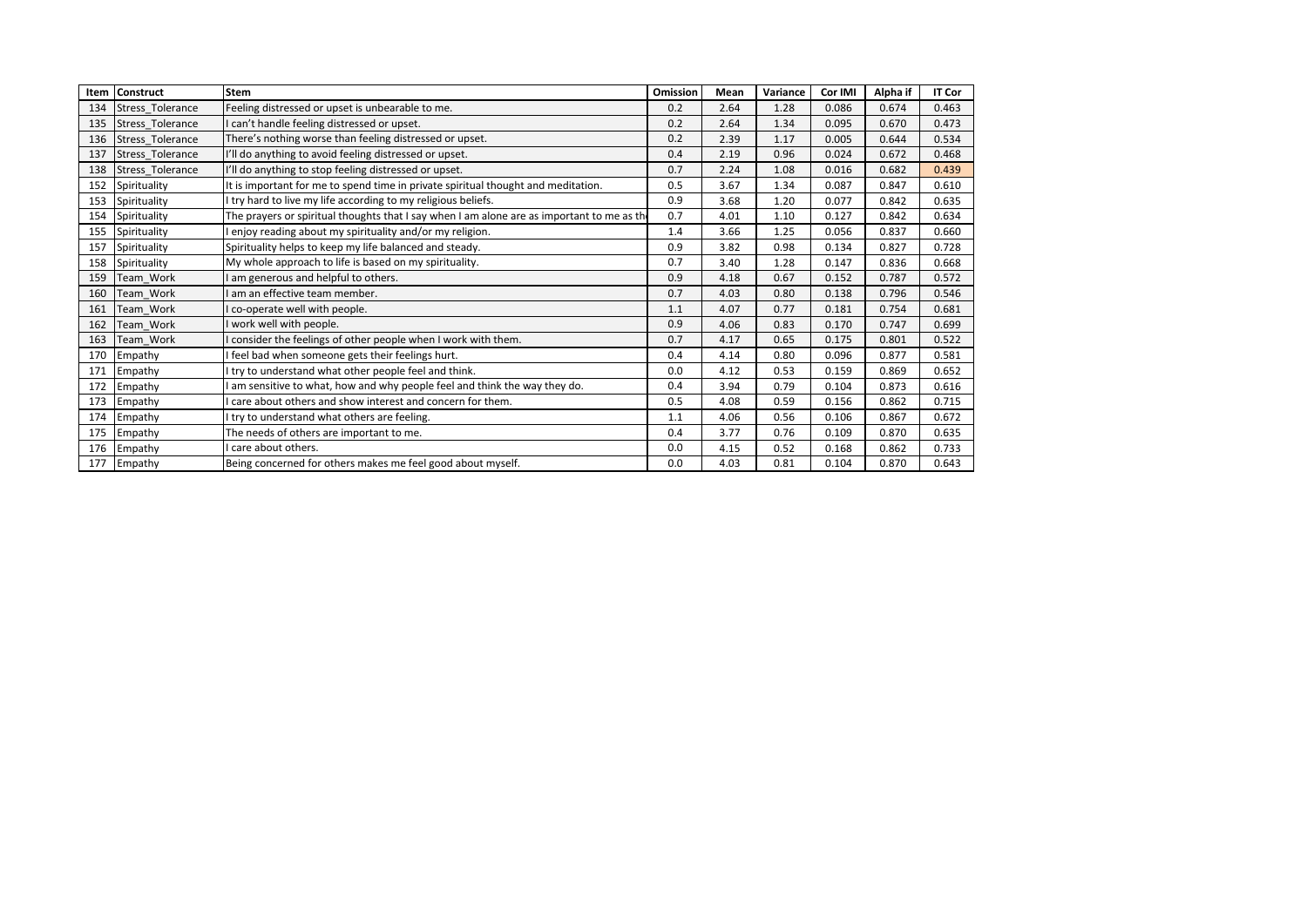| Item | Construct | Stem | Omission | Mean | Variance | Cor IMI | Alpha if | IT Cor |
|---|---|---|---|---|---|---|---|---|
| 134 | Stress_Tolerance | Feeling distressed or upset is unbearable to me. | 0.2 | 2.64 | 1.28 | 0.086 | 0.674 | 0.463 |
| 135 | Stress_Tolerance | I can't handle feeling distressed or upset. | 0.2 | 2.64 | 1.34 | 0.095 | 0.670 | 0.473 |
| 136 | Stress_Tolerance | There's nothing worse than feeling distressed or upset. | 0.2 | 2.39 | 1.17 | 0.005 | 0.644 | 0.534 |
| 137 | Stress_Tolerance | I'll do anything to avoid feeling distressed or upset. | 0.4 | 2.19 | 0.96 | 0.024 | 0.672 | 0.468 |
| 138 | Stress_Tolerance | I'll do anything to stop feeling distressed or upset. | 0.7 | 2.24 | 1.08 | 0.016 | 0.682 | 0.439 |
| 152 | Spirituality | It is important for me to spend time in private spiritual thought and meditation. | 0.5 | 3.67 | 1.34 | 0.087 | 0.847 | 0.610 |
| 153 | Spirituality | I try hard to live my life according to my religious beliefs. | 0.9 | 3.68 | 1.20 | 0.077 | 0.842 | 0.635 |
| 154 | Spirituality | The prayers or spiritual thoughts that I say when I am alone are as important to me as th | 0.7 | 4.01 | 1.10 | 0.127 | 0.842 | 0.634 |
| 155 | Spirituality | I enjoy reading about my spirituality and/or my religion. | 1.4 | 3.66 | 1.25 | 0.056 | 0.837 | 0.660 |
| 157 | Spirituality | Spirituality helps to keep my life balanced and steady. | 0.9 | 3.82 | 0.98 | 0.134 | 0.827 | 0.728 |
| 158 | Spirituality | My whole approach to life is based on my spirituality. | 0.7 | 3.40 | 1.28 | 0.147 | 0.836 | 0.668 |
| 159 | Team_Work | I am generous and helpful to others. | 0.9 | 4.18 | 0.67 | 0.152 | 0.787 | 0.572 |
| 160 | Team_Work | I am an effective team member. | 0.7 | 4.03 | 0.80 | 0.138 | 0.796 | 0.546 |
| 161 | Team_Work | I co-operate well with people. | 1.1 | 4.07 | 0.77 | 0.181 | 0.754 | 0.681 |
| 162 | Team_Work | I work well with people. | 0.9 | 4.06 | 0.83 | 0.170 | 0.747 | 0.699 |
| 163 | Team_Work | I consider the feelings of other people when I work with them. | 0.7 | 4.17 | 0.65 | 0.175 | 0.801 | 0.522 |
| 170 | Empathy | I feel bad when someone gets their feelings hurt. | 0.4 | 4.14 | 0.80 | 0.096 | 0.877 | 0.581 |
| 171 | Empathy | I try to understand what other people feel and think. | 0.0 | 4.12 | 0.53 | 0.159 | 0.869 | 0.652 |
| 172 | Empathy | I am sensitive to what, how and why people feel and think the way they do. | 0.4 | 3.94 | 0.79 | 0.104 | 0.873 | 0.616 |
| 173 | Empathy | I care about others and show interest and concern for them. | 0.5 | 4.08 | 0.59 | 0.156 | 0.862 | 0.715 |
| 174 | Empathy | I try to understand what others are feeling. | 1.1 | 4.06 | 0.56 | 0.106 | 0.867 | 0.672 |
| 175 | Empathy | The needs of others are important to me. | 0.4 | 3.77 | 0.76 | 0.109 | 0.870 | 0.635 |
| 176 | Empathy | I care about others. | 0.0 | 4.15 | 0.52 | 0.168 | 0.862 | 0.733 |
| 177 | Empathy | Being concerned for others makes me feel good about myself. | 0.0 | 4.03 | 0.81 | 0.104 | 0.870 | 0.643 |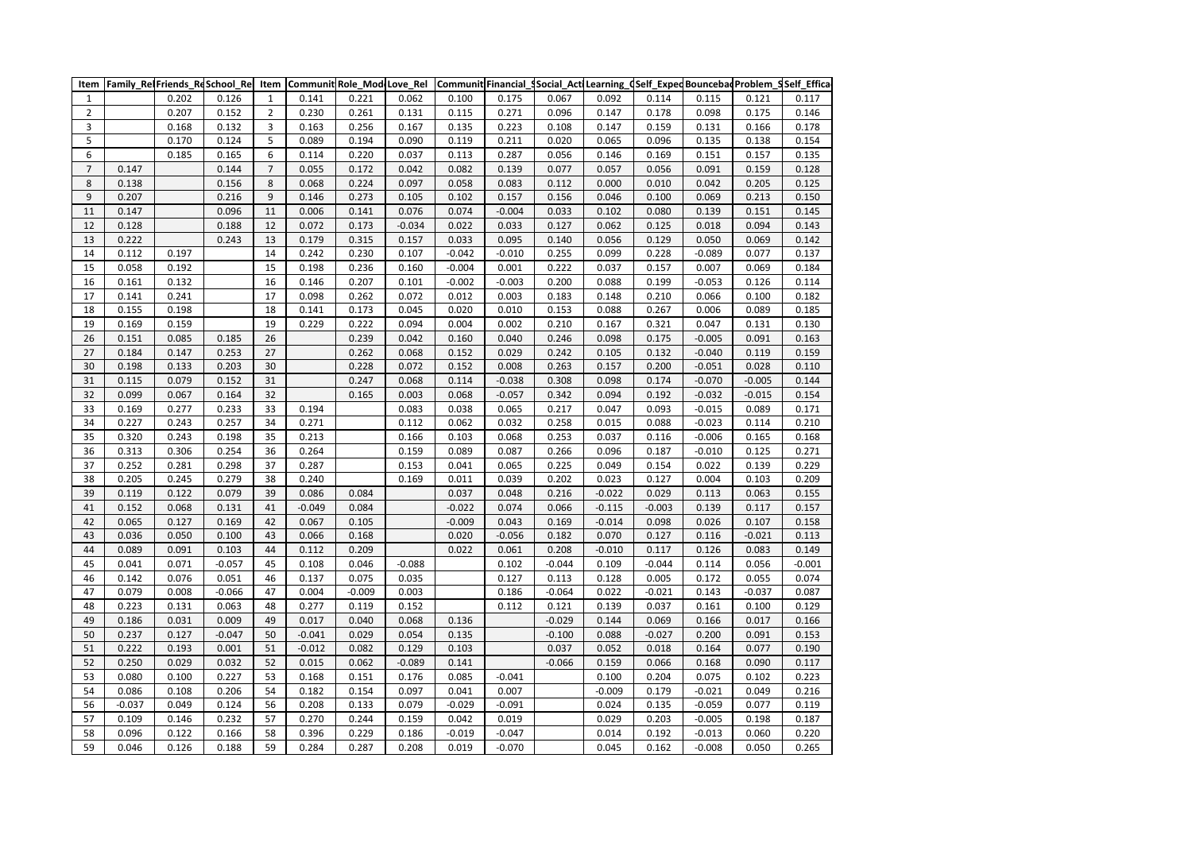| Item | Family_Rel | Friends_Re | School_Re | Item | Communit | Role_Mod | Love_Rel | Communit | Financial_S | Social_Act | Learning_C | Self_Expec | Bounceba | Problem_S | Self_Effica |
|---|---|---|---|---|---|---|---|---|---|---|---|---|---|---|---|
| 1 | | 0.202 | 0.126 | 1 | 0.141 | 0.221 | 0.062 | 0.100 | 0.175 | 0.067 | 0.092 | 0.114 | 0.115 | 0.121 | 0.117 |
| 2 | | 0.207 | 0.152 | 2 | 0.230 | 0.261 | 0.131 | 0.115 | 0.271 | 0.096 | 0.147 | 0.178 | 0.098 | 0.175 | 0.146 |
| 3 | | 0.168 | 0.132 | 3 | 0.163 | 0.256 | 0.167 | 0.135 | 0.223 | 0.108 | 0.147 | 0.159 | 0.131 | 0.166 | 0.178 |
| 5 | | 0.170 | 0.124 | 5 | 0.089 | 0.194 | 0.090 | 0.119 | 0.211 | 0.020 | 0.065 | 0.096 | 0.135 | 0.138 | 0.154 |
| 6 | | 0.185 | 0.165 | 6 | 0.114 | 0.220 | 0.037 | 0.113 | 0.287 | 0.056 | 0.146 | 0.169 | 0.151 | 0.157 | 0.135 |
| 7 | 0.147 | | 0.144 | 7 | 0.055 | 0.172 | 0.042 | 0.082 | 0.139 | 0.077 | 0.057 | 0.056 | 0.091 | 0.159 | 0.128 |
| 8 | 0.138 | | 0.156 | 8 | 0.068 | 0.224 | 0.097 | 0.058 | 0.083 | 0.112 | 0.000 | 0.010 | 0.042 | 0.205 | 0.125 |
| 9 | 0.207 | | 0.216 | 9 | 0.146 | 0.273 | 0.105 | 0.102 | 0.157 | 0.156 | 0.046 | 0.100 | 0.069 | 0.213 | 0.150 |
| 11 | 0.147 | | 0.096 | 11 | 0.006 | 0.141 | 0.076 | 0.074 | -0.004 | 0.033 | 0.102 | 0.080 | 0.139 | 0.151 | 0.145 |
| 12 | 0.128 | | 0.188 | 12 | 0.072 | 0.173 | -0.034 | 0.022 | 0.033 | 0.127 | 0.062 | 0.125 | 0.018 | 0.094 | 0.143 |
| 13 | 0.222 | | 0.243 | 13 | 0.179 | 0.315 | 0.157 | 0.033 | 0.095 | 0.140 | 0.056 | 0.129 | 0.050 | 0.069 | 0.142 |
| 14 | 0.112 | 0.197 | | 14 | 0.242 | 0.230 | 0.107 | -0.042 | -0.010 | 0.255 | 0.099 | 0.228 | -0.089 | 0.077 | 0.137 |
| 15 | 0.058 | 0.192 | | 15 | 0.198 | 0.236 | 0.160 | -0.004 | 0.001 | 0.222 | 0.037 | 0.157 | 0.007 | 0.069 | 0.184 |
| 16 | 0.161 | 0.132 | | 16 | 0.146 | 0.207 | 0.101 | -0.002 | -0.003 | 0.200 | 0.088 | 0.199 | -0.053 | 0.126 | 0.114 |
| 17 | 0.141 | 0.241 | | 17 | 0.098 | 0.262 | 0.072 | 0.012 | 0.003 | 0.183 | 0.148 | 0.210 | 0.066 | 0.100 | 0.182 |
| 18 | 0.155 | 0.198 | | 18 | 0.141 | 0.173 | 0.045 | 0.020 | 0.010 | 0.153 | 0.088 | 0.267 | 0.006 | 0.089 | 0.185 |
| 19 | 0.169 | 0.159 | | 19 | 0.229 | 0.222 | 0.094 | 0.004 | 0.002 | 0.210 | 0.167 | 0.321 | 0.047 | 0.131 | 0.130 |
| 26 | 0.151 | 0.085 | 0.185 | 26 | | 0.239 | 0.042 | 0.160 | 0.040 | 0.246 | 0.098 | 0.175 | -0.005 | 0.091 | 0.163 |
| 27 | 0.184 | 0.147 | 0.253 | 27 | | 0.262 | 0.068 | 0.152 | 0.029 | 0.242 | 0.105 | 0.132 | -0.040 | 0.119 | 0.159 |
| 30 | 0.198 | 0.133 | 0.203 | 30 | | 0.228 | 0.072 | 0.152 | 0.008 | 0.263 | 0.157 | 0.200 | -0.051 | 0.028 | 0.110 |
| 31 | 0.115 | 0.079 | 0.152 | 31 | | 0.247 | 0.068 | 0.114 | -0.038 | 0.308 | 0.098 | 0.174 | -0.070 | -0.005 | 0.144 |
| 32 | 0.099 | 0.067 | 0.164 | 32 | | 0.165 | 0.003 | 0.068 | -0.057 | 0.342 | 0.094 | 0.192 | -0.032 | -0.015 | 0.154 |
| 33 | 0.169 | 0.277 | 0.233 | 33 | 0.194 | | 0.083 | 0.038 | 0.065 | 0.217 | 0.047 | 0.093 | -0.015 | 0.089 | 0.171 |
| 34 | 0.227 | 0.243 | 0.257 | 34 | 0.271 | | 0.112 | 0.062 | 0.032 | 0.258 | 0.015 | 0.088 | -0.023 | 0.114 | 0.210 |
| 35 | 0.320 | 0.243 | 0.198 | 35 | 0.213 | | 0.166 | 0.103 | 0.068 | 0.253 | 0.037 | 0.116 | -0.006 | 0.165 | 0.168 |
| 36 | 0.313 | 0.306 | 0.254 | 36 | 0.264 | | 0.159 | 0.089 | 0.087 | 0.266 | 0.096 | 0.187 | -0.010 | 0.125 | 0.271 |
| 37 | 0.252 | 0.281 | 0.298 | 37 | 0.287 | | 0.153 | 0.041 | 0.065 | 0.225 | 0.049 | 0.154 | 0.022 | 0.139 | 0.229 |
| 38 | 0.205 | 0.245 | 0.279 | 38 | 0.240 | | 0.169 | 0.011 | 0.039 | 0.202 | 0.023 | 0.127 | 0.004 | 0.103 | 0.209 |
| 39 | 0.119 | 0.122 | 0.079 | 39 | 0.086 | 0.084 | | 0.037 | 0.048 | 0.216 | -0.022 | 0.029 | 0.113 | 0.063 | 0.155 |
| 41 | 0.152 | 0.068 | 0.131 | 41 | -0.049 | 0.084 | | -0.022 | 0.074 | 0.066 | -0.115 | -0.003 | 0.139 | 0.117 | 0.157 |
| 42 | 0.065 | 0.127 | 0.169 | 42 | 0.067 | 0.105 | | -0.009 | 0.043 | 0.169 | -0.014 | 0.098 | 0.026 | 0.107 | 0.158 |
| 43 | 0.036 | 0.050 | 0.100 | 43 | 0.066 | 0.168 | | 0.020 | -0.056 | 0.182 | 0.070 | 0.127 | 0.116 | -0.021 | 0.113 |
| 44 | 0.089 | 0.091 | 0.103 | 44 | 0.112 | 0.209 | | 0.022 | 0.061 | 0.208 | -0.010 | 0.117 | 0.126 | 0.083 | 0.149 |
| 45 | 0.041 | 0.071 | -0.057 | 45 | 0.108 | 0.046 | -0.088 | | 0.102 | -0.044 | 0.109 | -0.044 | 0.114 | 0.056 | -0.001 |
| 46 | 0.142 | 0.076 | 0.051 | 46 | 0.137 | 0.075 | 0.035 | | 0.127 | 0.113 | 0.128 | 0.005 | 0.172 | 0.055 | 0.074 |
| 47 | 0.079 | 0.008 | -0.066 | 47 | 0.004 | -0.009 | 0.003 | | 0.186 | -0.064 | 0.022 | -0.021 | 0.143 | -0.037 | 0.087 |
| 48 | 0.223 | 0.131 | 0.063 | 48 | 0.277 | 0.119 | 0.152 | | 0.112 | 0.121 | 0.139 | 0.037 | 0.161 | 0.100 | 0.129 |
| 49 | 0.186 | 0.031 | 0.009 | 49 | 0.017 | 0.040 | 0.068 | 0.136 | | -0.029 | 0.144 | 0.069 | 0.166 | 0.017 | 0.166 |
| 50 | 0.237 | 0.127 | -0.047 | 50 | -0.041 | 0.029 | 0.054 | 0.135 | | -0.100 | 0.088 | -0.027 | 0.200 | 0.091 | 0.153 |
| 51 | 0.222 | 0.193 | 0.001 | 51 | -0.012 | 0.082 | 0.129 | 0.103 | | 0.037 | 0.052 | 0.018 | 0.164 | 0.077 | 0.190 |
| 52 | 0.250 | 0.029 | 0.032 | 52 | 0.015 | 0.062 | -0.089 | 0.141 | | -0.066 | 0.159 | 0.066 | 0.168 | 0.090 | 0.117 |
| 53 | 0.080 | 0.100 | 0.227 | 53 | 0.168 | 0.151 | 0.176 | 0.085 | -0.041 | | 0.100 | 0.204 | 0.075 | 0.102 | 0.223 |
| 54 | 0.086 | 0.108 | 0.206 | 54 | 0.182 | 0.154 | 0.097 | 0.041 | 0.007 | | -0.009 | 0.179 | -0.021 | 0.049 | 0.216 |
| 56 | -0.037 | 0.049 | 0.124 | 56 | 0.208 | 0.133 | 0.079 | -0.029 | -0.091 | | 0.024 | 0.135 | -0.059 | 0.077 | 0.119 |
| 57 | 0.109 | 0.146 | 0.232 | 57 | 0.270 | 0.244 | 0.159 | 0.042 | 0.019 | | 0.029 | 0.203 | -0.005 | 0.198 | 0.187 |
| 58 | 0.096 | 0.122 | 0.166 | 58 | 0.396 | 0.229 | 0.186 | -0.019 | -0.047 | | 0.014 | 0.192 | -0.013 | 0.060 | 0.220 |
| 59 | 0.046 | 0.126 | 0.188 | 59 | 0.284 | 0.287 | 0.208 | 0.019 | -0.070 | | 0.045 | 0.162 | -0.008 | 0.050 | 0.265 |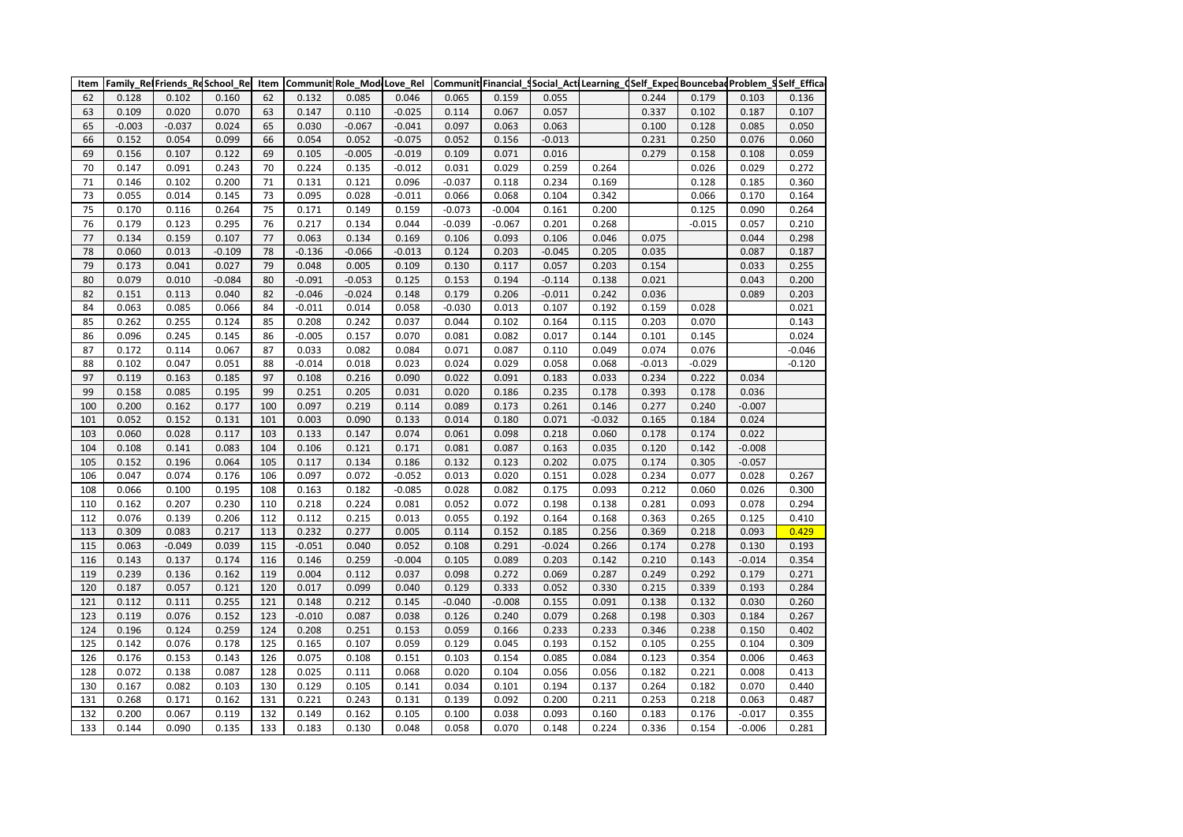| Item | Family_Rel | Friends_Re | School_Re | Item | Communit | Role_Mod | Love_Rel | Communit | Financial_S | Social_Act | Learning_C | Self_Expec | Bounceba | Problem_S | Self_Effica |
|---|---|---|---|---|---|---|---|---|---|---|---|---|---|---|---|
| 62 | 0.128 | 0.102 | 0.160 | 62 | 0.132 | 0.085 | 0.046 | 0.065 | 0.159 | 0.055 | | 0.244 | 0.179 | 0.103 | 0.136 |
| 63 | 0.109 | 0.020 | 0.070 | 63 | 0.147 | 0.110 | -0.025 | 0.114 | 0.067 | 0.057 | | 0.337 | 0.102 | 0.187 | 0.107 |
| 65 | -0.003 | -0.037 | 0.024 | 65 | 0.030 | -0.067 | -0.041 | 0.097 | 0.063 | 0.063 | | 0.100 | 0.128 | 0.085 | 0.050 |
| 66 | 0.152 | 0.054 | 0.099 | 66 | 0.054 | 0.052 | -0.075 | 0.052 | 0.156 | -0.013 | | 0.231 | 0.250 | 0.076 | 0.060 |
| 69 | 0.156 | 0.107 | 0.122 | 69 | 0.105 | -0.005 | -0.019 | 0.109 | 0.071 | 0.016 | | 0.279 | 0.158 | 0.108 | 0.059 |
| 70 | 0.147 | 0.091 | 0.243 | 70 | 0.224 | 0.135 | -0.012 | 0.031 | 0.029 | 0.259 | 0.264 | | 0.026 | 0.029 | 0.272 |
| 71 | 0.146 | 0.102 | 0.200 | 71 | 0.131 | 0.121 | 0.096 | -0.037 | 0.118 | 0.234 | 0.169 | | 0.128 | 0.185 | 0.360 |
| 73 | 0.055 | 0.014 | 0.145 | 73 | 0.095 | 0.028 | -0.011 | 0.066 | 0.068 | 0.104 | 0.342 | | 0.066 | 0.170 | 0.164 |
| 75 | 0.170 | 0.116 | 0.264 | 75 | 0.171 | 0.149 | 0.159 | -0.073 | -0.004 | 0.161 | 0.200 | | 0.125 | 0.090 | 0.264 |
| 76 | 0.179 | 0.123 | 0.295 | 76 | 0.217 | 0.134 | 0.044 | -0.039 | -0.067 | 0.201 | 0.268 | | -0.015 | 0.057 | 0.210 |
| 77 | 0.134 | 0.159 | 0.107 | 77 | 0.063 | 0.134 | 0.169 | 0.106 | 0.093 | 0.106 | 0.046 | 0.075 | | 0.044 | 0.298 |
| 78 | 0.060 | 0.013 | -0.109 | 78 | -0.136 | -0.066 | -0.013 | 0.124 | 0.203 | -0.045 | 0.205 | 0.035 | | 0.087 | 0.187 |
| 79 | 0.173 | 0.041 | 0.027 | 79 | 0.048 | 0.005 | 0.109 | 0.130 | 0.117 | 0.057 | 0.203 | 0.154 | | 0.033 | 0.255 |
| 80 | 0.079 | 0.010 | -0.084 | 80 | -0.091 | -0.053 | 0.125 | 0.153 | 0.194 | -0.114 | 0.138 | 0.021 | | 0.043 | 0.200 |
| 82 | 0.151 | 0.113 | 0.040 | 82 | -0.046 | -0.024 | 0.148 | 0.179 | 0.206 | -0.011 | 0.242 | 0.036 | | 0.089 | 0.203 |
| 84 | 0.063 | 0.085 | 0.066 | 84 | -0.011 | 0.014 | 0.058 | -0.030 | 0.013 | 0.107 | 0.192 | 0.159 | 0.028 | | 0.021 |
| 85 | 0.262 | 0.255 | 0.124 | 85 | 0.208 | 0.242 | 0.037 | 0.044 | 0.102 | 0.164 | 0.115 | 0.203 | 0.070 | | 0.143 |
| 86 | 0.096 | 0.245 | 0.145 | 86 | -0.005 | 0.157 | 0.070 | 0.081 | 0.082 | 0.017 | 0.144 | 0.101 | 0.145 | | 0.024 |
| 87 | 0.172 | 0.114 | 0.067 | 87 | 0.033 | 0.082 | 0.084 | 0.071 | 0.087 | 0.110 | 0.049 | 0.074 | 0.076 | | -0.046 |
| 88 | 0.102 | 0.047 | 0.051 | 88 | -0.014 | 0.018 | 0.023 | 0.024 | 0.029 | 0.058 | 0.068 | -0.013 | -0.029 | | -0.120 |
| 97 | 0.119 | 0.163 | 0.185 | 97 | 0.108 | 0.216 | 0.090 | 0.022 | 0.091 | 0.183 | 0.033 | 0.234 | 0.222 | 0.034 | |
| 99 | 0.158 | 0.085 | 0.195 | 99 | 0.251 | 0.205 | 0.031 | 0.020 | 0.186 | 0.235 | 0.178 | 0.393 | 0.178 | 0.036 | |
| 100 | 0.200 | 0.162 | 0.177 | 100 | 0.097 | 0.219 | 0.114 | 0.089 | 0.173 | 0.261 | 0.146 | 0.277 | 0.240 | -0.007 | |
| 101 | 0.052 | 0.152 | 0.131 | 101 | 0.003 | 0.090 | 0.133 | 0.014 | 0.180 | 0.071 | -0.032 | 0.165 | 0.184 | 0.024 | |
| 103 | 0.060 | 0.028 | 0.117 | 103 | 0.133 | 0.147 | 0.074 | 0.061 | 0.098 | 0.218 | 0.060 | 0.178 | 0.174 | 0.022 | |
| 104 | 0.108 | 0.141 | 0.083 | 104 | 0.106 | 0.121 | 0.171 | 0.081 | 0.087 | 0.163 | 0.035 | 0.120 | 0.142 | -0.008 | |
| 105 | 0.152 | 0.196 | 0.064 | 105 | 0.117 | 0.134 | 0.186 | 0.132 | 0.123 | 0.202 | 0.075 | 0.174 | 0.305 | -0.057 | |
| 106 | 0.047 | 0.074 | 0.176 | 106 | 0.097 | 0.072 | -0.052 | 0.013 | 0.020 | 0.151 | 0.028 | 0.234 | 0.077 | 0.028 | 0.267 |
| 108 | 0.066 | 0.100 | 0.195 | 108 | 0.163 | 0.182 | -0.085 | 0.028 | 0.082 | 0.175 | 0.093 | 0.212 | 0.060 | 0.026 | 0.300 |
| 110 | 0.162 | 0.207 | 0.230 | 110 | 0.218 | 0.224 | 0.081 | 0.052 | 0.072 | 0.198 | 0.138 | 0.281 | 0.093 | 0.078 | 0.294 |
| 112 | 0.076 | 0.139 | 0.206 | 112 | 0.112 | 0.215 | 0.013 | 0.055 | 0.192 | 0.164 | 0.168 | 0.363 | 0.265 | 0.125 | 0.410 |
| 113 | 0.309 | 0.083 | 0.217 | 113 | 0.232 | 0.277 | 0.005 | 0.114 | 0.152 | 0.185 | 0.256 | 0.369 | 0.218 | 0.093 | 0.429 |
| 115 | 0.063 | -0.049 | 0.039 | 115 | -0.051 | 0.040 | 0.052 | 0.108 | 0.291 | -0.024 | 0.266 | 0.174 | 0.278 | 0.130 | 0.193 |
| 116 | 0.143 | 0.137 | 0.174 | 116 | 0.146 | 0.259 | -0.004 | 0.105 | 0.089 | 0.203 | 0.142 | 0.210 | 0.143 | -0.014 | 0.354 |
| 119 | 0.239 | 0.136 | 0.162 | 119 | 0.004 | 0.112 | 0.037 | 0.098 | 0.272 | 0.069 | 0.287 | 0.249 | 0.292 | 0.179 | 0.271 |
| 120 | 0.187 | 0.057 | 0.121 | 120 | 0.017 | 0.099 | 0.040 | 0.129 | 0.333 | 0.052 | 0.330 | 0.215 | 0.339 | 0.193 | 0.284 |
| 121 | 0.112 | 0.111 | 0.255 | 121 | 0.148 | 0.212 | 0.145 | -0.040 | -0.008 | 0.155 | 0.091 | 0.138 | 0.132 | 0.030 | 0.260 |
| 123 | 0.119 | 0.076 | 0.152 | 123 | -0.010 | 0.087 | 0.038 | 0.126 | 0.240 | 0.079 | 0.268 | 0.198 | 0.303 | 0.184 | 0.267 |
| 124 | 0.196 | 0.124 | 0.259 | 124 | 0.208 | 0.251 | 0.153 | 0.059 | 0.166 | 0.233 | 0.233 | 0.346 | 0.238 | 0.150 | 0.402 |
| 125 | 0.142 | 0.076 | 0.178 | 125 | 0.165 | 0.107 | 0.059 | 0.129 | 0.045 | 0.193 | 0.152 | 0.105 | 0.255 | 0.104 | 0.309 |
| 126 | 0.176 | 0.153 | 0.143 | 126 | 0.075 | 0.108 | 0.151 | 0.103 | 0.154 | 0.085 | 0.084 | 0.123 | 0.354 | 0.006 | 0.463 |
| 128 | 0.072 | 0.138 | 0.087 | 128 | 0.025 | 0.111 | 0.068 | 0.020 | 0.104 | 0.056 | 0.056 | 0.182 | 0.221 | 0.008 | 0.413 |
| 130 | 0.167 | 0.082 | 0.103 | 130 | 0.129 | 0.105 | 0.141 | 0.034 | 0.101 | 0.194 | 0.137 | 0.264 | 0.182 | 0.070 | 0.440 |
| 131 | 0.268 | 0.171 | 0.162 | 131 | 0.221 | 0.243 | 0.131 | 0.139 | 0.092 | 0.200 | 0.211 | 0.253 | 0.218 | 0.063 | 0.487 |
| 132 | 0.200 | 0.067 | 0.119 | 132 | 0.149 | 0.162 | 0.105 | 0.100 | 0.038 | 0.093 | 0.160 | 0.183 | 0.176 | -0.017 | 0.355 |
| 133 | 0.144 | 0.090 | 0.135 | 133 | 0.183 | 0.130 | 0.048 | 0.058 | 0.070 | 0.148 | 0.224 | 0.336 | 0.154 | -0.006 | 0.281 |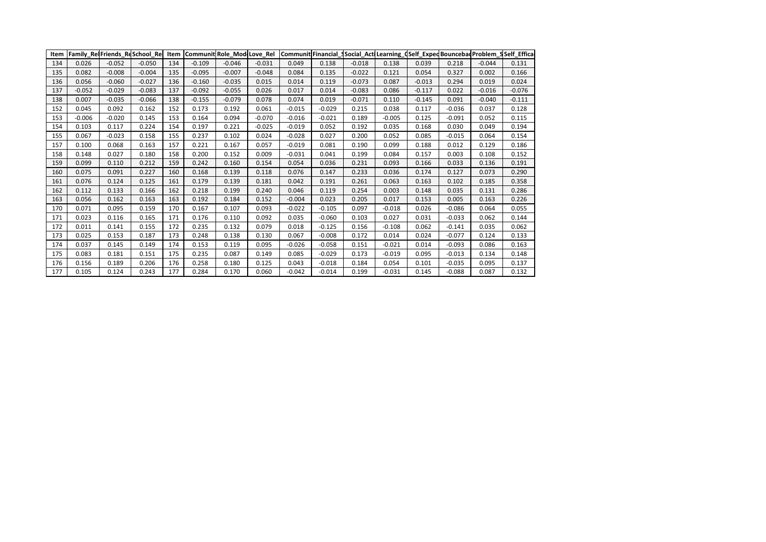| Item | Family_Rel | Friends_Re | School_Re | Item | Communit | Role_Mod | Love_Rel | Communit | Financial_S | Social_Act | Learning_C | Self_Expec | Bouncebac | Problem_S | Self_Effica |
|---|---|---|---|---|---|---|---|---|---|---|---|---|---|---|---|
| 134 | 0.026 | -0.052 | -0.050 | 134 | -0.109 | -0.046 | -0.031 | 0.049 | 0.138 | -0.018 | 0.138 | 0.039 | 0.218 | -0.044 | 0.131 |
| 135 | 0.082 | -0.008 | -0.004 | 135 | -0.095 | -0.007 | -0.048 | 0.084 | 0.135 | -0.022 | 0.121 | 0.054 | 0.327 | 0.002 | 0.166 |
| 136 | 0.056 | -0.060 | -0.027 | 136 | -0.160 | -0.035 | 0.015 | 0.014 | 0.119 | -0.073 | 0.087 | -0.013 | 0.294 | 0.019 | 0.024 |
| 137 | -0.052 | -0.029 | -0.083 | 137 | -0.092 | -0.055 | 0.026 | 0.017 | 0.014 | -0.083 | 0.086 | -0.117 | 0.022 | -0.016 | -0.076 |
| 138 | 0.007 | -0.035 | -0.066 | 138 | -0.155 | -0.079 | 0.078 | 0.074 | 0.019 | -0.071 | 0.110 | -0.145 | 0.091 | -0.040 | -0.111 |
| 152 | 0.045 | 0.092 | 0.162 | 152 | 0.173 | 0.192 | 0.061 | -0.015 | -0.029 | 0.215 | 0.038 | 0.117 | -0.036 | 0.037 | 0.128 |
| 153 | -0.006 | -0.020 | 0.145 | 153 | 0.164 | 0.094 | -0.070 | -0.016 | -0.021 | 0.189 | -0.005 | 0.125 | -0.091 | 0.052 | 0.115 |
| 154 | 0.103 | 0.117 | 0.224 | 154 | 0.197 | 0.221 | -0.025 | -0.019 | 0.052 | 0.192 | 0.035 | 0.168 | 0.030 | 0.049 | 0.194 |
| 155 | 0.067 | -0.023 | 0.158 | 155 | 0.237 | 0.102 | 0.024 | -0.028 | 0.027 | 0.200 | 0.052 | 0.085 | -0.015 | 0.064 | 0.154 |
| 157 | 0.100 | 0.068 | 0.163 | 157 | 0.221 | 0.167 | 0.057 | -0.019 | 0.081 | 0.190 | 0.099 | 0.188 | 0.012 | 0.129 | 0.186 |
| 158 | 0.148 | 0.027 | 0.180 | 158 | 0.200 | 0.152 | 0.009 | -0.031 | 0.041 | 0.199 | 0.084 | 0.157 | 0.003 | 0.108 | 0.152 |
| 159 | 0.099 | 0.110 | 0.212 | 159 | 0.242 | 0.160 | 0.154 | 0.054 | 0.036 | 0.231 | 0.093 | 0.166 | 0.033 | 0.136 | 0.191 |
| 160 | 0.075 | 0.091 | 0.227 | 160 | 0.168 | 0.139 | 0.118 | 0.076 | 0.147 | 0.233 | 0.036 | 0.174 | 0.127 | 0.073 | 0.290 |
| 161 | 0.076 | 0.124 | 0.125 | 161 | 0.179 | 0.139 | 0.181 | 0.042 | 0.191 | 0.261 | 0.063 | 0.163 | 0.102 | 0.185 | 0.358 |
| 162 | 0.112 | 0.133 | 0.166 | 162 | 0.218 | 0.199 | 0.240 | 0.046 | 0.119 | 0.254 | 0.003 | 0.148 | 0.035 | 0.131 | 0.286 |
| 163 | 0.056 | 0.162 | 0.163 | 163 | 0.192 | 0.184 | 0.152 | -0.004 | 0.023 | 0.205 | 0.017 | 0.153 | 0.005 | 0.163 | 0.226 |
| 170 | 0.071 | 0.095 | 0.159 | 170 | 0.167 | 0.107 | 0.093 | -0.022 | -0.105 | 0.097 | -0.018 | 0.026 | -0.086 | 0.064 | 0.055 |
| 171 | 0.023 | 0.116 | 0.165 | 171 | 0.176 | 0.110 | 0.092 | 0.035 | -0.060 | 0.103 | 0.027 | 0.031 | -0.033 | 0.062 | 0.144 |
| 172 | 0.011 | 0.141 | 0.155 | 172 | 0.235 | 0.132 | 0.079 | 0.018 | -0.125 | 0.156 | -0.108 | 0.062 | -0.141 | 0.035 | 0.062 |
| 173 | 0.025 | 0.153 | 0.187 | 173 | 0.248 | 0.138 | 0.130 | 0.067 | -0.008 | 0.172 | 0.014 | 0.024 | -0.077 | 0.124 | 0.133 |
| 174 | 0.037 | 0.145 | 0.149 | 174 | 0.153 | 0.119 | 0.095 | -0.026 | -0.058 | 0.151 | -0.021 | 0.014 | -0.093 | 0.086 | 0.163 |
| 175 | 0.083 | 0.181 | 0.151 | 175 | 0.235 | 0.087 | 0.149 | 0.085 | -0.029 | 0.173 | -0.019 | 0.095 | -0.013 | 0.134 | 0.148 |
| 176 | 0.156 | 0.189 | 0.206 | 176 | 0.258 | 0.180 | 0.125 | 0.043 | -0.018 | 0.184 | 0.054 | 0.101 | -0.035 | 0.095 | 0.137 |
| 177 | 0.105 | 0.124 | 0.243 | 177 | 0.284 | 0.170 | 0.060 | -0.042 | -0.014 | 0.199 | -0.031 | 0.145 | -0.088 | 0.087 | 0.132 |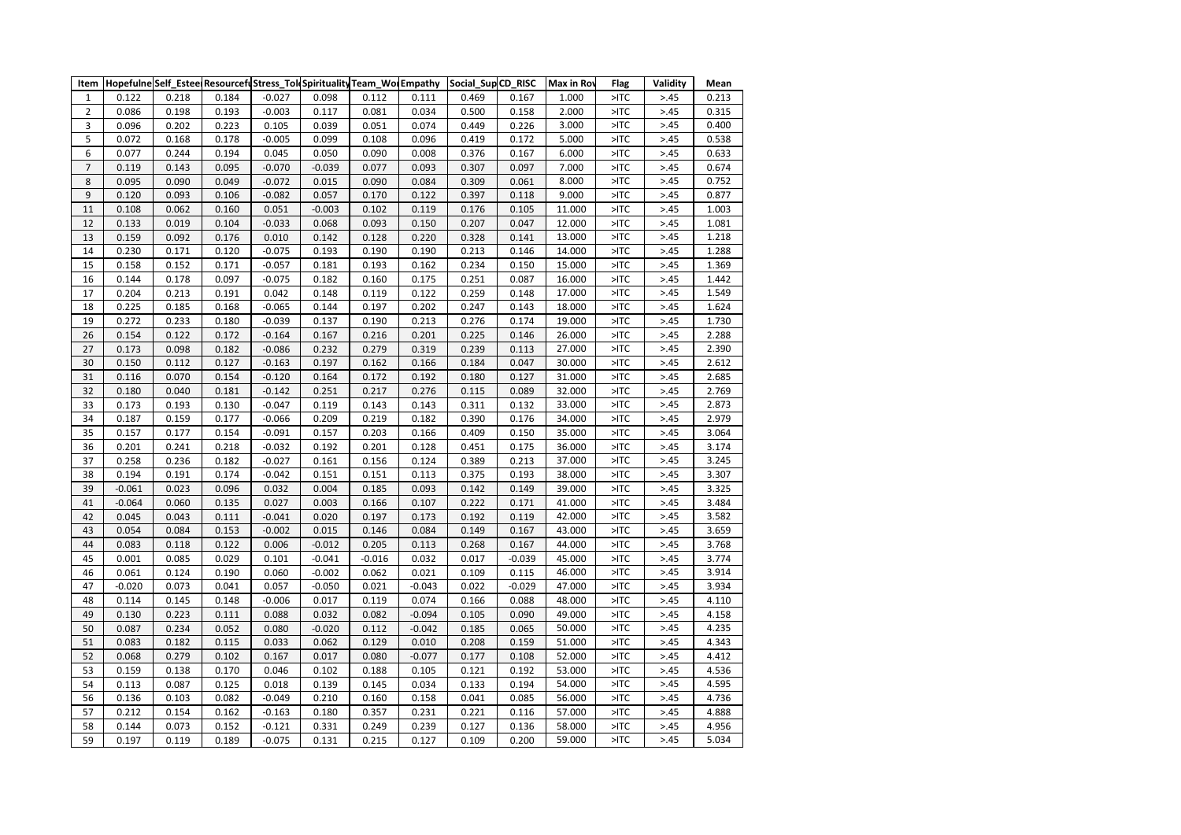| Item | Hopefulne | Self_Estee | Resourcefu | Stress_Tol | Spirituality | Team_Wo | Empathy | Social_Sup | CD_RISC | Max in Rov | Flag | Validity | Mean |
|---|---|---|---|---|---|---|---|---|---|---|---|---|---|
| 1 | 0.122 | 0.218 | 0.184 | -0.027 | 0.098 | 0.112 | 0.111 | 0.469 | 0.167 | 1.000 | >ITC | >.45 | 0.213 |
| 2 | 0.086 | 0.198 | 0.193 | -0.003 | 0.117 | 0.081 | 0.034 | 0.500 | 0.158 | 2.000 | >ITC | >.45 | 0.315 |
| 3 | 0.096 | 0.202 | 0.223 | 0.105 | 0.039 | 0.051 | 0.074 | 0.449 | 0.226 | 3.000 | >ITC | >.45 | 0.400 |
| 5 | 0.072 | 0.168 | 0.178 | -0.005 | 0.099 | 0.108 | 0.096 | 0.419 | 0.172 | 5.000 | >ITC | >.45 | 0.538 |
| 6 | 0.077 | 0.244 | 0.194 | 0.045 | 0.050 | 0.090 | 0.008 | 0.376 | 0.167 | 6.000 | >ITC | >.45 | 0.633 |
| 7 | 0.119 | 0.143 | 0.095 | -0.070 | -0.039 | 0.077 | 0.093 | 0.307 | 0.097 | 7.000 | >ITC | >.45 | 0.674 |
| 8 | 0.095 | 0.090 | 0.049 | -0.072 | 0.015 | 0.090 | 0.084 | 0.309 | 0.061 | 8.000 | >ITC | >.45 | 0.752 |
| 9 | 0.120 | 0.093 | 0.106 | -0.082 | 0.057 | 0.170 | 0.122 | 0.397 | 0.118 | 9.000 | >ITC | >.45 | 0.877 |
| 11 | 0.108 | 0.062 | 0.160 | 0.051 | -0.003 | 0.102 | 0.119 | 0.176 | 0.105 | 11.000 | >ITC | >.45 | 1.003 |
| 12 | 0.133 | 0.019 | 0.104 | -0.033 | 0.068 | 0.093 | 0.150 | 0.207 | 0.047 | 12.000 | >ITC | >.45 | 1.081 |
| 13 | 0.159 | 0.092 | 0.176 | 0.010 | 0.142 | 0.128 | 0.220 | 0.328 | 0.141 | 13.000 | >ITC | >.45 | 1.218 |
| 14 | 0.230 | 0.171 | 0.120 | -0.075 | 0.193 | 0.190 | 0.190 | 0.213 | 0.146 | 14.000 | >ITC | >.45 | 1.288 |
| 15 | 0.158 | 0.152 | 0.171 | -0.057 | 0.181 | 0.193 | 0.162 | 0.234 | 0.150 | 15.000 | >ITC | >.45 | 1.369 |
| 16 | 0.144 | 0.178 | 0.097 | -0.075 | 0.182 | 0.160 | 0.175 | 0.251 | 0.087 | 16.000 | >ITC | >.45 | 1.442 |
| 17 | 0.204 | 0.213 | 0.191 | 0.042 | 0.148 | 0.119 | 0.122 | 0.259 | 0.148 | 17.000 | >ITC | >.45 | 1.549 |
| 18 | 0.225 | 0.185 | 0.168 | -0.065 | 0.144 | 0.197 | 0.202 | 0.247 | 0.143 | 18.000 | >ITC | >.45 | 1.624 |
| 19 | 0.272 | 0.233 | 0.180 | -0.039 | 0.137 | 0.190 | 0.213 | 0.276 | 0.174 | 19.000 | >ITC | >.45 | 1.730 |
| 26 | 0.154 | 0.122 | 0.172 | -0.164 | 0.167 | 0.216 | 0.201 | 0.225 | 0.146 | 26.000 | >ITC | >.45 | 2.288 |
| 27 | 0.173 | 0.098 | 0.182 | -0.086 | 0.232 | 0.279 | 0.319 | 0.239 | 0.113 | 27.000 | >ITC | >.45 | 2.390 |
| 30 | 0.150 | 0.112 | 0.127 | -0.163 | 0.197 | 0.162 | 0.166 | 0.184 | 0.047 | 30.000 | >ITC | >.45 | 2.612 |
| 31 | 0.116 | 0.070 | 0.154 | -0.120 | 0.164 | 0.172 | 0.192 | 0.180 | 0.127 | 31.000 | >ITC | >.45 | 2.685 |
| 32 | 0.180 | 0.040 | 0.181 | -0.142 | 0.251 | 0.217 | 0.276 | 0.115 | 0.089 | 32.000 | >ITC | >.45 | 2.769 |
| 33 | 0.173 | 0.193 | 0.130 | -0.047 | 0.119 | 0.143 | 0.143 | 0.311 | 0.132 | 33.000 | >ITC | >.45 | 2.873 |
| 34 | 0.187 | 0.159 | 0.177 | -0.066 | 0.209 | 0.219 | 0.182 | 0.390 | 0.176 | 34.000 | >ITC | >.45 | 2.979 |
| 35 | 0.157 | 0.177 | 0.154 | -0.091 | 0.157 | 0.203 | 0.166 | 0.409 | 0.150 | 35.000 | >ITC | >.45 | 3.064 |
| 36 | 0.201 | 0.241 | 0.218 | -0.032 | 0.192 | 0.201 | 0.128 | 0.451 | 0.175 | 36.000 | >ITC | >.45 | 3.174 |
| 37 | 0.258 | 0.236 | 0.182 | -0.027 | 0.161 | 0.156 | 0.124 | 0.389 | 0.213 | 37.000 | >ITC | >.45 | 3.245 |
| 38 | 0.194 | 0.191 | 0.174 | -0.042 | 0.151 | 0.151 | 0.113 | 0.375 | 0.193 | 38.000 | >ITC | >.45 | 3.307 |
| 39 | -0.061 | 0.023 | 0.096 | 0.032 | 0.004 | 0.185 | 0.093 | 0.142 | 0.149 | 39.000 | >ITC | >.45 | 3.325 |
| 41 | -0.064 | 0.060 | 0.135 | 0.027 | 0.003 | 0.166 | 0.107 | 0.222 | 0.171 | 41.000 | >ITC | >.45 | 3.484 |
| 42 | 0.045 | 0.043 | 0.111 | -0.041 | 0.020 | 0.197 | 0.173 | 0.192 | 0.119 | 42.000 | >ITC | >.45 | 3.582 |
| 43 | 0.054 | 0.084 | 0.153 | -0.002 | 0.015 | 0.146 | 0.084 | 0.149 | 0.167 | 43.000 | >ITC | >.45 | 3.659 |
| 44 | 0.083 | 0.118 | 0.122 | 0.006 | -0.012 | 0.205 | 0.113 | 0.268 | 0.167 | 44.000 | >ITC | >.45 | 3.768 |
| 45 | 0.001 | 0.085 | 0.029 | 0.101 | -0.041 | -0.016 | 0.032 | 0.017 | -0.039 | 45.000 | >ITC | >.45 | 3.774 |
| 46 | 0.061 | 0.124 | 0.190 | 0.060 | -0.002 | 0.062 | 0.021 | 0.109 | 0.115 | 46.000 | >ITC | >.45 | 3.914 |
| 47 | -0.020 | 0.073 | 0.041 | 0.057 | -0.050 | 0.021 | -0.043 | 0.022 | -0.029 | 47.000 | >ITC | >.45 | 3.934 |
| 48 | 0.114 | 0.145 | 0.148 | -0.006 | 0.017 | 0.119 | 0.074 | 0.166 | 0.088 | 48.000 | >ITC | >.45 | 4.110 |
| 49 | 0.130 | 0.223 | 0.111 | 0.088 | 0.032 | 0.082 | -0.094 | 0.105 | 0.090 | 49.000 | >ITC | >.45 | 4.158 |
| 50 | 0.087 | 0.234 | 0.052 | 0.080 | -0.020 | 0.112 | -0.042 | 0.185 | 0.065 | 50.000 | >ITC | >.45 | 4.235 |
| 51 | 0.083 | 0.182 | 0.115 | 0.033 | 0.062 | 0.129 | 0.010 | 0.208 | 0.159 | 51.000 | >ITC | >.45 | 4.343 |
| 52 | 0.068 | 0.279 | 0.102 | 0.167 | 0.017 | 0.080 | -0.077 | 0.177 | 0.108 | 52.000 | >ITC | >.45 | 4.412 |
| 53 | 0.159 | 0.138 | 0.170 | 0.046 | 0.102 | 0.188 | 0.105 | 0.121 | 0.192 | 53.000 | >ITC | >.45 | 4.536 |
| 54 | 0.113 | 0.087 | 0.125 | 0.018 | 0.139 | 0.145 | 0.034 | 0.133 | 0.194 | 54.000 | >ITC | >.45 | 4.595 |
| 56 | 0.136 | 0.103 | 0.082 | -0.049 | 0.210 | 0.160 | 0.158 | 0.041 | 0.085 | 56.000 | >ITC | >.45 | 4.736 |
| 57 | 0.212 | 0.154 | 0.162 | -0.163 | 0.180 | 0.357 | 0.231 | 0.221 | 0.116 | 57.000 | >ITC | >.45 | 4.888 |
| 58 | 0.144 | 0.073 | 0.152 | -0.121 | 0.331 | 0.249 | 0.239 | 0.127 | 0.136 | 58.000 | >ITC | >.45 | 4.956 |
| 59 | 0.197 | 0.119 | 0.189 | -0.075 | 0.131 | 0.215 | 0.127 | 0.109 | 0.200 | 59.000 | >ITC | >.45 | 5.034 |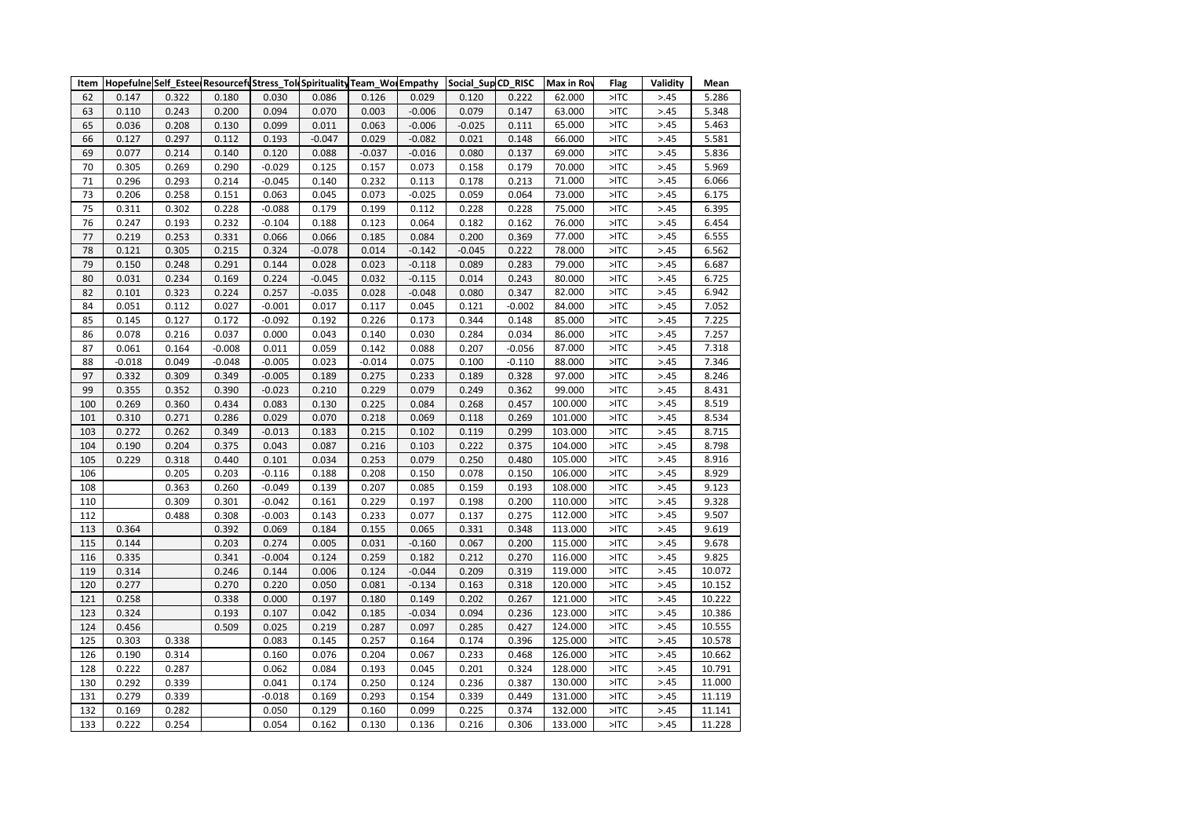| Item | Hopefulne | Self_Estee | Resourcefu | Stress_Tol | Spirituality | Team_Wo | Empathy | Social_Sup | CD_RISC | Max in Rov | Flag | Validity | Mean |
|---|---|---|---|---|---|---|---|---|---|---|---|---|---|
| 62 | 0.147 | 0.322 | 0.180 | 0.030 | 0.086 | 0.126 | 0.029 | 0.120 | 0.222 | 62.000 | >ITC | >.45 | 5.286 |
| 63 | 0.110 | 0.243 | 0.200 | 0.094 | 0.070 | 0.003 | -0.006 | 0.079 | 0.147 | 63.000 | >ITC | >.45 | 5.348 |
| 65 | 0.036 | 0.208 | 0.130 | 0.099 | 0.011 | 0.063 | -0.006 | -0.025 | 0.111 | 65.000 | >ITC | >.45 | 5.463 |
| 66 | 0.127 | 0.297 | 0.112 | 0.193 | -0.047 | 0.029 | -0.082 | 0.021 | 0.148 | 66.000 | >ITC | >.45 | 5.581 |
| 69 | 0.077 | 0.214 | 0.140 | 0.120 | 0.088 | -0.037 | -0.016 | 0.080 | 0.137 | 69.000 | >ITC | >.45 | 5.836 |
| 70 | 0.305 | 0.269 | 0.290 | -0.029 | 0.125 | 0.157 | 0.073 | 0.158 | 0.179 | 70.000 | >ITC | >.45 | 5.969 |
| 71 | 0.296 | 0.293 | 0.214 | -0.045 | 0.140 | 0.232 | 0.113 | 0.178 | 0.213 | 71.000 | >ITC | >.45 | 6.066 |
| 73 | 0.206 | 0.258 | 0.151 | 0.063 | 0.045 | 0.073 | -0.025 | 0.059 | 0.064 | 73.000 | >ITC | >.45 | 6.175 |
| 75 | 0.311 | 0.302 | 0.228 | -0.088 | 0.179 | 0.199 | 0.112 | 0.228 | 0.228 | 75.000 | >ITC | >.45 | 6.395 |
| 76 | 0.247 | 0.193 | 0.232 | -0.104 | 0.188 | 0.123 | 0.064 | 0.182 | 0.162 | 76.000 | >ITC | >.45 | 6.454 |
| 77 | 0.219 | 0.253 | 0.331 | 0.066 | 0.066 | 0.185 | 0.084 | 0.200 | 0.369 | 77.000 | >ITC | >.45 | 6.555 |
| 78 | 0.121 | 0.305 | 0.215 | 0.324 | -0.078 | 0.014 | -0.142 | -0.045 | 0.222 | 78.000 | >ITC | >.45 | 6.562 |
| 79 | 0.150 | 0.248 | 0.291 | 0.144 | 0.028 | 0.023 | -0.118 | 0.089 | 0.283 | 79.000 | >ITC | >.45 | 6.687 |
| 80 | 0.031 | 0.234 | 0.169 | 0.224 | -0.045 | 0.032 | -0.115 | 0.014 | 0.243 | 80.000 | >ITC | >.45 | 6.725 |
| 82 | 0.101 | 0.323 | 0.224 | 0.257 | -0.035 | 0.028 | -0.048 | 0.080 | 0.347 | 82.000 | >ITC | >.45 | 6.942 |
| 84 | 0.051 | 0.112 | 0.027 | -0.001 | 0.017 | 0.117 | 0.045 | 0.121 | -0.002 | 84.000 | >ITC | >.45 | 7.052 |
| 85 | 0.145 | 0.127 | 0.172 | -0.092 | 0.192 | 0.226 | 0.173 | 0.344 | 0.148 | 85.000 | >ITC | >.45 | 7.225 |
| 86 | 0.078 | 0.216 | 0.037 | 0.000 | 0.043 | 0.140 | 0.030 | 0.284 | 0.034 | 86.000 | >ITC | >.45 | 7.257 |
| 87 | 0.061 | 0.164 | -0.008 | 0.011 | 0.059 | 0.142 | 0.088 | 0.207 | -0.056 | 87.000 | >ITC | >.45 | 7.318 |
| 88 | -0.018 | 0.049 | -0.048 | -0.005 | 0.023 | -0.014 | 0.075 | 0.100 | -0.110 | 88.000 | >ITC | >.45 | 7.346 |
| 97 | 0.332 | 0.309 | 0.349 | -0.005 | 0.189 | 0.275 | 0.233 | 0.189 | 0.328 | 97.000 | >ITC | >.45 | 8.246 |
| 99 | 0.355 | 0.352 | 0.390 | -0.023 | 0.210 | 0.229 | 0.079 | 0.249 | 0.362 | 99.000 | >ITC | >.45 | 8.431 |
| 100 | 0.269 | 0.360 | 0.434 | 0.083 | 0.130 | 0.225 | 0.084 | 0.268 | 0.457 | 100.000 | >ITC | >.45 | 8.519 |
| 101 | 0.310 | 0.271 | 0.286 | 0.029 | 0.070 | 0.218 | 0.069 | 0.118 | 0.269 | 101.000 | >ITC | >.45 | 8.534 |
| 103 | 0.272 | 0.262 | 0.349 | -0.013 | 0.183 | 0.215 | 0.102 | 0.119 | 0.299 | 103.000 | >ITC | >.45 | 8.715 |
| 104 | 0.190 | 0.204 | 0.375 | 0.043 | 0.087 | 0.216 | 0.103 | 0.222 | 0.375 | 104.000 | >ITC | >.45 | 8.798 |
| 105 | 0.229 | 0.318 | 0.440 | 0.101 | 0.034 | 0.253 | 0.079 | 0.250 | 0.480 | 105.000 | >ITC | >.45 | 8.916 |
| 106 | | 0.205 | 0.203 | -0.116 | 0.188 | 0.208 | 0.150 | 0.078 | 0.150 | 106.000 | >ITC | >.45 | 8.929 |
| 108 | | 0.363 | 0.260 | -0.049 | 0.139 | 0.207 | 0.085 | 0.159 | 0.193 | 108.000 | >ITC | >.45 | 9.123 |
| 110 | | 0.309 | 0.301 | -0.042 | 0.161 | 0.229 | 0.197 | 0.198 | 0.200 | 110.000 | >ITC | >.45 | 9.328 |
| 112 | | 0.488 | 0.308 | -0.003 | 0.143 | 0.233 | 0.077 | 0.137 | 0.275 | 112.000 | >ITC | >.45 | 9.507 |
| 113 | 0.364 | | 0.392 | 0.069 | 0.184 | 0.155 | 0.065 | 0.331 | 0.348 | 113.000 | >ITC | >.45 | 9.619 |
| 115 | 0.144 | | 0.203 | 0.274 | 0.005 | 0.031 | -0.160 | 0.067 | 0.200 | 115.000 | >ITC | >.45 | 9.678 |
| 116 | 0.335 | | 0.341 | -0.004 | 0.124 | 0.259 | 0.182 | 0.212 | 0.270 | 116.000 | >ITC | >.45 | 9.825 |
| 119 | 0.314 | | 0.246 | 0.144 | 0.006 | 0.124 | -0.044 | 0.209 | 0.319 | 119.000 | >ITC | >.45 | 10.072 |
| 120 | 0.277 | | 0.270 | 0.220 | 0.050 | 0.081 | -0.134 | 0.163 | 0.318 | 120.000 | >ITC | >.45 | 10.152 |
| 121 | 0.258 | | 0.338 | 0.000 | 0.197 | 0.180 | 0.149 | 0.202 | 0.267 | 121.000 | >ITC | >.45 | 10.222 |
| 123 | 0.324 | | 0.193 | 0.107 | 0.042 | 0.185 | -0.034 | 0.094 | 0.236 | 123.000 | >ITC | >.45 | 10.386 |
| 124 | 0.456 | | 0.509 | 0.025 | 0.219 | 0.287 | 0.097 | 0.285 | 0.427 | 124.000 | >ITC | >.45 | 10.555 |
| 125 | 0.303 | 0.338 | | 0.083 | 0.145 | 0.257 | 0.164 | 0.174 | 0.396 | 125.000 | >ITC | >.45 | 10.578 |
| 126 | 0.190 | 0.314 | | 0.160 | 0.076 | 0.204 | 0.067 | 0.233 | 0.468 | 126.000 | >ITC | >.45 | 10.662 |
| 128 | 0.222 | 0.287 | | 0.062 | 0.084 | 0.193 | 0.045 | 0.201 | 0.324 | 128.000 | >ITC | >.45 | 10.791 |
| 130 | 0.292 | 0.339 | | 0.041 | 0.174 | 0.250 | 0.124 | 0.236 | 0.387 | 130.000 | >ITC | >.45 | 11.000 |
| 131 | 0.279 | 0.339 | | -0.018 | 0.169 | 0.293 | 0.154 | 0.339 | 0.449 | 131.000 | >ITC | >.45 | 11.119 |
| 132 | 0.169 | 0.282 | | 0.050 | 0.129 | 0.160 | 0.099 | 0.225 | 0.374 | 132.000 | >ITC | >.45 | 11.141 |
| 133 | 0.222 | 0.254 | | 0.054 | 0.162 | 0.130 | 0.136 | 0.216 | 0.306 | 133.000 | >ITC | >.45 | 11.228 |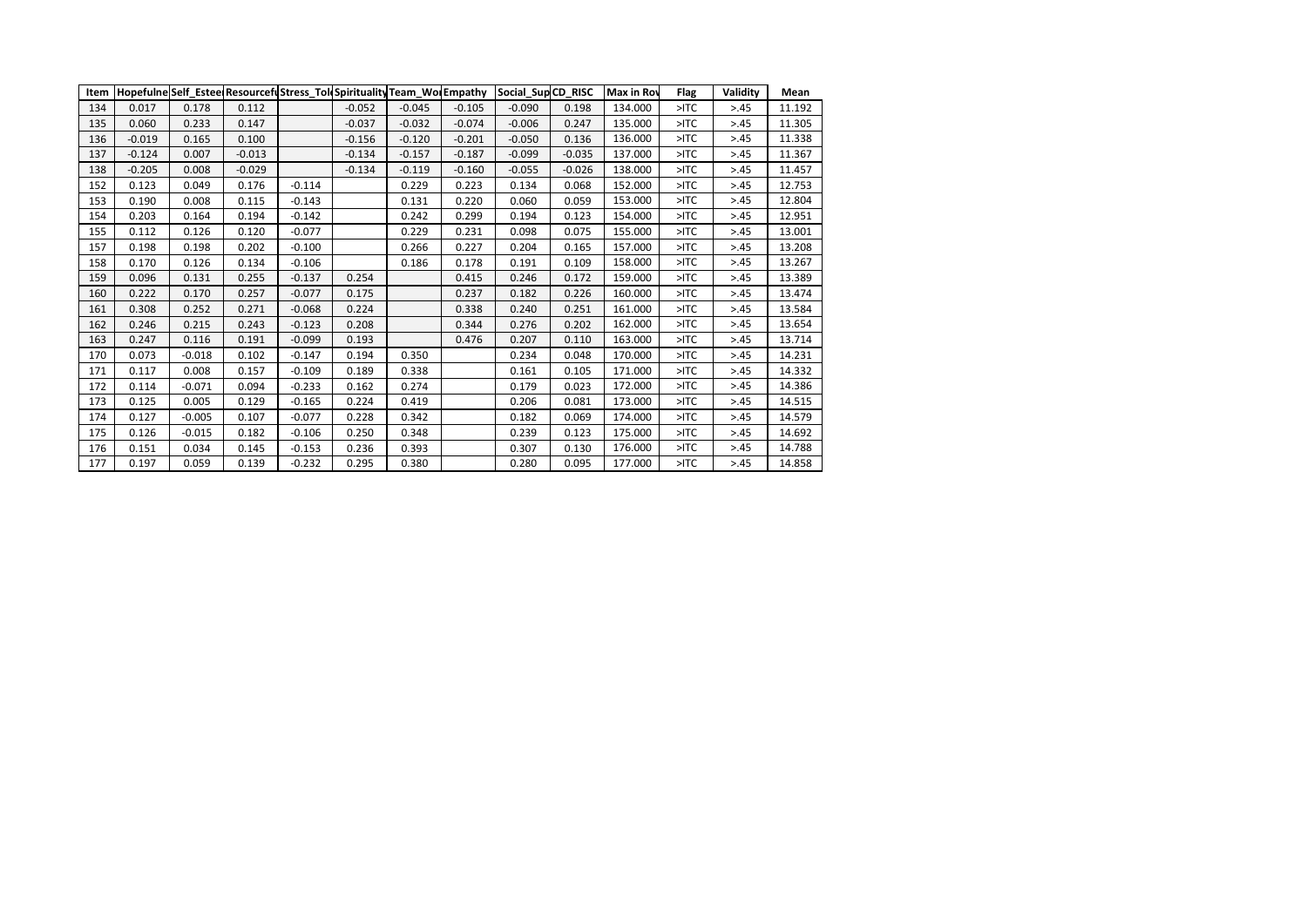| Item | Hopefulne | Self_Estee | Resourcefu | Stress_Tol | Spirituality | Team_Wo | Empathy | Social_Sup | CD_RISC | Max in Rov | Flag | Validity | Mean |
|---|---|---|---|---|---|---|---|---|---|---|---|---|---|
| 134 | 0.017 | 0.178 | 0.112 | | -0.052 | -0.045 | -0.105 | -0.090 | 0.198 | 134.000 | >ITC | >.45 | 11.192 |
| 135 | 0.060 | 0.233 | 0.147 | | -0.037 | -0.032 | -0.074 | -0.006 | 0.247 | 135.000 | >ITC | >.45 | 11.305 |
| 136 | -0.019 | 0.165 | 0.100 | | -0.156 | -0.120 | -0.201 | -0.050 | 0.136 | 136.000 | >ITC | >.45 | 11.338 |
| 137 | -0.124 | 0.007 | -0.013 | | -0.134 | -0.157 | -0.187 | -0.099 | -0.035 | 137.000 | >ITC | >.45 | 11.367 |
| 138 | -0.205 | 0.008 | -0.029 | | -0.134 | -0.119 | -0.160 | -0.055 | -0.026 | 138.000 | >ITC | >.45 | 11.457 |
| 152 | 0.123 | 0.049 | 0.176 | -0.114 | | 0.229 | 0.223 | 0.134 | 0.068 | 152.000 | >ITC | >.45 | 12.753 |
| 153 | 0.190 | 0.008 | 0.115 | -0.143 | | 0.131 | 0.220 | 0.060 | 0.059 | 153.000 | >ITC | >.45 | 12.804 |
| 154 | 0.203 | 0.164 | 0.194 | -0.142 | | 0.242 | 0.299 | 0.194 | 0.123 | 154.000 | >ITC | >.45 | 12.951 |
| 155 | 0.112 | 0.126 | 0.120 | -0.077 | | 0.229 | 0.231 | 0.098 | 0.075 | 155.000 | >ITC | >.45 | 13.001 |
| 157 | 0.198 | 0.198 | 0.202 | -0.100 | | 0.266 | 0.227 | 0.204 | 0.165 | 157.000 | >ITC | >.45 | 13.208 |
| 158 | 0.170 | 0.126 | 0.134 | -0.106 | | 0.186 | 0.178 | 0.191 | 0.109 | 158.000 | >ITC | >.45 | 13.267 |
| 159 | 0.096 | 0.131 | 0.255 | -0.137 | 0.254 | | 0.415 | 0.246 | 0.172 | 159.000 | >ITC | >.45 | 13.389 |
| 160 | 0.222 | 0.170 | 0.257 | -0.077 | 0.175 | | 0.237 | 0.182 | 0.226 | 160.000 | >ITC | >.45 | 13.474 |
| 161 | 0.308 | 0.252 | 0.271 | -0.068 | 0.224 | | 0.338 | 0.240 | 0.251 | 161.000 | >ITC | >.45 | 13.584 |
| 162 | 0.246 | 0.215 | 0.243 | -0.123 | 0.208 | | 0.344 | 0.276 | 0.202 | 162.000 | >ITC | >.45 | 13.654 |
| 163 | 0.247 | 0.116 | 0.191 | -0.099 | 0.193 | | 0.476 | 0.207 | 0.110 | 163.000 | >ITC | >.45 | 13.714 |
| 170 | 0.073 | -0.018 | 0.102 | -0.147 | 0.194 | 0.350 | | 0.234 | 0.048 | 170.000 | >ITC | >.45 | 14.231 |
| 171 | 0.117 | 0.008 | 0.157 | -0.109 | 0.189 | 0.338 | | 0.161 | 0.105 | 171.000 | >ITC | >.45 | 14.332 |
| 172 | 0.114 | -0.071 | 0.094 | -0.233 | 0.162 | 0.274 | | 0.179 | 0.023 | 172.000 | >ITC | >.45 | 14.386 |
| 173 | 0.125 | 0.005 | 0.129 | -0.165 | 0.224 | 0.419 | | 0.206 | 0.081 | 173.000 | >ITC | >.45 | 14.515 |
| 174 | 0.127 | -0.005 | 0.107 | -0.077 | 0.228 | 0.342 | | 0.182 | 0.069 | 174.000 | >ITC | >.45 | 14.579 |
| 175 | 0.126 | -0.015 | 0.182 | -0.106 | 0.250 | 0.348 | | 0.239 | 0.123 | 175.000 | >ITC | >.45 | 14.692 |
| 176 | 0.151 | 0.034 | 0.145 | -0.153 | 0.236 | 0.393 | | 0.307 | 0.130 | 176.000 | >ITC | >.45 | 14.788 |
| 177 | 0.197 | 0.059 | 0.139 | -0.232 | 0.295 | 0.380 | | 0.280 | 0.095 | 177.000 | >ITC | >.45 | 14.858 |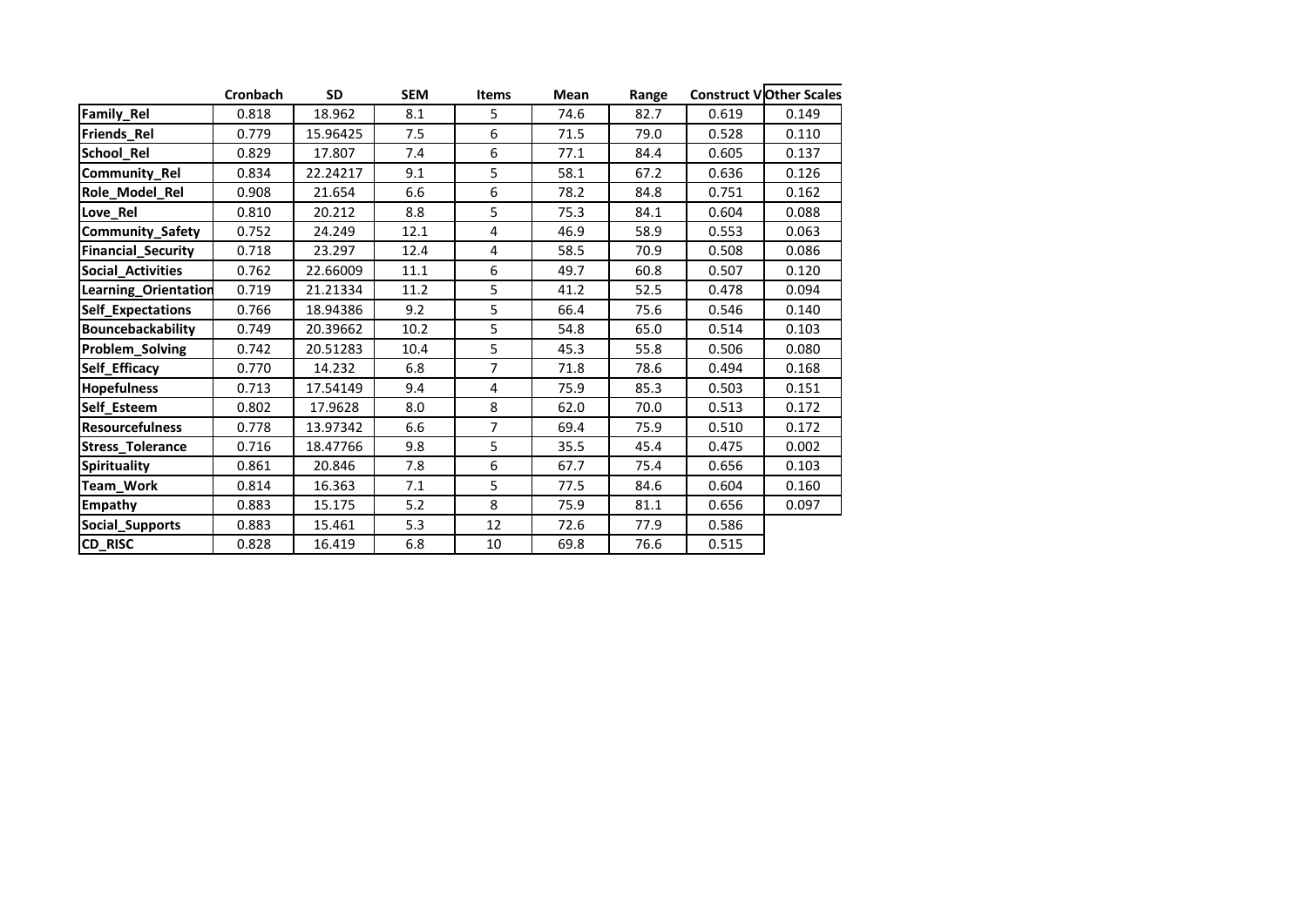| | Cronbach | SD | SEM | Items | Mean | Range | Construct V | Other Scales |
|---|---|---|---|---|---|---|---|---|
| Family_Rel | 0.818 | 18.962 | 8.1 | 5 | 74.6 | 82.7 | 0.619 | 0.149 |
| Friends_Rel | 0.779 | 15.96425 | 7.5 | 6 | 71.5 | 79.0 | 0.528 | 0.110 |
| School_Rel | 0.829 | 17.807 | 7.4 | 6 | 77.1 | 84.4 | 0.605 | 0.137 |
| Community_Rel | 0.834 | 22.24217 | 9.1 | 5 | 58.1 | 67.2 | 0.636 | 0.126 |
| Role_Model_Rel | 0.908 | 21.654 | 6.6 | 6 | 78.2 | 84.8 | 0.751 | 0.162 |
| Love_Rel | 0.810 | 20.212 | 8.8 | 5 | 75.3 | 84.1 | 0.604 | 0.088 |
| Community_Safety | 0.752 | 24.249 | 12.1 | 4 | 46.9 | 58.9 | 0.553 | 0.063 |
| Financial_Security | 0.718 | 23.297 | 12.4 | 4 | 58.5 | 70.9 | 0.508 | 0.086 |
| Social_Activities | 0.762 | 22.66009 | 11.1 | 6 | 49.7 | 60.8 | 0.507 | 0.120 |
| Learning_Orientation | 0.719 | 21.21334 | 11.2 | 5 | 41.2 | 52.5 | 0.478 | 0.094 |
| Self_Expectations | 0.766 | 18.94386 | 9.2 | 5 | 66.4 | 75.6 | 0.546 | 0.140 |
| Bouncebackability | 0.749 | 20.39662 | 10.2 | 5 | 54.8 | 65.0 | 0.514 | 0.103 |
| Problem_Solving | 0.742 | 20.51283 | 10.4 | 5 | 45.3 | 55.8 | 0.506 | 0.080 |
| Self_Efficacy | 0.770 | 14.232 | 6.8 | 7 | 71.8 | 78.6 | 0.494 | 0.168 |
| Hopefulness | 0.713 | 17.54149 | 9.4 | 4 | 75.9 | 85.3 | 0.503 | 0.151 |
| Self_Esteem | 0.802 | 17.9628 | 8.0 | 8 | 62.0 | 70.0 | 0.513 | 0.172 |
| Resourcefulness | 0.778 | 13.97342 | 6.6 | 7 | 69.4 | 75.9 | 0.510 | 0.172 |
| Stress_Tolerance | 0.716 | 18.47766 | 9.8 | 5 | 35.5 | 45.4 | 0.475 | 0.002 |
| Spirituality | 0.861 | 20.846 | 7.8 | 6 | 67.7 | 75.4 | 0.656 | 0.103 |
| Team_Work | 0.814 | 16.363 | 7.1 | 5 | 77.5 | 84.6 | 0.604 | 0.160 |
| Empathy | 0.883 | 15.175 | 5.2 | 8 | 75.9 | 81.1 | 0.656 | 0.097 |
| Social_Supports | 0.883 | 15.461 | 5.3 | 12 | 72.6 | 77.9 | 0.586 | |
| CD_RISC | 0.828 | 16.419 | 6.8 | 10 | 69.8 | 76.6 | 0.515 | |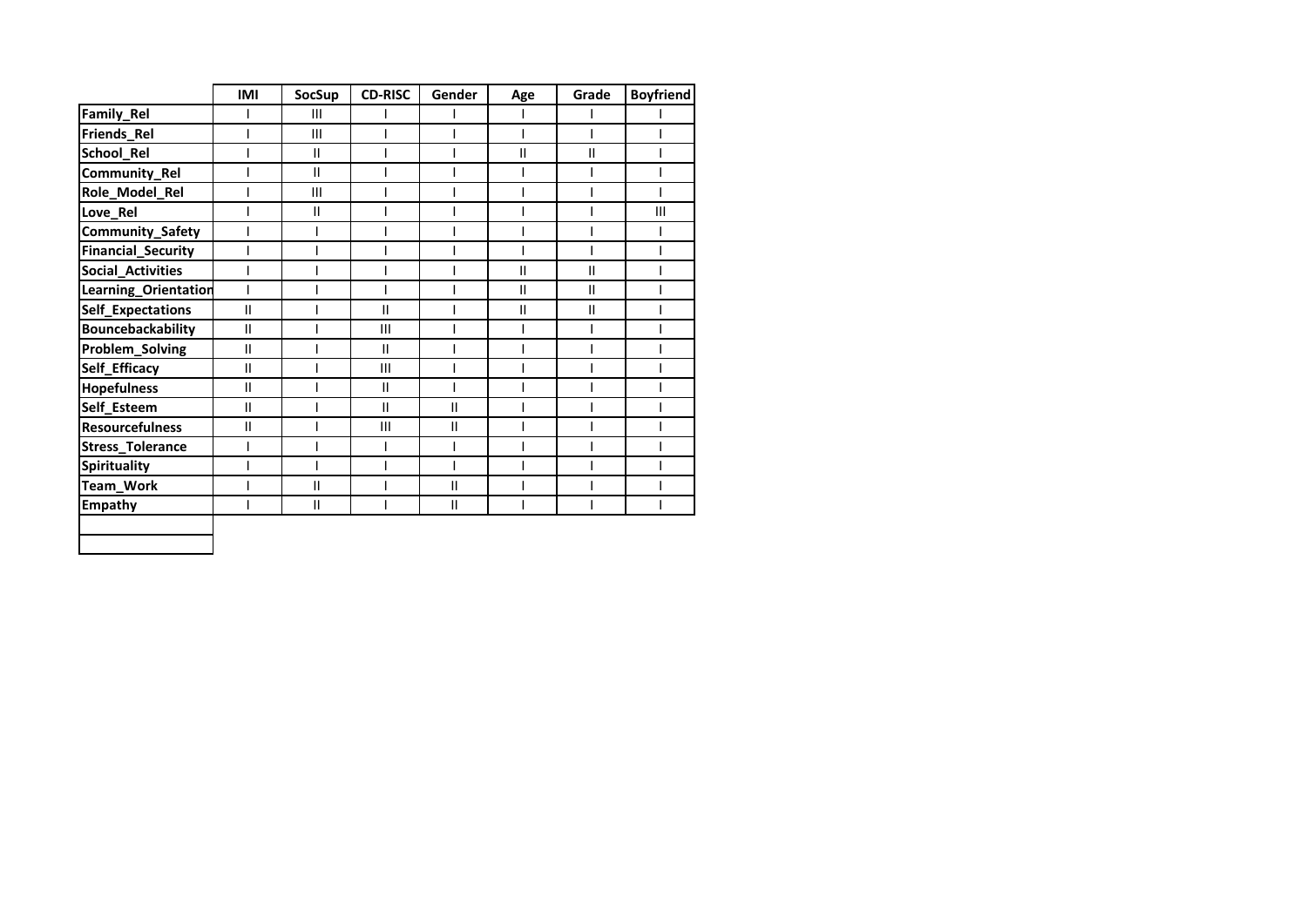| | IMI | SocSup | CD-RISC | Gender | Age | Grade | Boyfriend |
|---|---|---|---|---|---|---|---|
| Family_Rel | I | III | I | I | I | I | I |
| Friends_Rel | I | III | I | I | I | I | I |
| School_Rel | I | II | I | I | II | II | I |
| Community_Rel | I | II | I | I | I | I | I |
| Role_Model_Rel | I | III | I | I | I | I | I |
| Love_Rel | I | II | I | I | I | I | III |
| Community_Safety | I | I | I | I | I | I | I |
| Financial_Security | I | I | I | I | I | I | I |
| Social_Activities | I | I | I | I | II | II | I |
| Learning_Orientation | I | I | I | I | II | II | I |
| Self_Expectations | II | I | II | I | II | II | I |
| Bouncebackability | II | I | III | I | I | I | I |
| Problem_Solving | II | I | II | I | I | I | I |
| Self_Efficacy | II | I | III | I | I | I | I |
| Hopefulness | II | I | II | I | I | I | I |
| Self_Esteem | II | I | II | II | I | I | I |
| Resourcefulness | II | I | III | II | I | I | I |
| Stress_Tolerance | I | I | I | I | I | I | I |
| Spirituality | I | I | I | I | I | I | I |
| Team_Work | I | II | I | II | I | I | I |
| Empathy | I | II | I | II | I | I | I |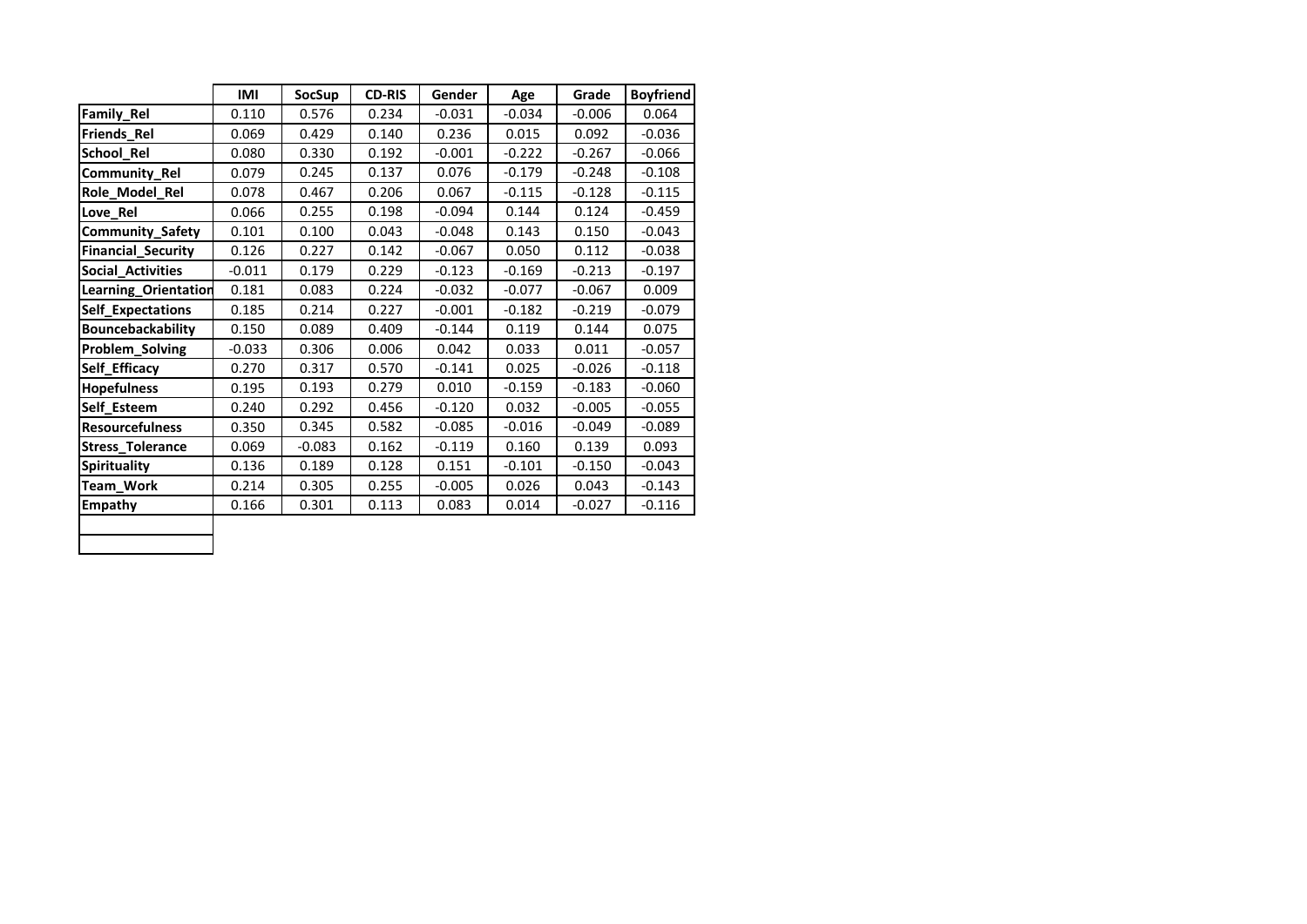| | IMI | SocSup | CD-RIS | Gender | Age | Grade | Boyfriend |
|---|---|---|---|---|---|---|---|
| **Family_Rel** | 0.110 | 0.576 | 0.234 | -0.031 | -0.034 | -0.006 | 0.064 |
| **Friends_Rel** | 0.069 | 0.429 | 0.140 | 0.236 | 0.015 | 0.092 | -0.036 |
| **School_Rel** | 0.080 | 0.330 | 0.192 | -0.001 | -0.222 | -0.267 | -0.066 |
| **Community_Rel** | 0.079 | 0.245 | 0.137 | 0.076 | -0.179 | -0.248 | -0.108 |
| **Role_Model_Rel** | 0.078 | 0.467 | 0.206 | 0.067 | -0.115 | -0.128 | -0.115 |
| **Love_Rel** | 0.066 | 0.255 | 0.198 | -0.094 | 0.144 | 0.124 | -0.459 |
| **Community_Safety** | 0.101 | 0.100 | 0.043 | -0.048 | 0.143 | 0.150 | -0.043 |
| **Financial_Security** | 0.126 | 0.227 | 0.142 | -0.067 | 0.050 | 0.112 | -0.038 |
| **Social_Activities** | -0.011 | 0.179 | 0.229 | -0.123 | -0.169 | -0.213 | -0.197 |
| **Learning_Orientation** | 0.181 | 0.083 | 0.224 | -0.032 | -0.077 | -0.067 | 0.009 |
| **Self_Expectations** | 0.185 | 0.214 | 0.227 | -0.001 | -0.182 | -0.219 | -0.079 |
| **Bouncebackability** | 0.150 | 0.089 | 0.409 | -0.144 | 0.119 | 0.144 | 0.075 |
| **Problem_Solving** | -0.033 | 0.306 | 0.006 | 0.042 | 0.033 | 0.011 | -0.057 |
| **Self_Efficacy** | 0.270 | 0.317 | 0.570 | -0.141 | 0.025 | -0.026 | -0.118 |
| **Hopefulness** | 0.195 | 0.193 | 0.279 | 0.010 | -0.159 | -0.183 | -0.060 |
| **Self_Esteem** | 0.240 | 0.292 | 0.456 | -0.120 | 0.032 | -0.005 | -0.055 |
| **Resourcefulness** | 0.350 | 0.345 | 0.582 | -0.085 | -0.016 | -0.049 | -0.089 |
| **Stress_Tolerance** | 0.069 | -0.083 | 0.162 | -0.119 | 0.160 | 0.139 | 0.093 |
| **Spirituality** | 0.136 | 0.189 | 0.128 | 0.151 | -0.101 | -0.150 | -0.043 |
| **Team_Work** | 0.214 | 0.305 | 0.255 | -0.005 | 0.026 | 0.043 | -0.143 |
| **Empathy** | 0.166 | 0.301 | 0.113 | 0.083 | 0.014 | -0.027 | -0.116 |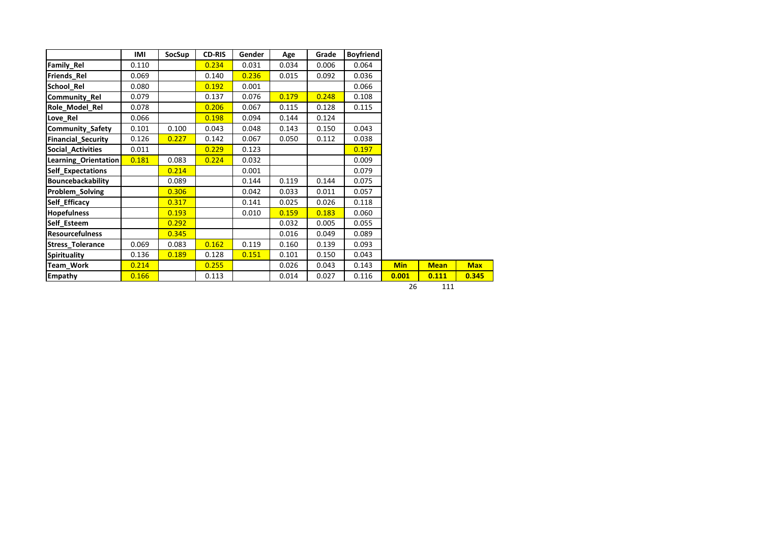| | IMI | SocSup | CD-RIS | Gender | Age | Grade | Boyfriend | | | |
|---|---|---|---|---|---|---|---|---|---|---|
| **Family_Rel** | 0.110 | | 0.234 | 0.031 | 0.034 | 0.006 | 0.064 | | | |
| **Friends_Rel** | 0.069 | | 0.140 | 0.236 | 0.015 | 0.092 | 0.036 | | | |
| **School_Rel** | 0.080 | | 0.192 | 0.001 | | | 0.066 | | | |
| **Community_Rel** | 0.079 | | 0.137 | 0.076 | 0.179 | 0.248 | 0.108 | | | |
| **Role_Model_Rel** | 0.078 | | 0.206 | 0.067 | 0.115 | 0.128 | 0.115 | | | |
| **Love_Rel** | 0.066 | | 0.198 | 0.094 | 0.144 | 0.124 | | | | |
| **Community_Safety** | 0.101 | 0.100 | 0.043 | 0.048 | 0.143 | 0.150 | 0.043 | | | |
| **Financial_Security** | 0.126 | 0.227 | 0.142 | 0.067 | 0.050 | 0.112 | 0.038 | | | |
| **Social_Activities** | 0.011 | | 0.229 | 0.123 | | | 0.197 | | | |
| **Learning_Orientation** | 0.181 | 0.083 | 0.224 | 0.032 | | | 0.009 | | | |
| **Self_Expectations** | | 0.214 | | 0.001 | | | 0.079 | | | |
| **Bouncebackability** | | 0.089 | | 0.144 | 0.119 | 0.144 | 0.075 | | | |
| **Problem_Solving** | | 0.306 | | 0.042 | 0.033 | 0.011 | 0.057 | | | |
| **Self_Efficacy** | | 0.317 | | 0.141 | 0.025 | 0.026 | 0.118 | | | |
| **Hopefulness** | | 0.193 | | 0.010 | 0.159 | 0.183 | 0.060 | | | |
| **Self_Esteem** | | 0.292 | | | 0.032 | 0.005 | 0.055 | | | |
| **Resourcefulness** | | 0.345 | | | 0.016 | 0.049 | 0.089 | | | |
| **Stress_Tolerance** | 0.069 | 0.083 | 0.162 | 0.119 | 0.160 | 0.139 | 0.093 | | | |
| **Spirituality** | 0.136 | 0.189 | 0.128 | 0.151 | 0.101 | 0.150 | 0.043 | | | |
| **Team_Work** | 0.214 | | 0.255 | | 0.026 | 0.043 | 0.143 | **Min** | **Mean** | **Max** |
| **Empathy** | 0.166 | | 0.113 | | 0.014 | 0.027 | 0.116 | **0.001** | **0.111** | **0.345** |
| | | | | | | | | 26 | 111 | |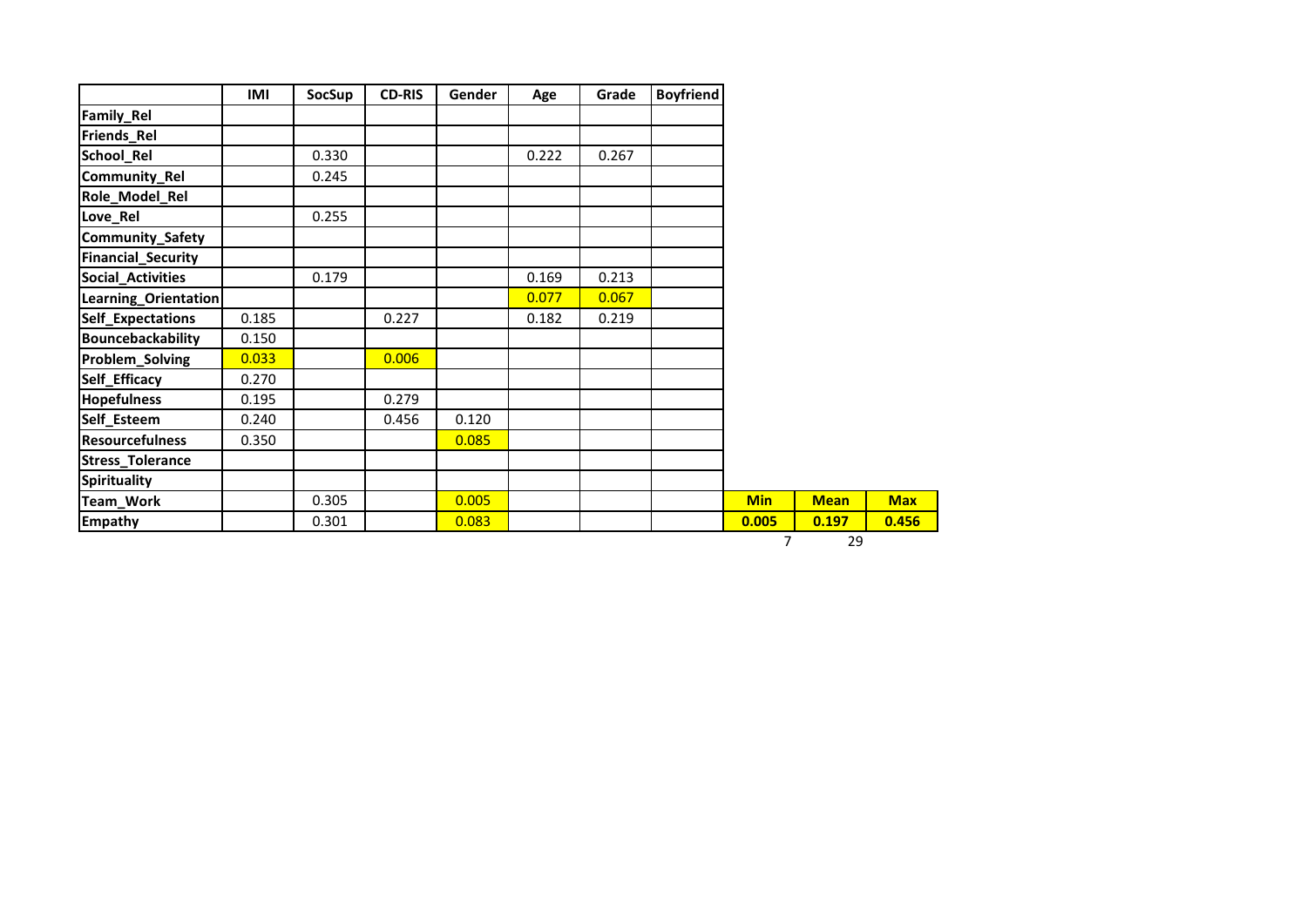| | IMI | SocSup | CD-RIS | Gender | Age | Grade | Boyfriend |
|---|---|---|---|---|---|---|---|
| Family_Rel | | | | | | | |
| Friends_Rel | | | | | | | |
| School_Rel | | 0.330 | | | 0.222 | 0.267 | |
| Community_Rel | | 0.245 | | | | | |
| Role_Model_Rel | | | | | | | |
| Love_Rel | | 0.255 | | | | | |
| Community_Safety | | | | | | | |
| Financial_Security | | | | | | | |
| Social_Activities | | 0.179 | | | 0.169 | 0.213 | |
| Learning_Orientation | | | | | 0.077 | 0.067 | |
| Self_Expectations | 0.185 | | 0.227 | | 0.182 | 0.219 | |
| Bouncebackability | 0.150 | | | | | | |
| Problem_Solving | 0.033 | | 0.006 | | | | |
| Self_Efficacy | 0.270 | | | | | | |
| Hopefulness | 0.195 | | 0.279 | | | | |
| Self_Esteem | 0.240 | | 0.456 | 0.120 | | | |
| Resourcefulness | 0.350 | | | 0.085 | | | |
| Stress_Tolerance | | | | | | | |
| Spirituality | | | | | | | |
| Team_Work | | 0.305 | | 0.005 | | | |
| Empathy | | 0.301 | | 0.083 | | | |

| Min | Mean | Max |
|---|---|---|
| 0.005 | 0.197 | 0.456 |
| 7 | 29 | |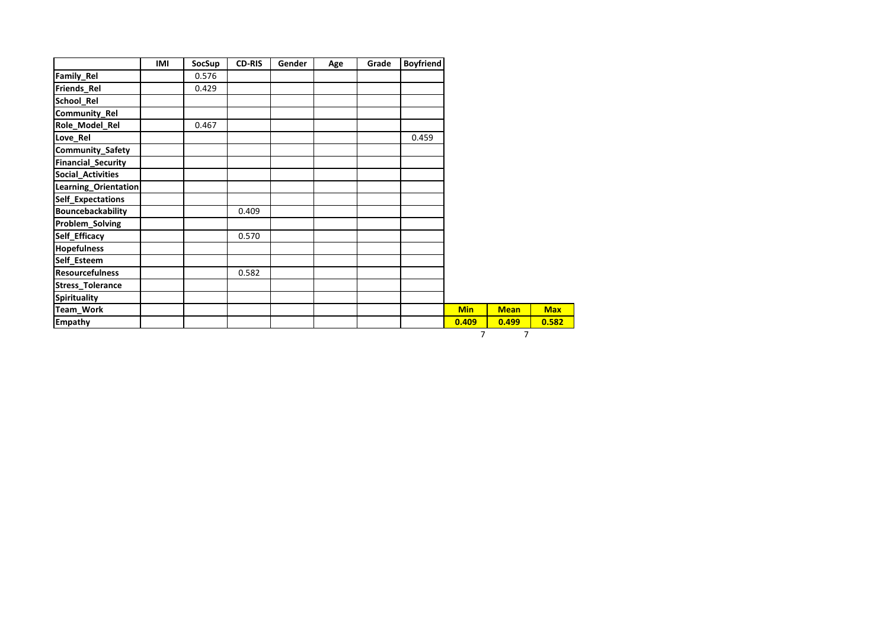| | IMI | SocSup | CD-RIS | Gender | Age | Grade | Boyfriend |
|---|---|---|---|---|---|---|---|
| Family_Rel | | 0.576 | | | | | |
| Friends_Rel | | 0.429 | | | | | |
| School_Rel | | | | | | | |
| Community_Rel | | | | | | | |
| Role_Model_Rel | | 0.467 | | | | | |
| Love_Rel | | | | | | | 0.459 |
| Community_Safety | | | | | | | |
| Financial_Security | | | | | | | |
| Social_Activities | | | | | | | |
| Learning_Orientation | | | | | | | |
| Self_Expectations | | | | | | | |
| Bouncebackability | | | 0.409 | | | | |
| Problem_Solving | | | | | | | |
| Self_Efficacy | | | 0.570 | | | | |
| Hopefulness | | | | | | | |
| Self_Esteem | | | | | | | |
| Resourcefulness | | | 0.582 | | | | |
| Stress_Tolerance | | | | | | | |
| Spirituality | | | | | | | |
| Team_Work | | | | | | | |
| Empathy | | | | | | | |

| Min | Mean | Max |
|---|---|---|
| 0.409 | 0.499 | 0.582 |

7 7